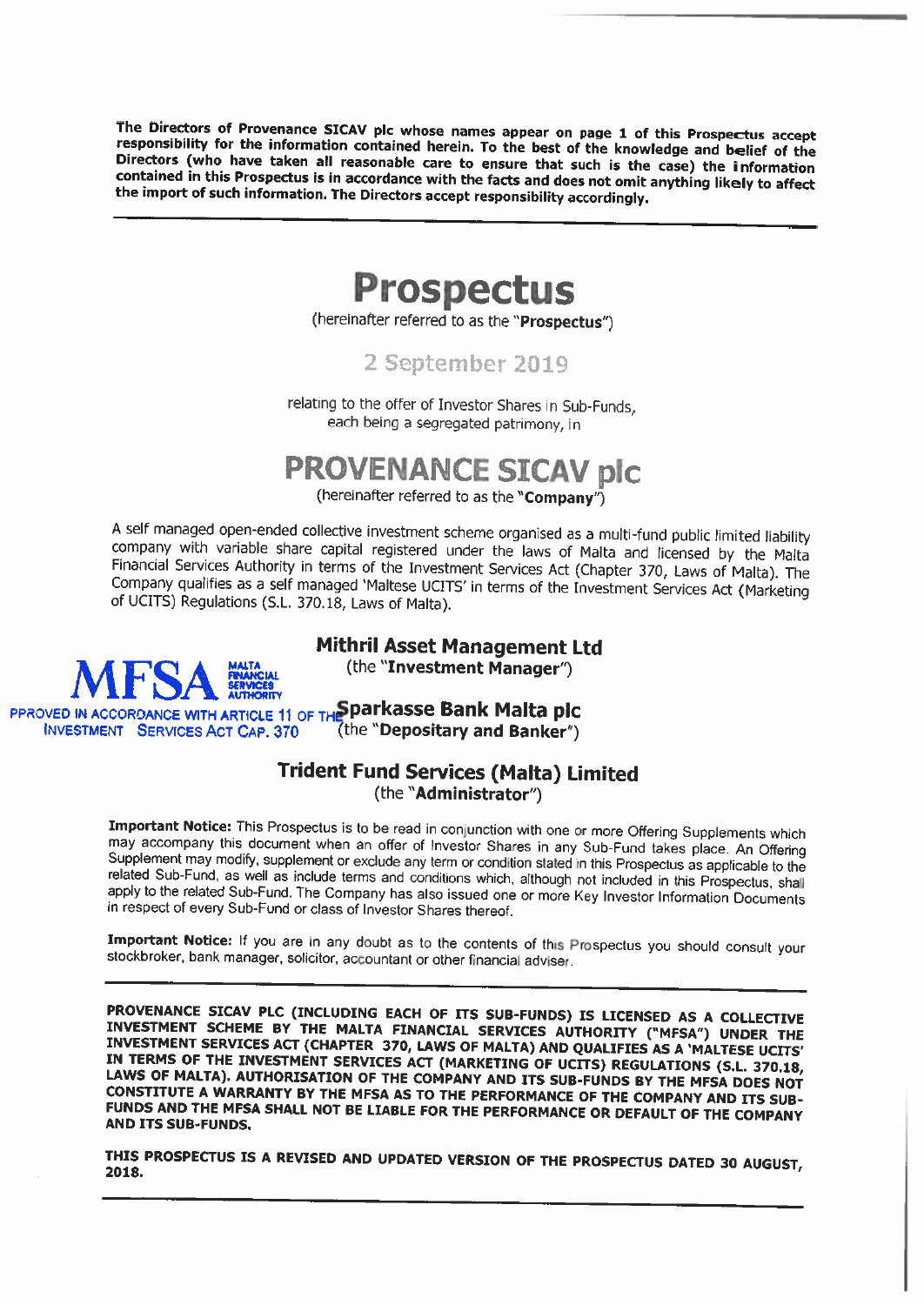**The Directors of Provenance SICAV plc whose names appear on page 1 of this Prospectus accept responsibility for the information contained herein. To the best of the knowledge and belief of the Directors (who have taken all reasonable care to ensure that such is the case) the information contained in this Prospectus is in accordance with the facts and does not omit anything likely to affect the import of such information. The Directors accept responsibility accordingly.**

---

# Prospectus

(hereinafter referred to as the "**Prospectus**")

## 2 September 2019

relating to the offer of Investor Shares in Sub-Funds, each being a segregated patrimony, in

# PROVENANCE SICAV plc

(hereinafter referred to as the "**Company**")

A self managed open-ended collective investment scheme organised as a multi-fund public limited liability company with variable share capital registered under the laws of Malta and licensed by the Malta Financial Services Authority in terms of the Investment Services Act (Chapter 370, Laws of Malta). The Company qualifies as a self managed 'Maltese UCITS' in terms of the Investment Services Act (Marketing of UCITS) Regulations (S.L. 370.18, Laws of Malta).

MFSA MALTA FINANCIAL SERVICES AUTHORITY

APPROVED IN ACCORDANCE WITH ARTICLE 11 OF THE INVESTMENT SERVICES ACT CAP. 370

**Mithril Asset Management Ltd**
(the "**Investment Manager**")

**Sparkasse Bank Malta plc**
(the "**Depositary and Banker**")

**Trident Fund Services (Malta) Limited**
(the "**Administrator**")

**Important Notice:** This Prospectus is to be read in conjunction with one or more Offering Supplements which may accompany this document when an offer of Investor Shares in any Sub-Fund takes place. An Offering Supplement may modify, supplement or exclude any term or condition stated in this Prospectus as applicable to the related Sub-Fund, as well as include terms and conditions which, although not included in this Prospectus, shall apply to the related Sub-Fund. The Company has also issued one or more Key Investor Information Documents in respect of every Sub-Fund or class of Investor Shares thereof.

**Important Notice:** If you are in any doubt as to the contents of this Prospectus you should consult your stockbroker, bank manager, solicitor, accountant or other financial adviser.

---

**PROVENANCE SICAV PLC (INCLUDING EACH OF ITS SUB-FUNDS) IS LICENSED AS A COLLECTIVE INVESTMENT SCHEME BY THE MALTA FINANCIAL SERVICES AUTHORITY ("MFSA") UNDER THE INVESTMENT SERVICES ACT (CHAPTER 370, LAWS OF MALTA) AND QUALIFIES AS A 'MALTESE UCITS' IN TERMS OF THE INVESTMENT SERVICES ACT (MARKETING OF UCITS) REGULATIONS (S.L. 370.18, LAWS OF MALTA). AUTHORISATION OF THE COMPANY AND ITS SUB-FUNDS BY THE MFSA DOES NOT CONSTITUTE A WARRANTY BY THE MFSA AS TO THE PERFORMANCE OF THE COMPANY AND ITS SUB-FUNDS AND THE MFSA SHALL NOT BE LIABLE FOR THE PERFORMANCE OR DEFAULT OF THE COMPANY AND ITS SUB-FUNDS.**

**THIS PROSPECTUS IS A REVISED AND UPDATED VERSION OF THE PROSPECTUS DATED 30 AUGUST, 2018.**

---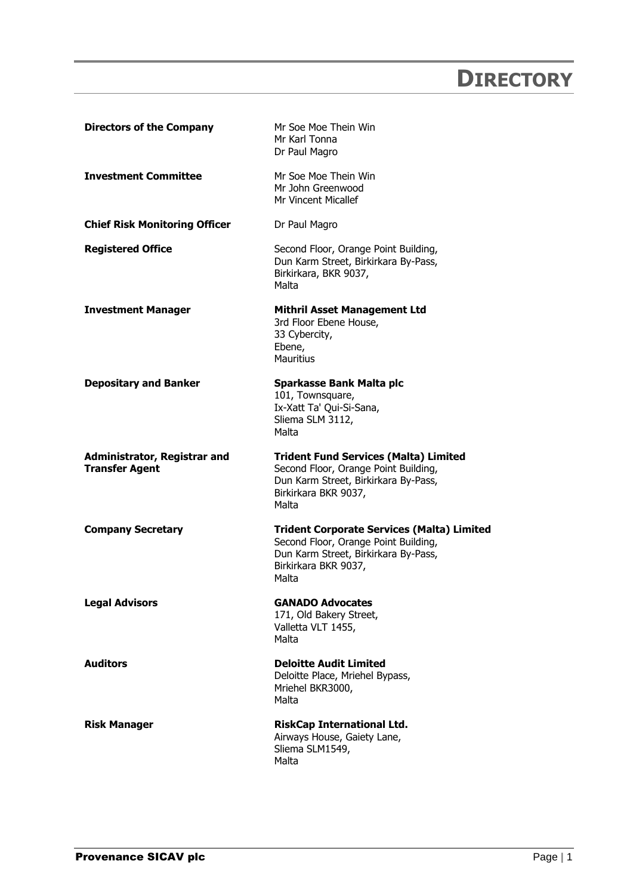# DIRECTORY

| | |
|---|---|
| **Directors of the Company** | Mr Soe Moe Thein Win<br>Mr Karl Tonna<br>Dr Paul Magro |
| **Investment Committee** | Mr Soe Moe Thein Win<br>Mr John Greenwood<br>Mr Vincent Micallef |
| **Chief Risk Monitoring Officer** | Dr Paul Magro |
| **Registered Office** | Second Floor, Orange Point Building,<br>Dun Karm Street, Birkirkara By-Pass,<br>Birkirkara, BKR 9037,<br>Malta |
| **Investment Manager** | **Mithril Asset Management Ltd**<br>3rd Floor Ebene House,<br>33 Cybercity,<br>Ebene,<br>Mauritius |
| **Depositary and Banker** | **Sparkasse Bank Malta plc**<br>101, Townsquare,<br>Ix-Xatt Ta' Qui-Si-Sana,<br>Sliema SLM 3112,<br>Malta |
| **Administrator, Registrar and Transfer Agent** | **Trident Fund Services (Malta) Limited**<br>Second Floor, Orange Point Building,<br>Dun Karm Street, Birkirkara By-Pass,<br>Birkirkara BKR 9037,<br>Malta |
| **Company Secretary** | **Trident Corporate Services (Malta) Limited**<br>Second Floor, Orange Point Building,<br>Dun Karm Street, Birkirkara By-Pass,<br>Birkirkara BKR 9037,<br>Malta |
| **Legal Advisors** | **GANADO Advocates**<br>171, Old Bakery Street,<br>Valletta VLT 1455,<br>Malta |
| **Auditors** | **Deloitte Audit Limited**<br>Deloitte Place, Mriehel Bypass,<br>Mriehel BKR3000,<br>Malta |
| **Risk Manager** | **RiskCap International Ltd.**<br>Airways House, Gaiety Lane,<br>Sliema SLM1549,<br>Malta |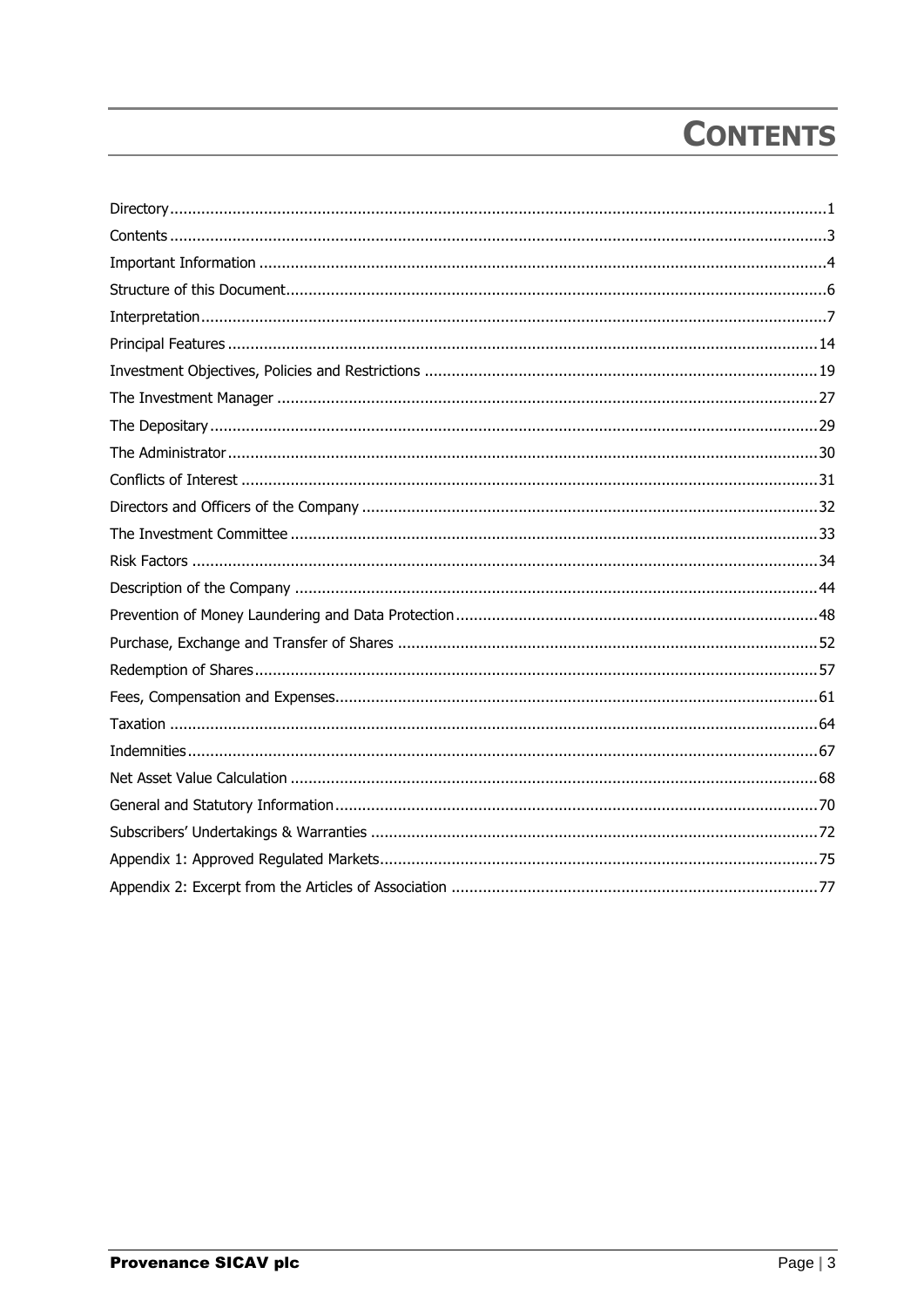# CONTENTS

| | |
|---|---|
| Directory | 1 |
| Contents | 3 |
| Important Information | 4 |
| Structure of this Document | 6 |
| Interpretation | 7 |
| Principal Features | 14 |
| Investment Objectives, Policies and Restrictions | 19 |
| The Investment Manager | 27 |
| The Depositary | 29 |
| The Administrator | 30 |
| Conflicts of Interest | 31 |
| Directors and Officers of the Company | 32 |
| The Investment Committee | 33 |
| Risk Factors | 34 |
| Description of the Company | 44 |
| Prevention of Money Laundering and Data Protection | 48 |
| Purchase, Exchange and Transfer of Shares | 52 |
| Redemption of Shares | 57 |
| Fees, Compensation and Expenses | 61 |
| Taxation | 64 |
| Indemnities | 67 |
| Net Asset Value Calculation | 68 |
| General and Statutory Information | 70 |
| Subscribers' Undertakings & Warranties | 72 |
| Appendix 1: Approved Regulated Markets | 75 |
| Appendix 2: Excerpt from the Articles of Association | 77 |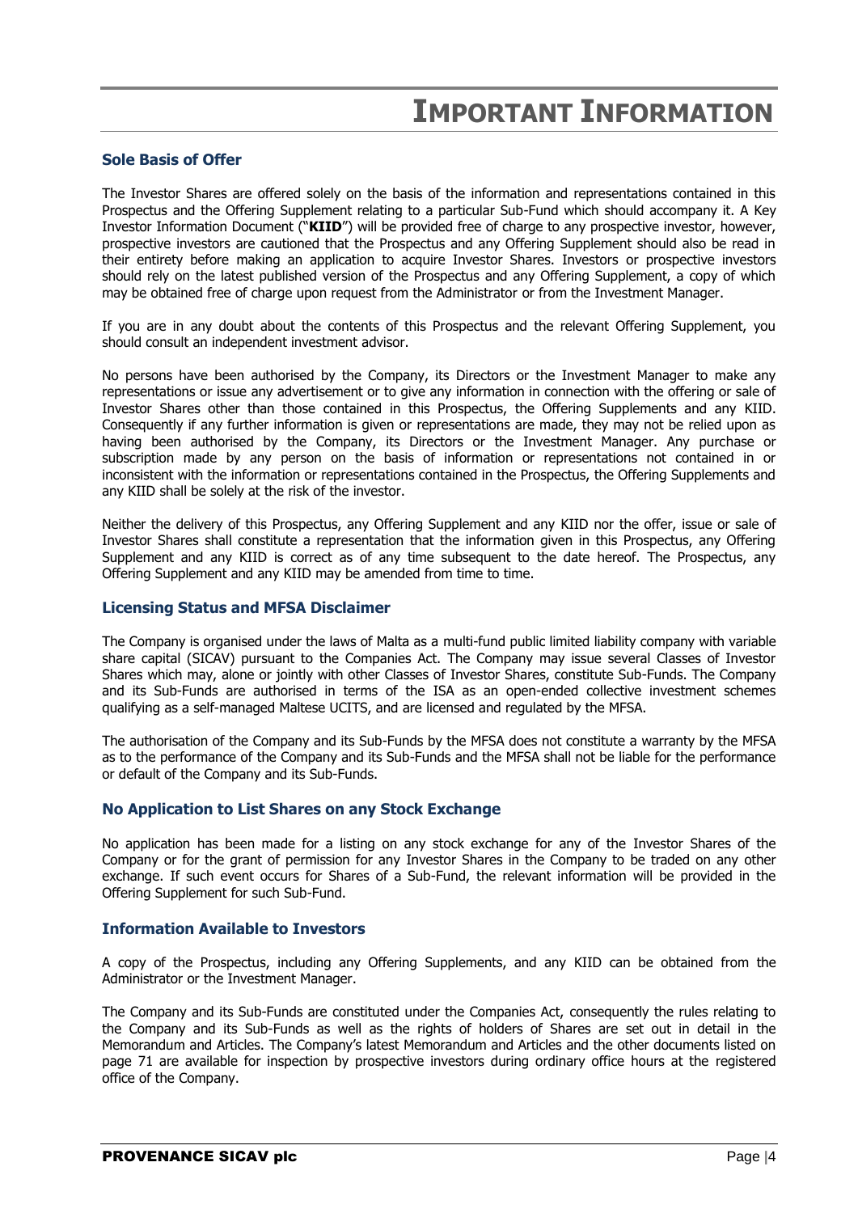# IMPORTANT INFORMATION

## Sole Basis of Offer

The Investor Shares are offered solely on the basis of the information and representations contained in this Prospectus and the Offering Supplement relating to a particular Sub-Fund which should accompany it. A Key Investor Information Document ("**KIID**") will be provided free of charge to any prospective investor, however, prospective investors are cautioned that the Prospectus and any Offering Supplement should also be read in their entirety before making an application to acquire Investor Shares. Investors or prospective investors should rely on the latest published version of the Prospectus and any Offering Supplement, a copy of which may be obtained free of charge upon request from the Administrator or from the Investment Manager.

If you are in any doubt about the contents of this Prospectus and the relevant Offering Supplement, you should consult an independent investment advisor.

No persons have been authorised by the Company, its Directors or the Investment Manager to make any representations or issue any advertisement or to give any information in connection with the offering or sale of Investor Shares other than those contained in this Prospectus, the Offering Supplements and any KIID. Consequently if any further information is given or representations are made, they may not be relied upon as having been authorised by the Company, its Directors or the Investment Manager. Any purchase or subscription made by any person on the basis of information or representations not contained in or inconsistent with the information or representations contained in the Prospectus, the Offering Supplements and any KIID shall be solely at the risk of the investor.

Neither the delivery of this Prospectus, any Offering Supplement and any KIID nor the offer, issue or sale of Investor Shares shall constitute a representation that the information given in this Prospectus, any Offering Supplement and any KIID is correct as of any time subsequent to the date hereof. The Prospectus, any Offering Supplement and any KIID may be amended from time to time.

## Licensing Status and MFSA Disclaimer

The Company is organised under the laws of Malta as a multi-fund public limited liability company with variable share capital (SICAV) pursuant to the Companies Act. The Company may issue several Classes of Investor Shares which may, alone or jointly with other Classes of Investor Shares, constitute Sub-Funds. The Company and its Sub-Funds are authorised in terms of the ISA as an open-ended collective investment schemes qualifying as a self-managed Maltese UCITS, and are licensed and regulated by the MFSA.

The authorisation of the Company and its Sub-Funds by the MFSA does not constitute a warranty by the MFSA as to the performance of the Company and its Sub-Funds and the MFSA shall not be liable for the performance or default of the Company and its Sub-Funds.

## No Application to List Shares on any Stock Exchange

No application has been made for a listing on any stock exchange for any of the Investor Shares of the Company or for the grant of permission for any Investor Shares in the Company to be traded on any other exchange. If such event occurs for Shares of a Sub-Fund, the relevant information will be provided in the Offering Supplement for such Sub-Fund.

## Information Available to Investors

A copy of the Prospectus, including any Offering Supplements, and any KIID can be obtained from the Administrator or the Investment Manager.

The Company and its Sub-Funds are constituted under the Companies Act, consequently the rules relating to the Company and its Sub-Funds as well as the rights of holders of Shares are set out in detail in the Memorandum and Articles. The Company's latest Memorandum and Articles and the other documents listed on page 71 are available for inspection by prospective investors during ordinary office hours at the registered office of the Company.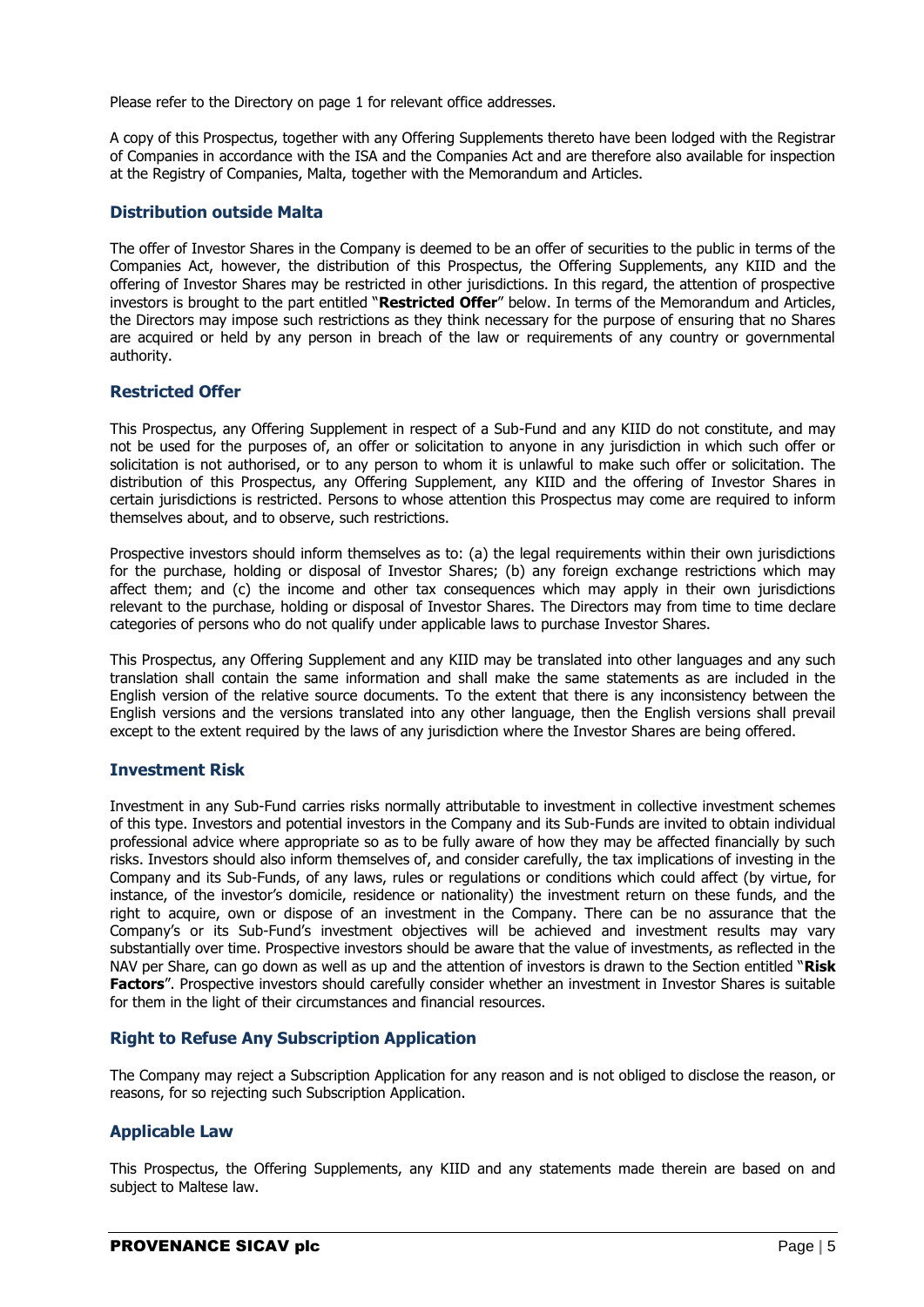Please refer to the Directory on page 1 for relevant office addresses.

A copy of this Prospectus, together with any Offering Supplements thereto have been lodged with the Registrar of Companies in accordance with the ISA and the Companies Act and are therefore also available for inspection at the Registry of Companies, Malta, together with the Memorandum and Articles.

## Distribution outside Malta

The offer of Investor Shares in the Company is deemed to be an offer of securities to the public in terms of the Companies Act, however, the distribution of this Prospectus, the Offering Supplements, any KIID and the offering of Investor Shares may be restricted in other jurisdictions. In this regard, the attention of prospective investors is brought to the part entitled "**Restricted Offer**" below. In terms of the Memorandum and Articles, the Directors may impose such restrictions as they think necessary for the purpose of ensuring that no Shares are acquired or held by any person in breach of the law or requirements of any country or governmental authority.

## Restricted Offer

This Prospectus, any Offering Supplement in respect of a Sub-Fund and any KIID do not constitute, and may not be used for the purposes of, an offer or solicitation to anyone in any jurisdiction in which such offer or solicitation is not authorised, or to any person to whom it is unlawful to make such offer or solicitation. The distribution of this Prospectus, any Offering Supplement, any KIID and the offering of Investor Shares in certain jurisdictions is restricted. Persons to whose attention this Prospectus may come are required to inform themselves about, and to observe, such restrictions.

Prospective investors should inform themselves as to: (a) the legal requirements within their own jurisdictions for the purchase, holding or disposal of Investor Shares; (b) any foreign exchange restrictions which may affect them; and (c) the income and other tax consequences which may apply in their own jurisdictions relevant to the purchase, holding or disposal of Investor Shares. The Directors may from time to time declare categories of persons who do not qualify under applicable laws to purchase Investor Shares.

This Prospectus, any Offering Supplement and any KIID may be translated into other languages and any such translation shall contain the same information and shall make the same statements as are included in the English version of the relative source documents. To the extent that there is any inconsistency between the English versions and the versions translated into any other language, then the English versions shall prevail except to the extent required by the laws of any jurisdiction where the Investor Shares are being offered.

## Investment Risk

Investment in any Sub-Fund carries risks normally attributable to investment in collective investment schemes of this type. Investors and potential investors in the Company and its Sub-Funds are invited to obtain individual professional advice where appropriate so as to be fully aware of how they may be affected financially by such risks. Investors should also inform themselves of, and consider carefully, the tax implications of investing in the Company and its Sub-Funds, of any laws, rules or regulations or conditions which could affect (by virtue, for instance, of the investor's domicile, residence or nationality) the investment return on these funds, and the right to acquire, own or dispose of an investment in the Company. There can be no assurance that the Company's or its Sub-Fund's investment objectives will be achieved and investment results may vary substantially over time. Prospective investors should be aware that the value of investments, as reflected in the NAV per Share, can go down as well as up and the attention of investors is drawn to the Section entitled "**Risk Factors**". Prospective investors should carefully consider whether an investment in Investor Shares is suitable for them in the light of their circumstances and financial resources.

## Right to Refuse Any Subscription Application

The Company may reject a Subscription Application for any reason and is not obliged to disclose the reason, or reasons, for so rejecting such Subscription Application.

## Applicable Law

This Prospectus, the Offering Supplements, any KIID and any statements made therein are based on and subject to Maltese law.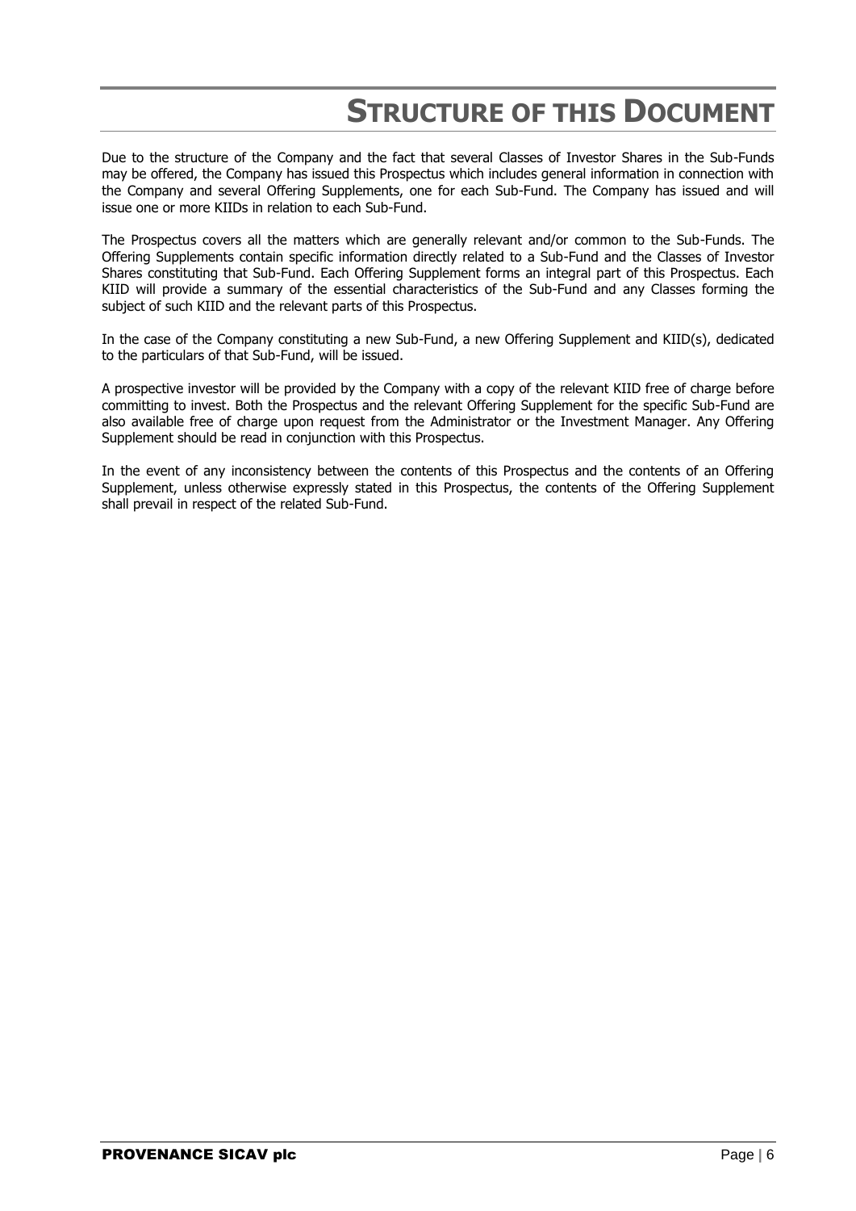# STRUCTURE OF THIS DOCUMENT

Due to the structure of the Company and the fact that several Classes of Investor Shares in the Sub-Funds may be offered, the Company has issued this Prospectus which includes general information in connection with the Company and several Offering Supplements, one for each Sub-Fund. The Company has issued and will issue one or more KIIDs in relation to each Sub-Fund.

The Prospectus covers all the matters which are generally relevant and/or common to the Sub-Funds. The Offering Supplements contain specific information directly related to a Sub-Fund and the Classes of Investor Shares constituting that Sub-Fund. Each Offering Supplement forms an integral part of this Prospectus. Each KIID will provide a summary of the essential characteristics of the Sub-Fund and any Classes forming the subject of such KIID and the relevant parts of this Prospectus.

In the case of the Company constituting a new Sub-Fund, a new Offering Supplement and KIID(s), dedicated to the particulars of that Sub-Fund, will be issued.

A prospective investor will be provided by the Company with a copy of the relevant KIID free of charge before committing to invest. Both the Prospectus and the relevant Offering Supplement for the specific Sub-Fund are also available free of charge upon request from the Administrator or the Investment Manager. Any Offering Supplement should be read in conjunction with this Prospectus.

In the event of any inconsistency between the contents of this Prospectus and the contents of an Offering Supplement, unless otherwise expressly stated in this Prospectus, the contents of the Offering Supplement shall prevail in respect of the related Sub-Fund.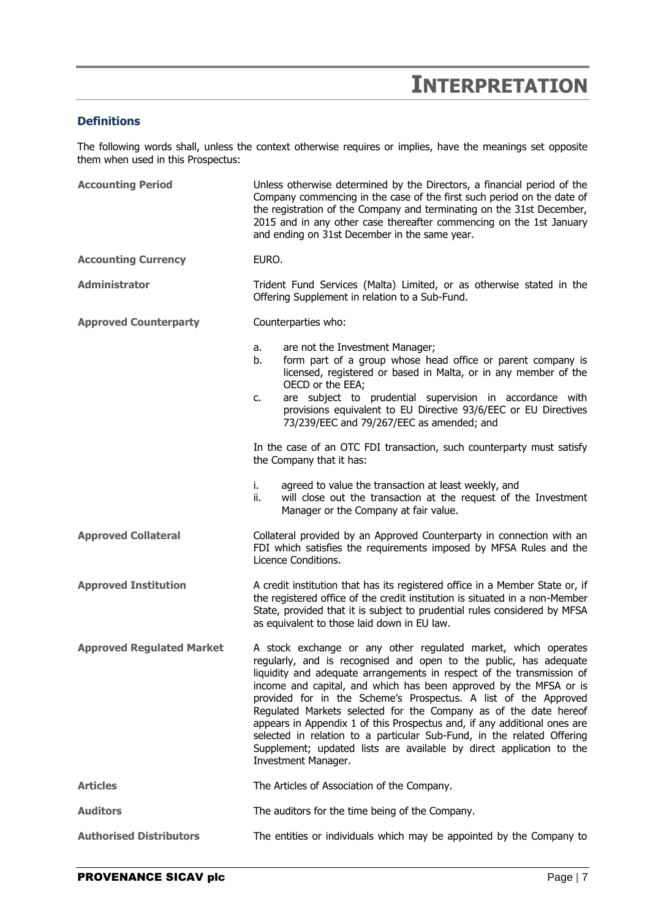# INTERPRETATION

## Definitions

The following words shall, unless the context otherwise requires or implies, have the meanings set opposite them when used in this Prospectus:

**Accounting Period**

Unless otherwise determined by the Directors, a financial period of the Company commencing in the case of the first such period on the date of the registration of the Company and terminating on the 31st December, 2015 and in any other case thereafter commencing on the 1st January and ending on 31st December in the same year.

**Accounting Currency**

EURO.

**Administrator**

Trident Fund Services (Malta) Limited, or as otherwise stated in the Offering Supplement in relation to a Sub-Fund.

**Approved Counterparty**

Counterparties who:

a. are not the Investment Manager;
b. form part of a group whose head office or parent company is licensed, registered or based in Malta, or in any member of the OECD or the EEA;
c. are subject to prudential supervision in accordance with provisions equivalent to EU Directive 93/6/EEC or EU Directives 73/239/EEC and 79/267/EEC as amended; and

In the case of an OTC FDI transaction, such counterparty must satisfy the Company that it has:

i. agreed to value the transaction at least weekly, and
ii. will close out the transaction at the request of the Investment Manager or the Company at fair value.

**Approved Collateral**

Collateral provided by an Approved Counterparty in connection with an FDI which satisfies the requirements imposed by MFSA Rules and the Licence Conditions.

**Approved Institution**

A credit institution that has its registered office in a Member State or, if the registered office of the credit institution is situated in a non-Member State, provided that it is subject to prudential rules considered by MFSA as equivalent to those laid down in EU law.

**Approved Regulated Market**

A stock exchange or any other regulated market, which operates regularly, and is recognised and open to the public, has adequate liquidity and adequate arrangements in respect of the transmission of income and capital, and which has been approved by the MFSA or is provided for in the Scheme's Prospectus. A list of the Approved Regulated Markets selected for the Company as of the date hereof appears in Appendix 1 of this Prospectus and, if any additional ones are selected in relation to a particular Sub-Fund, in the related Offering Supplement; updated lists are available by direct application to the Investment Manager.

**Articles**

The Articles of Association of the Company.

**Auditors**

The auditors for the time being of the Company.

**Authorised Distributors**

The entities or individuals which may be appointed by the Company to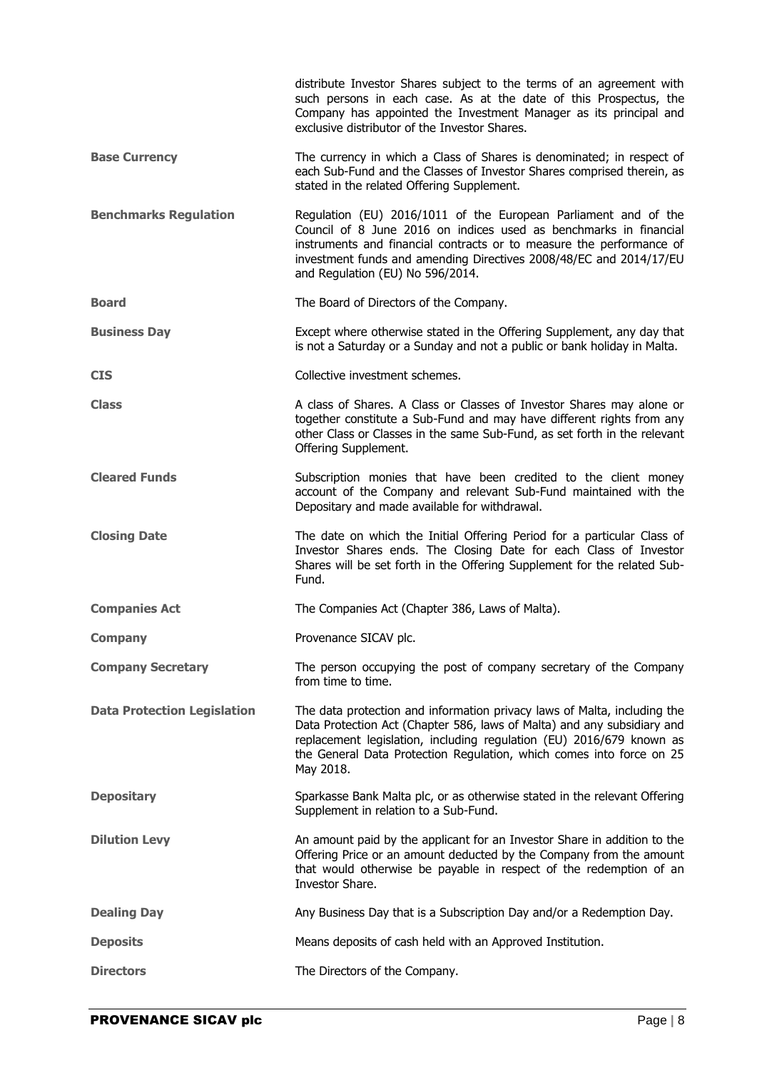distribute Investor Shares subject to the terms of an agreement with such persons in each case. As at the date of this Prospectus, the Company has appointed the Investment Manager as its principal and exclusive distributor of the Investor Shares.

**Base Currency** The currency in which a Class of Shares is denominated; in respect of each Sub-Fund and the Classes of Investor Shares comprised therein, as stated in the related Offering Supplement.

**Benchmarks Regulation** Regulation (EU) 2016/1011 of the European Parliament and of the Council of 8 June 2016 on indices used as benchmarks in financial instruments and financial contracts or to measure the performance of investment funds and amending Directives 2008/48/EC and 2014/17/EU and Regulation (EU) No 596/2014.

**Board** The Board of Directors of the Company.

**Business Day** Except where otherwise stated in the Offering Supplement, any day that is not a Saturday or a Sunday and not a public or bank holiday in Malta.

**CIS** Collective investment schemes.

**Class** A class of Shares. A Class or Classes of Investor Shares may alone or together constitute a Sub-Fund and may have different rights from any other Class or Classes in the same Sub-Fund, as set forth in the relevant Offering Supplement.

**Cleared Funds** Subscription monies that have been credited to the client money account of the Company and relevant Sub-Fund maintained with the Depositary and made available for withdrawal.

**Closing Date** The date on which the Initial Offering Period for a particular Class of Investor Shares ends. The Closing Date for each Class of Investor Shares will be set forth in the Offering Supplement for the related Sub-Fund.

**Companies Act** The Companies Act (Chapter 386, Laws of Malta).

**Company** Provenance SICAV plc.

**Company Secretary** The person occupying the post of company secretary of the Company from time to time.

**Data Protection Legislation** The data protection and information privacy laws of Malta, including the Data Protection Act (Chapter 586, laws of Malta) and any subsidiary and replacement legislation, including regulation (EU) 2016/679 known as the General Data Protection Regulation, which comes into force on 25 May 2018.

**Depositary** Sparkasse Bank Malta plc, or as otherwise stated in the relevant Offering Supplement in relation to a Sub-Fund.

**Dilution Levy** An amount paid by the applicant for an Investor Share in addition to the Offering Price or an amount deducted by the Company from the amount that would otherwise be payable in respect of the redemption of an Investor Share.

**Dealing Day** Any Business Day that is a Subscription Day and/or a Redemption Day.

**Deposits** Means deposits of cash held with an Approved Institution.

**Directors** The Directors of the Company.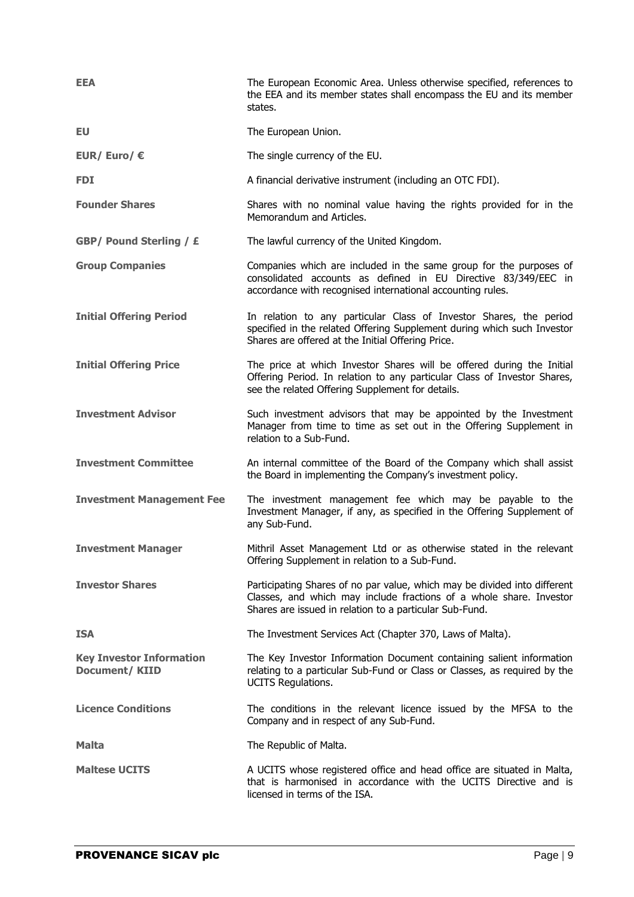| | |
|---|---|
| **EEA** | The European Economic Area. Unless otherwise specified, references to the EEA and its member states shall encompass the EU and its member states. |
| **EU** | The European Union. |
| **EUR/ Euro/ €** | The single currency of the EU. |
| **FDI** | A financial derivative instrument (including an OTC FDI). |
| **Founder Shares** | Shares with no nominal value having the rights provided for in the Memorandum and Articles. |
| **GBP/ Pound Sterling / £** | The lawful currency of the United Kingdom. |
| **Group Companies** | Companies which are included in the same group for the purposes of consolidated accounts as defined in EU Directive 83/349/EEC in accordance with recognised international accounting rules. |
| **Initial Offering Period** | In relation to any particular Class of Investor Shares, the period specified in the related Offering Supplement during which such Investor Shares are offered at the Initial Offering Price. |
| **Initial Offering Price** | The price at which Investor Shares will be offered during the Initial Offering Period. In relation to any particular Class of Investor Shares, see the related Offering Supplement for details. |
| **Investment Advisor** | Such investment advisors that may be appointed by the Investment Manager from time to time as set out in the Offering Supplement in relation to a Sub-Fund. |
| **Investment Committee** | An internal committee of the Board of the Company which shall assist the Board in implementing the Company's investment policy. |
| **Investment Management Fee** | The investment management fee which may be payable to the Investment Manager, if any, as specified in the Offering Supplement of any Sub-Fund. |
| **Investment Manager** | Mithril Asset Management Ltd or as otherwise stated in the relevant Offering Supplement in relation to a Sub-Fund. |
| **Investor Shares** | Participating Shares of no par value, which may be divided into different Classes, and which may include fractions of a whole share. Investor Shares are issued in relation to a particular Sub-Fund. |
| **ISA** | The Investment Services Act (Chapter 370, Laws of Malta). |
| **Key Investor Information Document/ KIID** | The Key Investor Information Document containing salient information relating to a particular Sub-Fund or Class or Classes, as required by the UCITS Regulations. |
| **Licence Conditions** | The conditions in the relevant licence issued by the MFSA to the Company and in respect of any Sub-Fund. |
| **Malta** | The Republic of Malta. |
| **Maltese UCITS** | A UCITS whose registered office and head office are situated in Malta, that is harmonised in accordance with the UCITS Directive and is licensed in terms of the ISA. |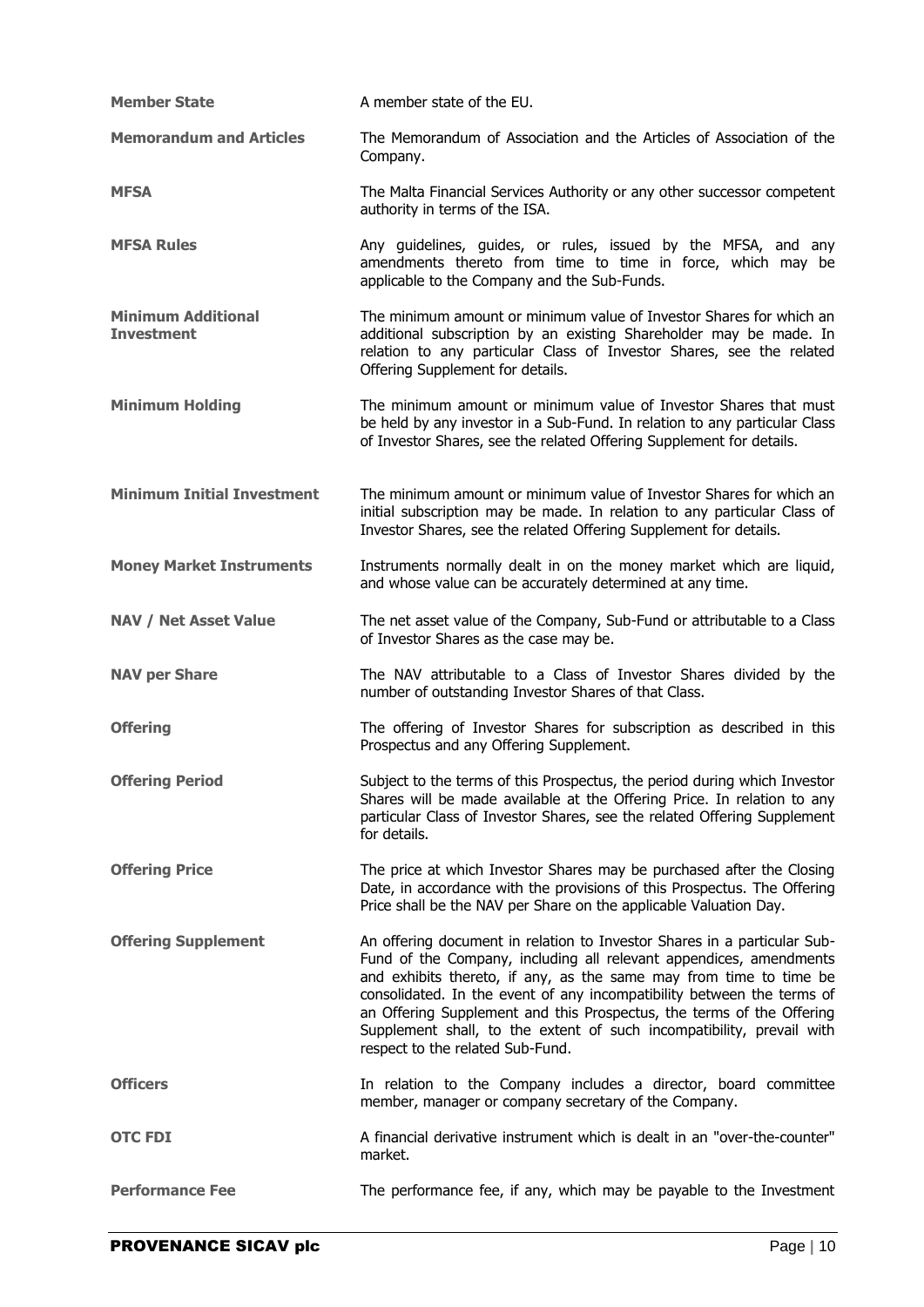**Member State** A member state of the EU.

**Memorandum and Articles** The Memorandum of Association and the Articles of Association of the Company.

**MFSA** The Malta Financial Services Authority or any other successor competent authority in terms of the ISA.

**MFSA Rules** Any guidelines, guides, or rules, issued by the MFSA, and any amendments thereto from time to time in force, which may be applicable to the Company and the Sub-Funds.

**Minimum Additional Investment** The minimum amount or minimum value of Investor Shares for which an additional subscription by an existing Shareholder may be made. In relation to any particular Class of Investor Shares, see the related Offering Supplement for details.

**Minimum Holding** The minimum amount or minimum value of Investor Shares that must be held by any investor in a Sub-Fund. In relation to any particular Class of Investor Shares, see the related Offering Supplement for details.

**Minimum Initial Investment** The minimum amount or minimum value of Investor Shares for which an initial subscription may be made. In relation to any particular Class of Investor Shares, see the related Offering Supplement for details.

**Money Market Instruments** Instruments normally dealt in on the money market which are liquid, and whose value can be accurately determined at any time.

**NAV / Net Asset Value** The net asset value of the Company, Sub-Fund or attributable to a Class of Investor Shares as the case may be.

**NAV per Share** The NAV attributable to a Class of Investor Shares divided by the number of outstanding Investor Shares of that Class.

**Offering** The offering of Investor Shares for subscription as described in this Prospectus and any Offering Supplement.

**Offering Period** Subject to the terms of this Prospectus, the period during which Investor Shares will be made available at the Offering Price. In relation to any particular Class of Investor Shares, see the related Offering Supplement for details.

**Offering Price** The price at which Investor Shares may be purchased after the Closing Date, in accordance with the provisions of this Prospectus. The Offering Price shall be the NAV per Share on the applicable Valuation Day.

**Offering Supplement** An offering document in relation to Investor Shares in a particular Sub-Fund of the Company, including all relevant appendices, amendments and exhibits thereto, if any, as the same may from time to time be consolidated. In the event of any incompatibility between the terms of an Offering Supplement and this Prospectus, the terms of the Offering Supplement shall, to the extent of such incompatibility, prevail with respect to the related Sub-Fund.

**Officers** In relation to the Company includes a director, board committee member, manager or company secretary of the Company.

**OTC FDI** A financial derivative instrument which is dealt in an "over-the-counter" market.

**Performance Fee** The performance fee, if any, which may be payable to the Investment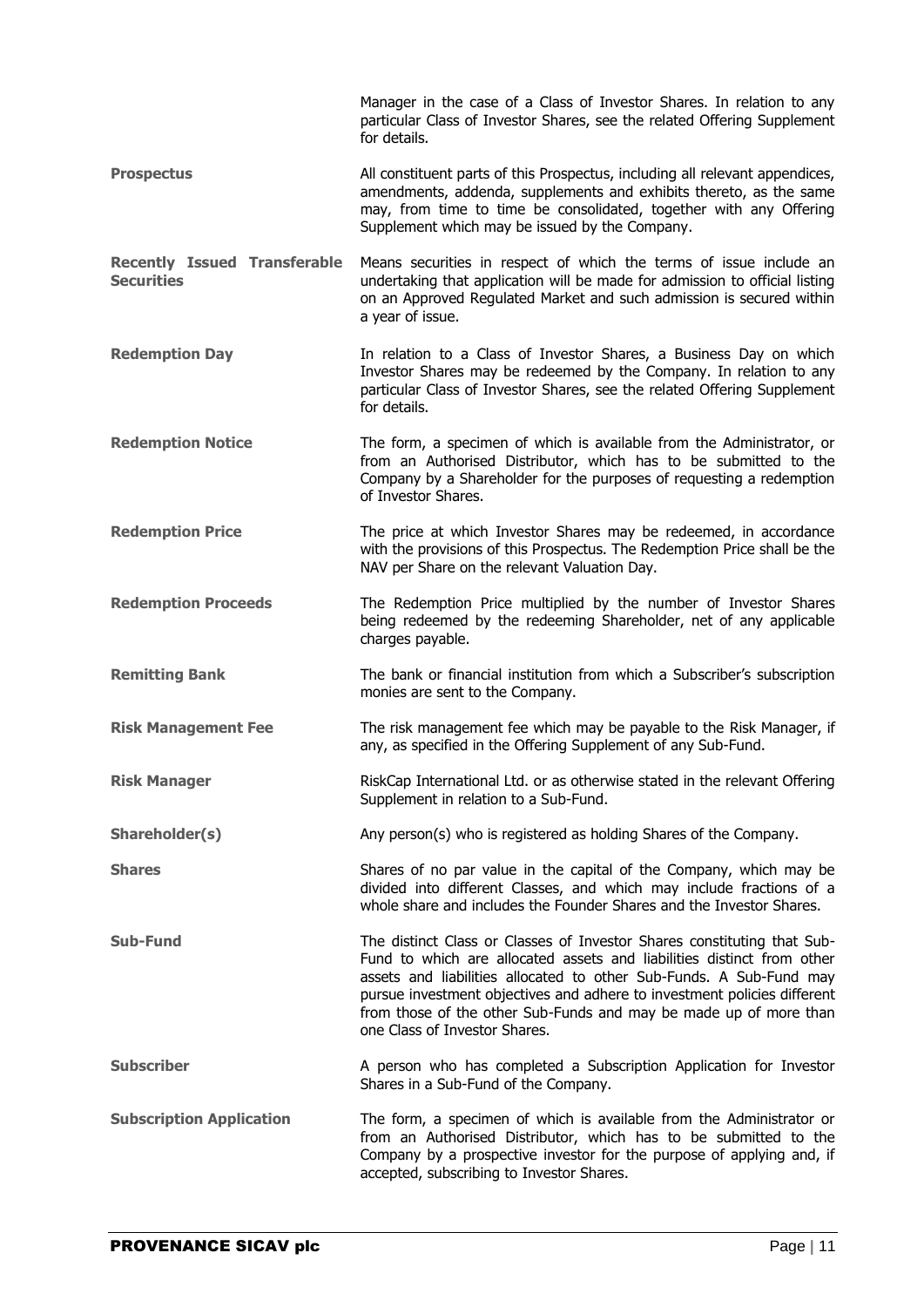Manager in the case of a Class of Investor Shares. In relation to any particular Class of Investor Shares, see the related Offering Supplement for details.

**Prospectus** All constituent parts of this Prospectus, including all relevant appendices, amendments, addenda, supplements and exhibits thereto, as the same may, from time to time be consolidated, together with any Offering Supplement which may be issued by the Company.

**Recently Issued Transferable Securities** Means securities in respect of which the terms of issue include an undertaking that application will be made for admission to official listing on an Approved Regulated Market and such admission is secured within a year of issue.

**Redemption Day** In relation to a Class of Investor Shares, a Business Day on which Investor Shares may be redeemed by the Company. In relation to any particular Class of Investor Shares, see the related Offering Supplement for details.

**Redemption Notice** The form, a specimen of which is available from the Administrator, or from an Authorised Distributor, which has to be submitted to the Company by a Shareholder for the purposes of requesting a redemption of Investor Shares.

**Redemption Price** The price at which Investor Shares may be redeemed, in accordance with the provisions of this Prospectus. The Redemption Price shall be the NAV per Share on the relevant Valuation Day.

**Redemption Proceeds** The Redemption Price multiplied by the number of Investor Shares being redeemed by the redeeming Shareholder, net of any applicable charges payable.

**Remitting Bank** The bank or financial institution from which a Subscriber's subscription monies are sent to the Company.

**Risk Management Fee** The risk management fee which may be payable to the Risk Manager, if any, as specified in the Offering Supplement of any Sub-Fund.

**Risk Manager** RiskCap International Ltd. or as otherwise stated in the relevant Offering Supplement in relation to a Sub-Fund.

**Shareholder(s)** Any person(s) who is registered as holding Shares of the Company.

**Shares** Shares of no par value in the capital of the Company, which may be divided into different Classes, and which may include fractions of a whole share and includes the Founder Shares and the Investor Shares.

**Sub-Fund** The distinct Class or Classes of Investor Shares constituting that Sub-Fund to which are allocated assets and liabilities distinct from other assets and liabilities allocated to other Sub-Funds. A Sub-Fund may pursue investment objectives and adhere to investment policies different from those of the other Sub-Funds and may be made up of more than one Class of Investor Shares.

**Subscriber** A person who has completed a Subscription Application for Investor Shares in a Sub-Fund of the Company.

**Subscription Application** The form, a specimen of which is available from the Administrator or from an Authorised Distributor, which has to be submitted to the Company by a prospective investor for the purpose of applying and, if accepted, subscribing to Investor Shares.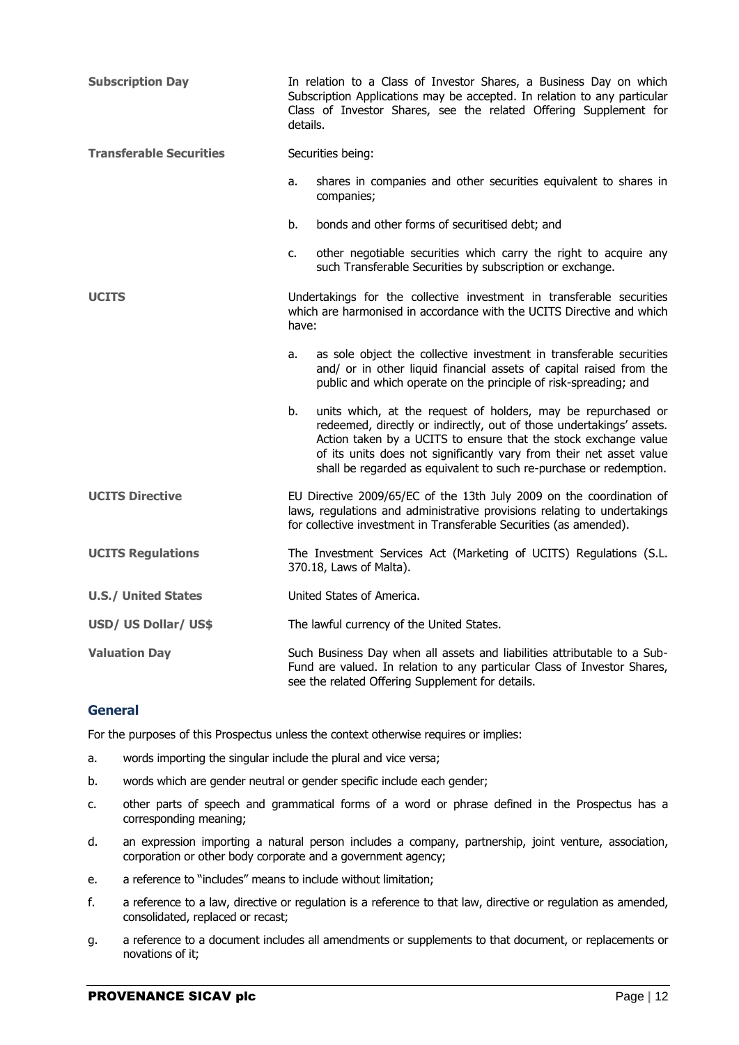**Subscription Day**

In relation to a Class of Investor Shares, a Business Day on which Subscription Applications may be accepted. In relation to any particular Class of Investor Shares, see the related Offering Supplement for details.

**Transferable Securities**

Securities being:

a. shares in companies and other securities equivalent to shares in companies;

b. bonds and other forms of securitised debt; and

c. other negotiable securities which carry the right to acquire any such Transferable Securities by subscription or exchange.

**UCITS**

Undertakings for the collective investment in transferable securities which are harmonised in accordance with the UCITS Directive and which have:

a. as sole object the collective investment in transferable securities and/ or in other liquid financial assets of capital raised from the public and which operate on the principle of risk-spreading; and

b. units which, at the request of holders, may be repurchased or redeemed, directly or indirectly, out of those undertakings' assets. Action taken by a UCITS to ensure that the stock exchange value of its units does not significantly vary from their net asset value shall be regarded as equivalent to such re-purchase or redemption.

**UCITS Directive**

EU Directive 2009/65/EC of the 13th July 2009 on the coordination of laws, regulations and administrative provisions relating to undertakings for collective investment in Transferable Securities (as amended).

**UCITS Regulations**

The Investment Services Act (Marketing of UCITS) Regulations (S.L. 370.18, Laws of Malta).

**U.S./ United States**

United States of America.

**USD/ US Dollar/ US$**

The lawful currency of the United States.

**Valuation Day**

Such Business Day when all assets and liabilities attributable to a Sub-Fund are valued. In relation to any particular Class of Investor Shares, see the related Offering Supplement for details.

## General

For the purposes of this Prospectus unless the context otherwise requires or implies:

a. words importing the singular include the plural and vice versa;

b. words which are gender neutral or gender specific include each gender;

c. other parts of speech and grammatical forms of a word or phrase defined in the Prospectus has a corresponding meaning;

d. an expression importing a natural person includes a company, partnership, joint venture, association, corporation or other body corporate and a government agency;

e. a reference to "includes" means to include without limitation;

f. a reference to a law, directive or regulation is a reference to that law, directive or regulation as amended, consolidated, replaced or recast;

g. a reference to a document includes all amendments or supplements to that document, or replacements or novations of it;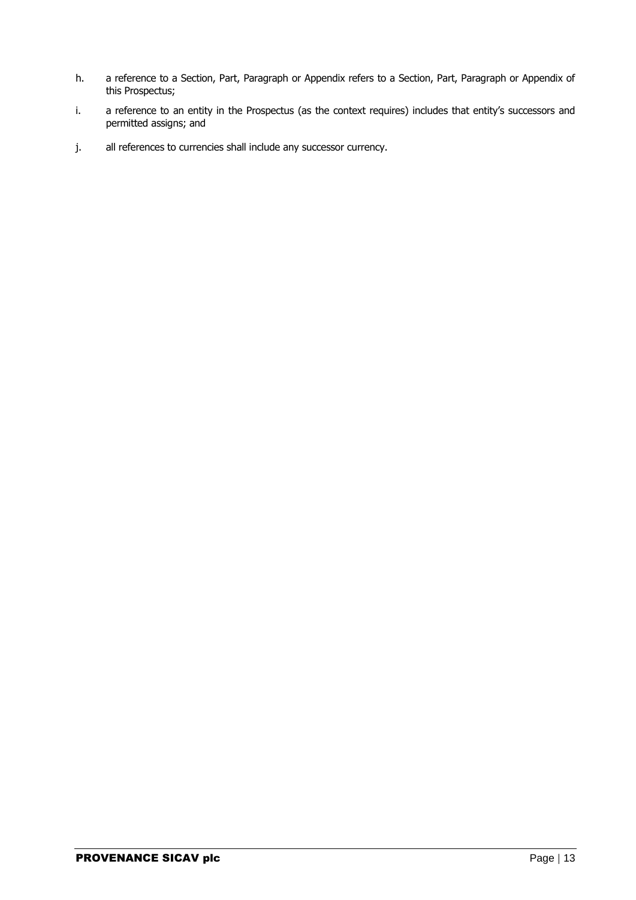h. a reference to a Section, Part, Paragraph or Appendix refers to a Section, Part, Paragraph or Appendix of this Prospectus;

i. a reference to an entity in the Prospectus (as the context requires) includes that entity's successors and permitted assigns; and

j. all references to currencies shall include any successor currency.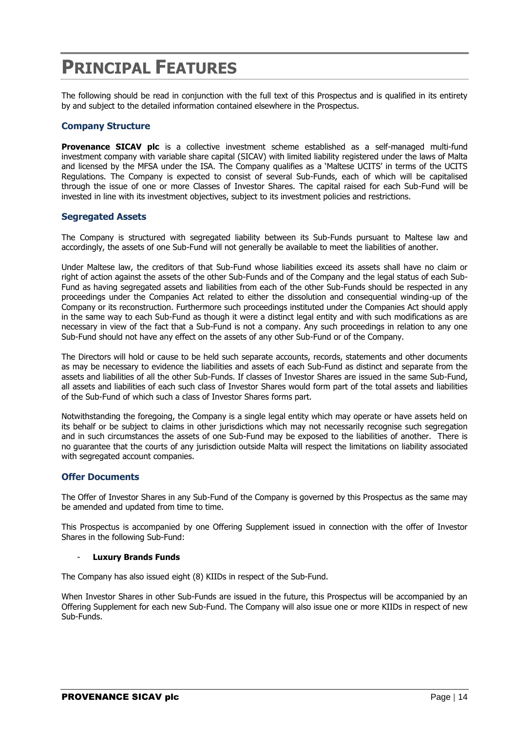# PRINCIPAL FEATURES

The following should be read in conjunction with the full text of this Prospectus and is qualified in its entirety by and subject to the detailed information contained elsewhere in the Prospectus.

### Company Structure

**Provenance SICAV plc** is a collective investment scheme established as a self-managed multi-fund investment company with variable share capital (SICAV) with limited liability registered under the laws of Malta and licensed by the MFSA under the ISA. The Company qualifies as a 'Maltese UCITS' in terms of the UCITS Regulations. The Company is expected to consist of several Sub-Funds, each of which will be capitalised through the issue of one or more Classes of Investor Shares. The capital raised for each Sub-Fund will be invested in line with its investment objectives, subject to its investment policies and restrictions.

### Segregated Assets

The Company is structured with segregated liability between its Sub-Funds pursuant to Maltese law and accordingly, the assets of one Sub-Fund will not generally be available to meet the liabilities of another.

Under Maltese law, the creditors of that Sub-Fund whose liabilities exceed its assets shall have no claim or right of action against the assets of the other Sub-Funds and of the Company and the legal status of each Sub-Fund as having segregated assets and liabilities from each of the other Sub-Funds should be respected in any proceedings under the Companies Act related to either the dissolution and consequential winding-up of the Company or its reconstruction. Furthermore such proceedings instituted under the Companies Act should apply in the same way to each Sub-Fund as though it were a distinct legal entity and with such modifications as are necessary in view of the fact that a Sub-Fund is not a company. Any such proceedings in relation to any one Sub-Fund should not have any effect on the assets of any other Sub-Fund or of the Company.

The Directors will hold or cause to be held such separate accounts, records, statements and other documents as may be necessary to evidence the liabilities and assets of each Sub-Fund as distinct and separate from the assets and liabilities of all the other Sub-Funds. If classes of Investor Shares are issued in the same Sub-Fund, all assets and liabilities of each such class of Investor Shares would form part of the total assets and liabilities of the Sub-Fund of which such a class of Investor Shares forms part.

Notwithstanding the foregoing, the Company is a single legal entity which may operate or have assets held on its behalf or be subject to claims in other jurisdictions which may not necessarily recognise such segregation and in such circumstances the assets of one Sub-Fund may be exposed to the liabilities of another. There is no guarantee that the courts of any jurisdiction outside Malta will respect the limitations on liability associated with segregated account companies.

### Offer Documents

The Offer of Investor Shares in any Sub-Fund of the Company is governed by this Prospectus as the same may be amended and updated from time to time.

This Prospectus is accompanied by one Offering Supplement issued in connection with the offer of Investor Shares in the following Sub-Fund:

- **Luxury Brands Funds**

The Company has also issued eight (8) KIIDs in respect of the Sub-Fund.

When Investor Shares in other Sub-Funds are issued in the future, this Prospectus will be accompanied by an Offering Supplement for each new Sub-Fund. The Company will also issue one or more KIIDs in respect of new Sub-Funds.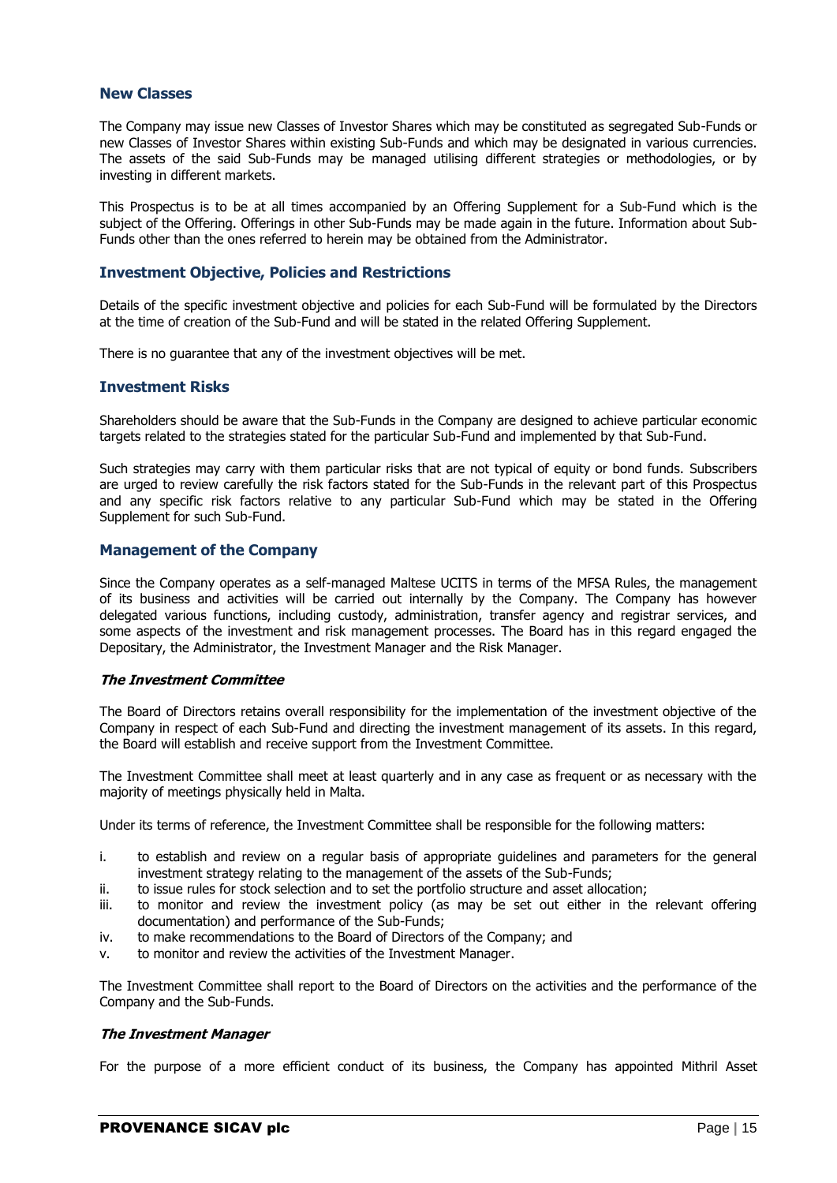## New Classes

The Company may issue new Classes of Investor Shares which may be constituted as segregated Sub-Funds or new Classes of Investor Shares within existing Sub-Funds and which may be designated in various currencies. The assets of the said Sub-Funds may be managed utilising different strategies or methodologies, or by investing in different markets.

This Prospectus is to be at all times accompanied by an Offering Supplement for a Sub-Fund which is the subject of the Offering. Offerings in other Sub-Funds may be made again in the future. Information about Sub-Funds other than the ones referred to herein may be obtained from the Administrator.

## Investment Objective, Policies and Restrictions

Details of the specific investment objective and policies for each Sub-Fund will be formulated by the Directors at the time of creation of the Sub-Fund and will be stated in the related Offering Supplement.

There is no guarantee that any of the investment objectives will be met.

## Investment Risks

Shareholders should be aware that the Sub-Funds in the Company are designed to achieve particular economic targets related to the strategies stated for the particular Sub-Fund and implemented by that Sub-Fund.

Such strategies may carry with them particular risks that are not typical of equity or bond funds. Subscribers are urged to review carefully the risk factors stated for the Sub-Funds in the relevant part of this Prospectus and any specific risk factors relative to any particular Sub-Fund which may be stated in the Offering Supplement for such Sub-Fund.

## Management of the Company

Since the Company operates as a self-managed Maltese UCITS in terms of the MFSA Rules, the management of its business and activities will be carried out internally by the Company. The Company has however delegated various functions, including custody, administration, transfer agency and registrar services, and some aspects of the investment and risk management processes. The Board has in this regard engaged the Depositary, the Administrator, the Investment Manager and the Risk Manager.

### *The Investment Committee*

The Board of Directors retains overall responsibility for the implementation of the investment objective of the Company in respect of each Sub-Fund and directing the investment management of its assets. In this regard, the Board will establish and receive support from the Investment Committee.

The Investment Committee shall meet at least quarterly and in any case as frequent or as necessary with the majority of meetings physically held in Malta.

Under its terms of reference, the Investment Committee shall be responsible for the following matters:

i. to establish and review on a regular basis of appropriate guidelines and parameters for the general investment strategy relating to the management of the assets of the Sub-Funds;
ii. to issue rules for stock selection and to set the portfolio structure and asset allocation;
iii. to monitor and review the investment policy (as may be set out either in the relevant offering documentation) and performance of the Sub-Funds;
iv. to make recommendations to the Board of Directors of the Company; and
v. to monitor and review the activities of the Investment Manager.

The Investment Committee shall report to the Board of Directors on the activities and the performance of the Company and the Sub-Funds.

### *The Investment Manager*

For the purpose of a more efficient conduct of its business, the Company has appointed Mithril Asset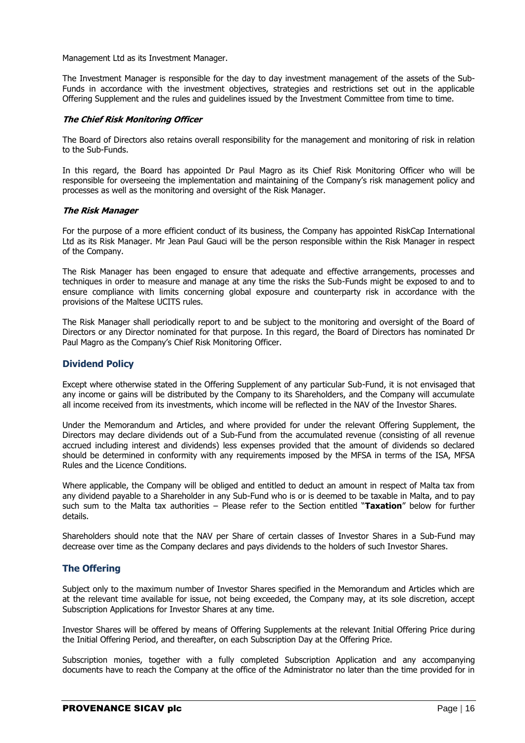Management Ltd as its Investment Manager.

The Investment Manager is responsible for the day to day investment management of the assets of the Sub-Funds in accordance with the investment objectives, strategies and restrictions set out in the applicable Offering Supplement and the rules and guidelines issued by the Investment Committee from time to time.

***The Chief Risk Monitoring Officer***

The Board of Directors also retains overall responsibility for the management and monitoring of risk in relation to the Sub-Funds.

In this regard, the Board has appointed Dr Paul Magro as its Chief Risk Monitoring Officer who will be responsible for overseeing the implementation and maintaining of the Company's risk management policy and processes as well as the monitoring and oversight of the Risk Manager.

***The Risk Manager***

For the purpose of a more efficient conduct of its business, the Company has appointed RiskCap International Ltd as its Risk Manager. Mr Jean Paul Gauci will be the person responsible within the Risk Manager in respect of the Company.

The Risk Manager has been engaged to ensure that adequate and effective arrangements, processes and techniques in order to measure and manage at any time the risks the Sub-Funds might be exposed to and to ensure compliance with limits concerning global exposure and counterparty risk in accordance with the provisions of the Maltese UCITS rules.

The Risk Manager shall periodically report to and be subject to the monitoring and oversight of the Board of Directors or any Director nominated for that purpose. In this regard, the Board of Directors has nominated Dr Paul Magro as the Company's Chief Risk Monitoring Officer.

## Dividend Policy

Except where otherwise stated in the Offering Supplement of any particular Sub-Fund, it is not envisaged that any income or gains will be distributed by the Company to its Shareholders, and the Company will accumulate all income received from its investments, which income will be reflected in the NAV of the Investor Shares.

Under the Memorandum and Articles, and where provided for under the relevant Offering Supplement, the Directors may declare dividends out of a Sub-Fund from the accumulated revenue (consisting of all revenue accrued including interest and dividends) less expenses provided that the amount of dividends so declared should be determined in conformity with any requirements imposed by the MFSA in terms of the ISA, MFSA Rules and the Licence Conditions.

Where applicable, the Company will be obliged and entitled to deduct an amount in respect of Malta tax from any dividend payable to a Shareholder in any Sub-Fund who is or is deemed to be taxable in Malta, and to pay such sum to the Malta tax authorities – Please refer to the Section entitled "**Taxation**" below for further details.

Shareholders should note that the NAV per Share of certain classes of Investor Shares in a Sub-Fund may decrease over time as the Company declares and pays dividends to the holders of such Investor Shares.

## The Offering

Subject only to the maximum number of Investor Shares specified in the Memorandum and Articles which are at the relevant time available for issue, not being exceeded, the Company may, at its sole discretion, accept Subscription Applications for Investor Shares at any time.

Investor Shares will be offered by means of Offering Supplements at the relevant Initial Offering Price during the Initial Offering Period, and thereafter, on each Subscription Day at the Offering Price.

Subscription monies, together with a fully completed Subscription Application and any accompanying documents have to reach the Company at the office of the Administrator no later than the time provided for in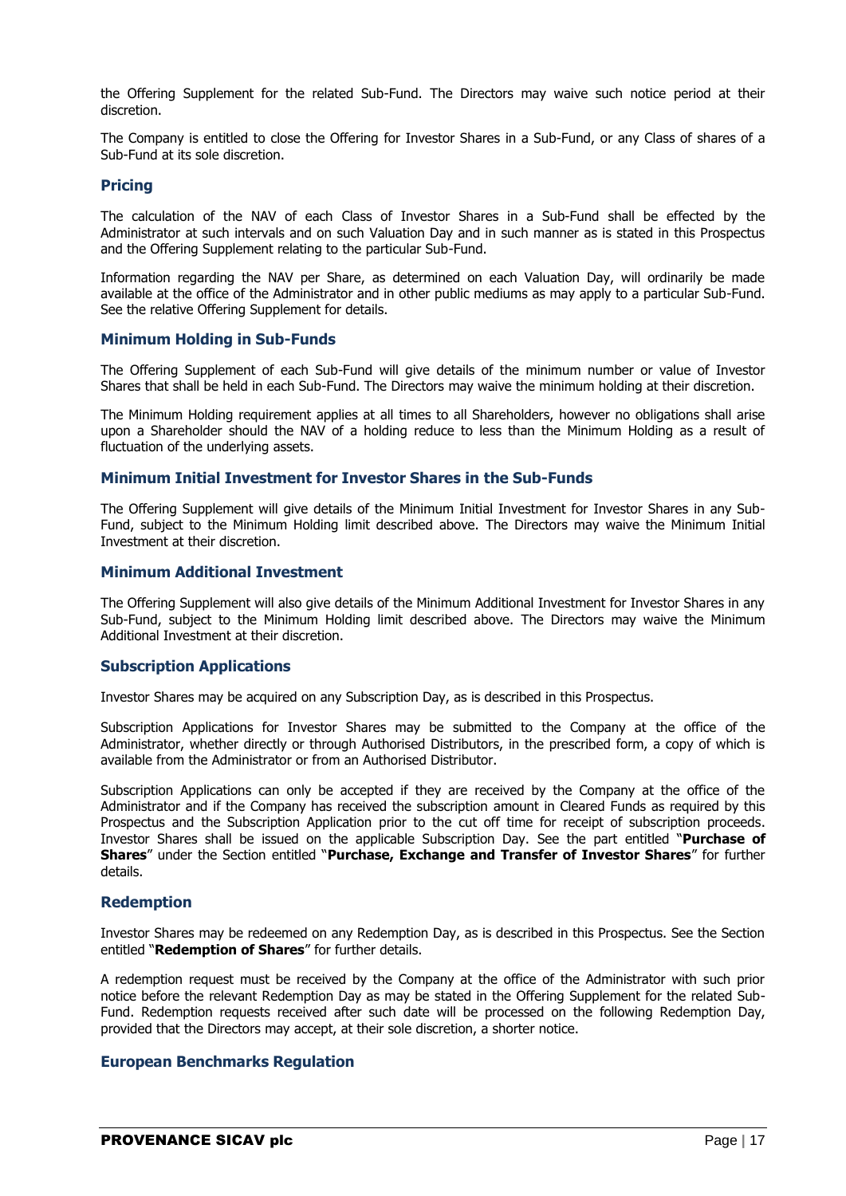the Offering Supplement for the related Sub-Fund. The Directors may waive such notice period at their discretion.

The Company is entitled to close the Offering for Investor Shares in a Sub-Fund, or any Class of shares of a Sub-Fund at its sole discretion.

### Pricing

The calculation of the NAV of each Class of Investor Shares in a Sub-Fund shall be effected by the Administrator at such intervals and on such Valuation Day and in such manner as is stated in this Prospectus and the Offering Supplement relating to the particular Sub-Fund.

Information regarding the NAV per Share, as determined on each Valuation Day, will ordinarily be made available at the office of the Administrator and in other public mediums as may apply to a particular Sub-Fund. See the relative Offering Supplement for details.

### Minimum Holding in Sub-Funds

The Offering Supplement of each Sub-Fund will give details of the minimum number or value of Investor Shares that shall be held in each Sub-Fund. The Directors may waive the minimum holding at their discretion.

The Minimum Holding requirement applies at all times to all Shareholders, however no obligations shall arise upon a Shareholder should the NAV of a holding reduce to less than the Minimum Holding as a result of fluctuation of the underlying assets.

### Minimum Initial Investment for Investor Shares in the Sub-Funds

The Offering Supplement will give details of the Minimum Initial Investment for Investor Shares in any Sub-Fund, subject to the Minimum Holding limit described above. The Directors may waive the Minimum Initial Investment at their discretion.

### Minimum Additional Investment

The Offering Supplement will also give details of the Minimum Additional Investment for Investor Shares in any Sub-Fund, subject to the Minimum Holding limit described above. The Directors may waive the Minimum Additional Investment at their discretion.

### Subscription Applications

Investor Shares may be acquired on any Subscription Day, as is described in this Prospectus.

Subscription Applications for Investor Shares may be submitted to the Company at the office of the Administrator, whether directly or through Authorised Distributors, in the prescribed form, a copy of which is available from the Administrator or from an Authorised Distributor.

Subscription Applications can only be accepted if they are received by the Company at the office of the Administrator and if the Company has received the subscription amount in Cleared Funds as required by this Prospectus and the Subscription Application prior to the cut off time for receipt of subscription proceeds. Investor Shares shall be issued on the applicable Subscription Day. See the part entitled "**Purchase of Shares**" under the Section entitled "**Purchase, Exchange and Transfer of Investor Shares**" for further details.

### Redemption

Investor Shares may be redeemed on any Redemption Day, as is described in this Prospectus. See the Section entitled "**Redemption of Shares**" for further details.

A redemption request must be received by the Company at the office of the Administrator with such prior notice before the relevant Redemption Day as may be stated in the Offering Supplement for the related Sub-Fund. Redemption requests received after such date will be processed on the following Redemption Day, provided that the Directors may accept, at their sole discretion, a shorter notice.

### European Benchmarks Regulation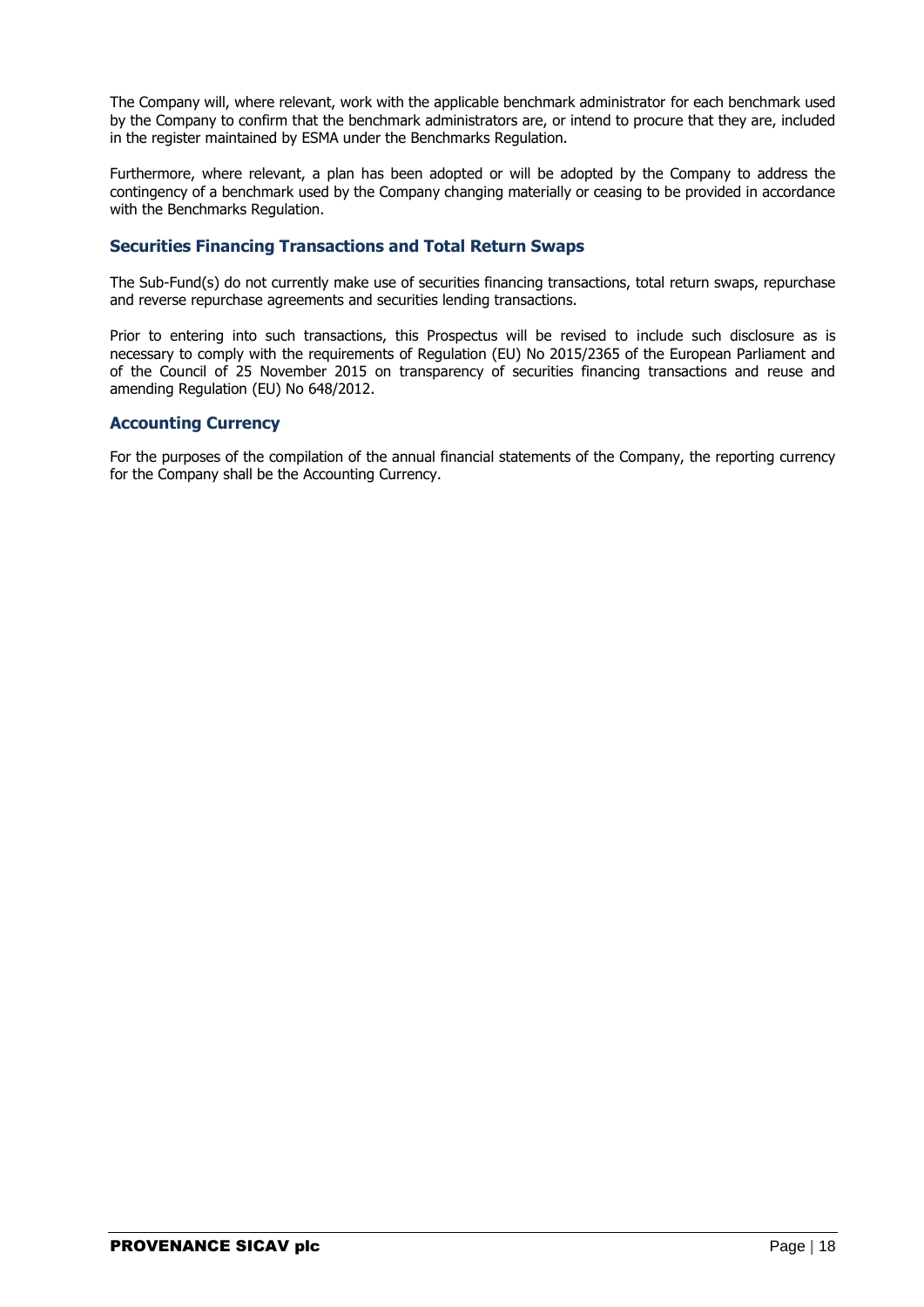The Company will, where relevant, work with the applicable benchmark administrator for each benchmark used by the Company to confirm that the benchmark administrators are, or intend to procure that they are, included in the register maintained by ESMA under the Benchmarks Regulation.

Furthermore, where relevant, a plan has been adopted or will be adopted by the Company to address the contingency of a benchmark used by the Company changing materially or ceasing to be provided in accordance with the Benchmarks Regulation.

## Securities Financing Transactions and Total Return Swaps

The Sub-Fund(s) do not currently make use of securities financing transactions, total return swaps, repurchase and reverse repurchase agreements and securities lending transactions.

Prior to entering into such transactions, this Prospectus will be revised to include such disclosure as is necessary to comply with the requirements of Regulation (EU) No 2015/2365 of the European Parliament and of the Council of 25 November 2015 on transparency of securities financing transactions and reuse and amending Regulation (EU) No 648/2012.

## Accounting Currency

For the purposes of the compilation of the annual financial statements of the Company, the reporting currency for the Company shall be the Accounting Currency.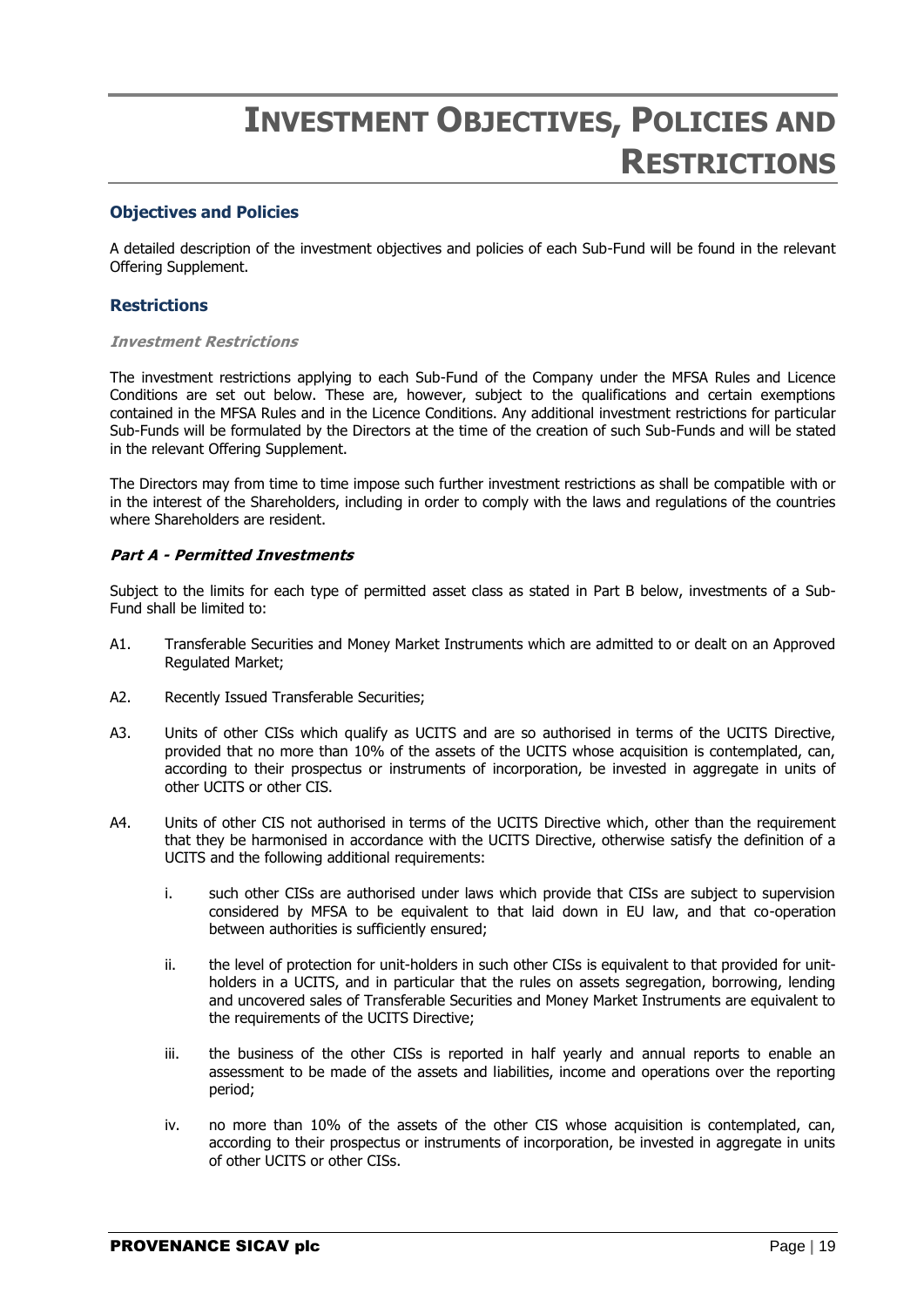# INVESTMENT OBJECTIVES, POLICIES AND RESTRICTIONS

## Objectives and Policies

A detailed description of the investment objectives and policies of each Sub-Fund will be found in the relevant Offering Supplement.

## Restrictions

### *Investment Restrictions*

The investment restrictions applying to each Sub-Fund of the Company under the MFSA Rules and Licence Conditions are set out below. These are, however, subject to the qualifications and certain exemptions contained in the MFSA Rules and in the Licence Conditions. Any additional investment restrictions for particular Sub-Funds will be formulated by the Directors at the time of the creation of such Sub-Funds and will be stated in the relevant Offering Supplement.

The Directors may from time to time impose such further investment restrictions as shall be compatible with or in the interest of the Shareholders, including in order to comply with the laws and regulations of the countries where Shareholders are resident.

### *Part A - Permitted Investments*

Subject to the limits for each type of permitted asset class as stated in Part B below, investments of a Sub-Fund shall be limited to:

A1. Transferable Securities and Money Market Instruments which are admitted to or dealt on an Approved Regulated Market;

A2. Recently Issued Transferable Securities;

A3. Units of other CISs which qualify as UCITS and are so authorised in terms of the UCITS Directive, provided that no more than 10% of the assets of the UCITS whose acquisition is contemplated, can, according to their prospectus or instruments of incorporation, be invested in aggregate in units of other UCITS or other CIS.

A4. Units of other CIS not authorised in terms of the UCITS Directive which, other than the requirement that they be harmonised in accordance with the UCITS Directive, otherwise satisfy the definition of a UCITS and the following additional requirements:

i. such other CISs are authorised under laws which provide that CISs are subject to supervision considered by MFSA to be equivalent to that laid down in EU law, and that co-operation between authorities is sufficiently ensured;

ii. the level of protection for unit-holders in such other CISs is equivalent to that provided for unit-holders in a UCITS, and in particular that the rules on assets segregation, borrowing, lending and uncovered sales of Transferable Securities and Money Market Instruments are equivalent to the requirements of the UCITS Directive;

iii. the business of the other CISs is reported in half yearly and annual reports to enable an assessment to be made of the assets and liabilities, income and operations over the reporting period;

iv. no more than 10% of the assets of the other CIS whose acquisition is contemplated, can, according to their prospectus or instruments of incorporation, be invested in aggregate in units of other UCITS or other CISs.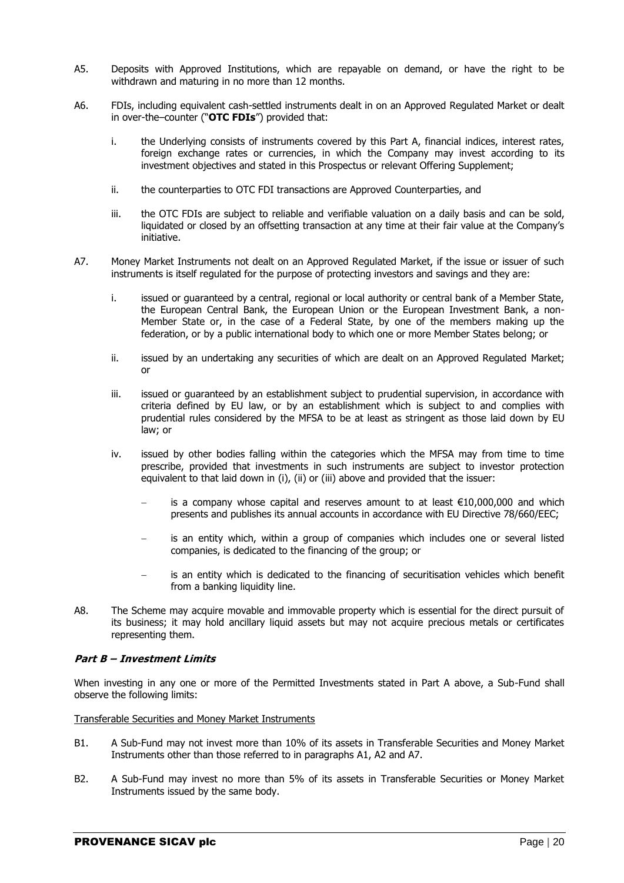A5. Deposits with Approved Institutions, which are repayable on demand, or have the right to be withdrawn and maturing in no more than 12 months.

A6. FDIs, including equivalent cash-settled instruments dealt in on an Approved Regulated Market or dealt in over-the–counter ("**OTC FDIs**") provided that:

  i. the Underlying consists of instruments covered by this Part A, financial indices, interest rates, foreign exchange rates or currencies, in which the Company may invest according to its investment objectives and stated in this Prospectus or relevant Offering Supplement;

  ii. the counterparties to OTC FDI transactions are Approved Counterparties, and

  iii. the OTC FDIs are subject to reliable and verifiable valuation on a daily basis and can be sold, liquidated or closed by an offsetting transaction at any time at their fair value at the Company's initiative.

A7. Money Market Instruments not dealt on an Approved Regulated Market, if the issue or issuer of such instruments is itself regulated for the purpose of protecting investors and savings and they are:

  i. issued or guaranteed by a central, regional or local authority or central bank of a Member State, the European Central Bank, the European Union or the European Investment Bank, a non-Member State or, in the case of a Federal State, by one of the members making up the federation, or by a public international body to which one or more Member States belong; or

  ii. issued by an undertaking any securities of which are dealt on an Approved Regulated Market; or

  iii. issued or guaranteed by an establishment subject to prudential supervision, in accordance with criteria defined by EU law, or by an establishment which is subject to and complies with prudential rules considered by the MFSA to be at least as stringent as those laid down by EU law; or

  iv. issued by other bodies falling within the categories which the MFSA may from time to time prescribe, provided that investments in such instruments are subject to investor protection equivalent to that laid down in (i), (ii) or (iii) above and provided that the issuer:

    - is a company whose capital and reserves amount to at least €10,000,000 and which presents and publishes its annual accounts in accordance with EU Directive 78/660/EEC;
    - is an entity which, within a group of companies which includes one or several listed companies, is dedicated to the financing of the group; or
    - is an entity which is dedicated to the financing of securitisation vehicles which benefit from a banking liquidity line.

A8. The Scheme may acquire movable and immovable property which is essential for the direct pursuit of its business; it may hold ancillary liquid assets but may not acquire precious metals or certificates representing them.

### *Part B – Investment Limits*

When investing in any one or more of the Permitted Investments stated in Part A above, a Sub-Fund shall observe the following limits:

Transferable Securities and Money Market Instruments

B1. A Sub-Fund may not invest more than 10% of its assets in Transferable Securities and Money Market Instruments other than those referred to in paragraphs A1, A2 and A7.

B2. A Sub-Fund may invest no more than 5% of its assets in Transferable Securities or Money Market Instruments issued by the same body.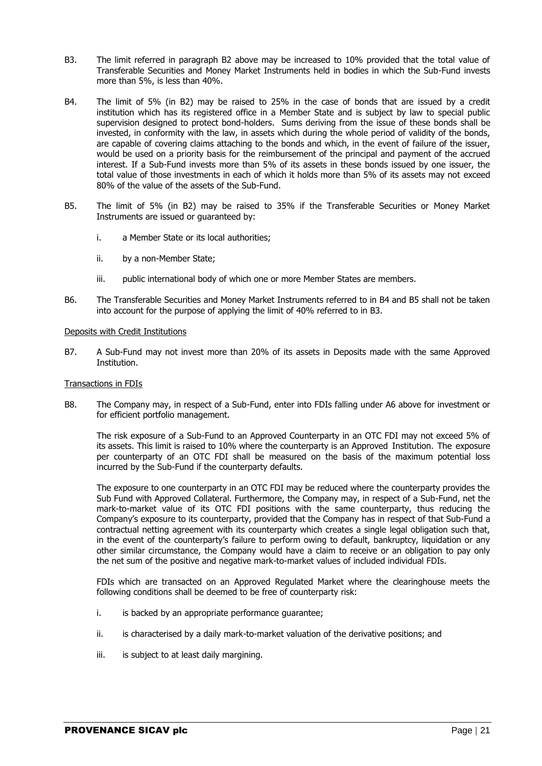B3. The limit referred in paragraph B2 above may be increased to 10% provided that the total value of Transferable Securities and Money Market Instruments held in bodies in which the Sub-Fund invests more than 5%, is less than 40%.

B4. The limit of 5% (in B2) may be raised to 25% in the case of bonds that are issued by a credit institution which has its registered office in a Member State and is subject by law to special public supervision designed to protect bond-holders. Sums deriving from the issue of these bonds shall be invested, in conformity with the law, in assets which during the whole period of validity of the bonds, are capable of covering claims attaching to the bonds and which, in the event of failure of the issuer, would be used on a priority basis for the reimbursement of the principal and payment of the accrued interest. If a Sub-Fund invests more than 5% of its assets in these bonds issued by one issuer, the total value of those investments in each of which it holds more than 5% of its assets may not exceed 80% of the value of the assets of the Sub-Fund.

B5. The limit of 5% (in B2) may be raised to 35% if the Transferable Securities or Money Market Instruments are issued or guaranteed by:

i. a Member State or its local authorities;

ii. by a non-Member State;

iii. public international body of which one or more Member States are members.

B6. The Transferable Securities and Money Market Instruments referred to in B4 and B5 shall not be taken into account for the purpose of applying the limit of 40% referred to in B3.

Deposits with Credit Institutions

B7. A Sub-Fund may not invest more than 20% of its assets in Deposits made with the same Approved Institution.

Transactions in FDIs

B8. The Company may, in respect of a Sub-Fund, enter into FDIs falling under A6 above for investment or for efficient portfolio management.

The risk exposure of a Sub-Fund to an Approved Counterparty in an OTC FDI may not exceed 5% of its assets. This limit is raised to 10% where the counterparty is an Approved Institution. The exposure per counterparty of an OTC FDI shall be measured on the basis of the maximum potential loss incurred by the Sub-Fund if the counterparty defaults.

The exposure to one counterparty in an OTC FDI may be reduced where the counterparty provides the Sub Fund with Approved Collateral. Furthermore, the Company may, in respect of a Sub-Fund, net the mark-to-market value of its OTC FDI positions with the same counterparty, thus reducing the Company's exposure to its counterparty, provided that the Company has in respect of that Sub-Fund a contractual netting agreement with its counterparty which creates a single legal obligation such that, in the event of the counterparty's failure to perform owing to default, bankruptcy, liquidation or any other similar circumstance, the Company would have a claim to receive or an obligation to pay only the net sum of the positive and negative mark-to-market values of included individual FDIs.

FDIs which are transacted on an Approved Regulated Market where the clearinghouse meets the following conditions shall be deemed to be free of counterparty risk:

i. is backed by an appropriate performance guarantee;

ii. is characterised by a daily mark-to-market valuation of the derivative positions; and

iii. is subject to at least daily margining.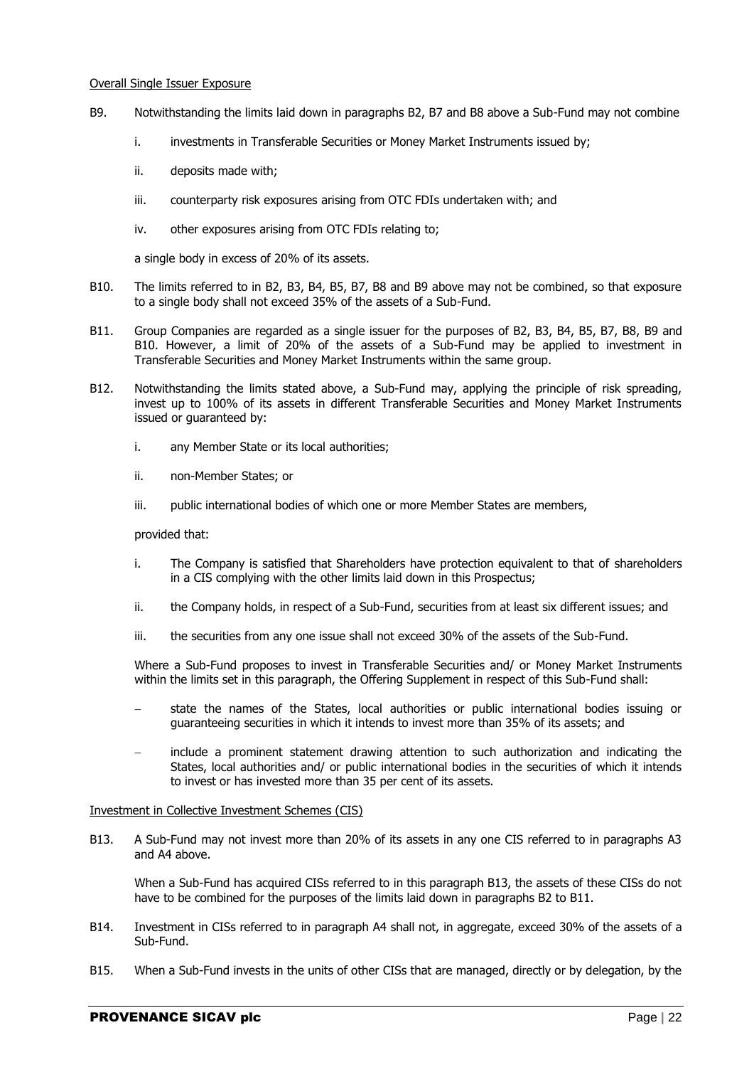Overall Single Issuer Exposure

B9. Notwithstanding the limits laid down in paragraphs B2, B7 and B8 above a Sub-Fund may not combine

i. investments in Transferable Securities or Money Market Instruments issued by;

ii. deposits made with;

iii. counterparty risk exposures arising from OTC FDIs undertaken with; and

iv. other exposures arising from OTC FDIs relating to;

a single body in excess of 20% of its assets.

B10. The limits referred to in B2, B3, B4, B5, B7, B8 and B9 above may not be combined, so that exposure to a single body shall not exceed 35% of the assets of a Sub-Fund.

B11. Group Companies are regarded as a single issuer for the purposes of B2, B3, B4, B5, B7, B8, B9 and B10. However, a limit of 20% of the assets of a Sub-Fund may be applied to investment in Transferable Securities and Money Market Instruments within the same group.

B12. Notwithstanding the limits stated above, a Sub-Fund may, applying the principle of risk spreading, invest up to 100% of its assets in different Transferable Securities and Money Market Instruments issued or guaranteed by:

i. any Member State or its local authorities;

ii. non-Member States; or

iii. public international bodies of which one or more Member States are members,

provided that:

i. The Company is satisfied that Shareholders have protection equivalent to that of shareholders in a CIS complying with the other limits laid down in this Prospectus;

ii. the Company holds, in respect of a Sub-Fund, securities from at least six different issues; and

iii. the securities from any one issue shall not exceed 30% of the assets of the Sub-Fund.

Where a Sub-Fund proposes to invest in Transferable Securities and/ or Money Market Instruments within the limits set in this paragraph, the Offering Supplement in respect of this Sub-Fund shall:

- state the names of the States, local authorities or public international bodies issuing or guaranteeing securities in which it intends to invest more than 35% of its assets; and
- include a prominent statement drawing attention to such authorization and indicating the States, local authorities and/ or public international bodies in the securities of which it intends to invest or has invested more than 35 per cent of its assets.

Investment in Collective Investment Schemes (CIS)

B13. A Sub-Fund may not invest more than 20% of its assets in any one CIS referred to in paragraphs A3 and A4 above.

When a Sub-Fund has acquired CISs referred to in this paragraph B13, the assets of these CISs do not have to be combined for the purposes of the limits laid down in paragraphs B2 to B11.

B14. Investment in CISs referred to in paragraph A4 shall not, in aggregate, exceed 30% of the assets of a Sub-Fund.

B15. When a Sub-Fund invests in the units of other CISs that are managed, directly or by delegation, by the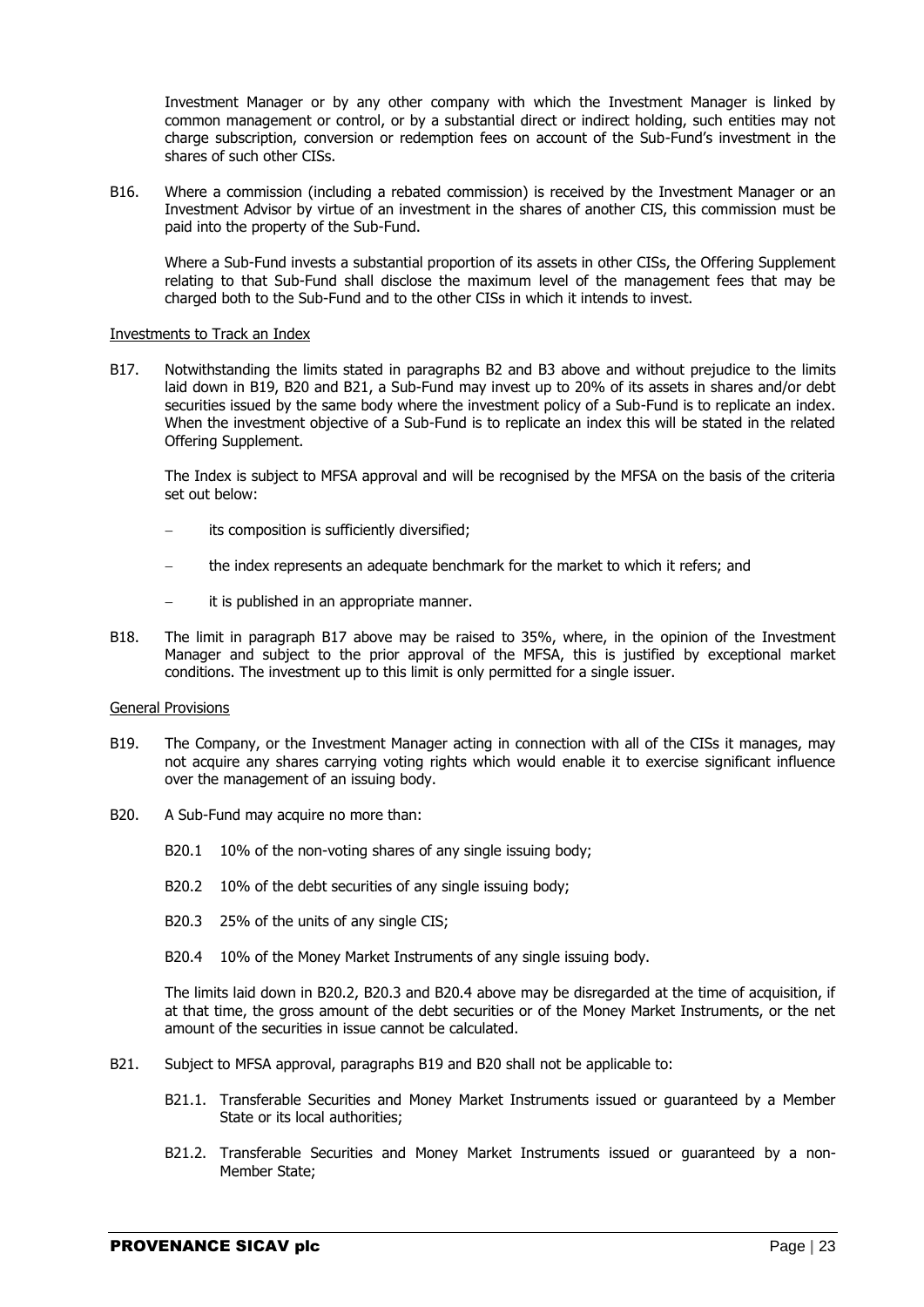Investment Manager or by any other company with which the Investment Manager is linked by common management or control, or by a substantial direct or indirect holding, such entities may not charge subscription, conversion or redemption fees on account of the Sub-Fund's investment in the shares of such other CISs.

B16. Where a commission (including a rebated commission) is received by the Investment Manager or an Investment Advisor by virtue of an investment in the shares of another CIS, this commission must be paid into the property of the Sub-Fund.

Where a Sub-Fund invests a substantial proportion of its assets in other CISs, the Offering Supplement relating to that Sub-Fund shall disclose the maximum level of the management fees that may be charged both to the Sub-Fund and to the other CISs in which it intends to invest.

Investments to Track an Index

B17. Notwithstanding the limits stated in paragraphs B2 and B3 above and without prejudice to the limits laid down in B19, B20 and B21, a Sub-Fund may invest up to 20% of its assets in shares and/or debt securities issued by the same body where the investment policy of a Sub-Fund is to replicate an index. When the investment objective of a Sub-Fund is to replicate an index this will be stated in the related Offering Supplement.

The Index is subject to MFSA approval and will be recognised by the MFSA on the basis of the criteria set out below:

- its composition is sufficiently diversified;
- the index represents an adequate benchmark for the market to which it refers; and
- it is published in an appropriate manner.

B18. The limit in paragraph B17 above may be raised to 35%, where, in the opinion of the Investment Manager and subject to the prior approval of the MFSA, this is justified by exceptional market conditions. The investment up to this limit is only permitted for a single issuer.

General Provisions

B19. The Company, or the Investment Manager acting in connection with all of the CISs it manages, may not acquire any shares carrying voting rights which would enable it to exercise significant influence over the management of an issuing body.

B20. A Sub-Fund may acquire no more than:

B20.1 10% of the non-voting shares of any single issuing body;

B20.2 10% of the debt securities of any single issuing body;

B20.3 25% of the units of any single CIS;

B20.4 10% of the Money Market Instruments of any single issuing body.

The limits laid down in B20.2, B20.3 and B20.4 above may be disregarded at the time of acquisition, if at that time, the gross amount of the debt securities or of the Money Market Instruments, or the net amount of the securities in issue cannot be calculated.

B21. Subject to MFSA approval, paragraphs B19 and B20 shall not be applicable to:

B21.1. Transferable Securities and Money Market Instruments issued or guaranteed by a Member State or its local authorities;

B21.2. Transferable Securities and Money Market Instruments issued or guaranteed by a non-Member State;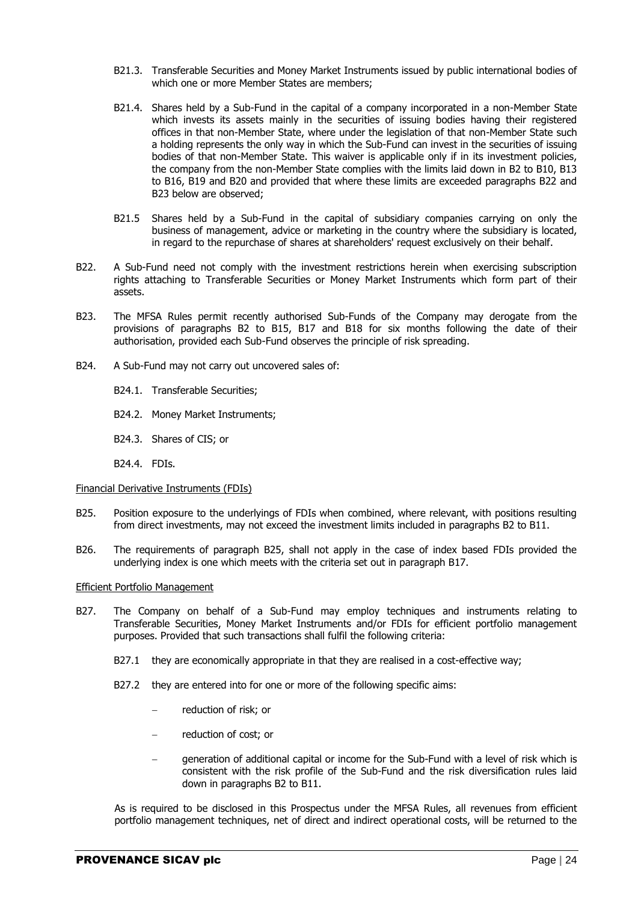B21.3. Transferable Securities and Money Market Instruments issued by public international bodies of which one or more Member States are members;

B21.4. Shares held by a Sub-Fund in the capital of a company incorporated in a non-Member State which invests its assets mainly in the securities of issuing bodies having their registered offices in that non-Member State, where under the legislation of that non-Member State such a holding represents the only way in which the Sub-Fund can invest in the securities of issuing bodies of that non-Member State. This waiver is applicable only if in its investment policies, the company from the non-Member State complies with the limits laid down in B2 to B10, B13 to B16, B19 and B20 and provided that where these limits are exceeded paragraphs B22 and B23 below are observed;

B21.5 Shares held by a Sub-Fund in the capital of subsidiary companies carrying on only the business of management, advice or marketing in the country where the subsidiary is located, in regard to the repurchase of shares at shareholders' request exclusively on their behalf.

B22. A Sub-Fund need not comply with the investment restrictions herein when exercising subscription rights attaching to Transferable Securities or Money Market Instruments which form part of their assets.

B23. The MFSA Rules permit recently authorised Sub-Funds of the Company may derogate from the provisions of paragraphs B2 to B15, B17 and B18 for six months following the date of their authorisation, provided each Sub-Fund observes the principle of risk spreading.

B24. A Sub-Fund may not carry out uncovered sales of:

B24.1. Transferable Securities;

B24.2. Money Market Instruments;

B24.3. Shares of CIS; or

B24.4. FDIs.

Financial Derivative Instruments (FDIs)

B25. Position exposure to the underlyings of FDIs when combined, where relevant, with positions resulting from direct investments, may not exceed the investment limits included in paragraphs B2 to B11.

B26. The requirements of paragraph B25, shall not apply in the case of index based FDIs provided the underlying index is one which meets with the criteria set out in paragraph B17.

Efficient Portfolio Management

B27. The Company on behalf of a Sub-Fund may employ techniques and instruments relating to Transferable Securities, Money Market Instruments and/or FDIs for efficient portfolio management purposes. Provided that such transactions shall fulfil the following criteria:

B27.1 they are economically appropriate in that they are realised in a cost-effective way;

B27.2 they are entered into for one or more of the following specific aims:

- reduction of risk; or
- reduction of cost; or
- generation of additional capital or income for the Sub-Fund with a level of risk which is consistent with the risk profile of the Sub-Fund and the risk diversification rules laid down in paragraphs B2 to B11.

As is required to be disclosed in this Prospectus under the MFSA Rules, all revenues from efficient portfolio management techniques, net of direct and indirect operational costs, will be returned to the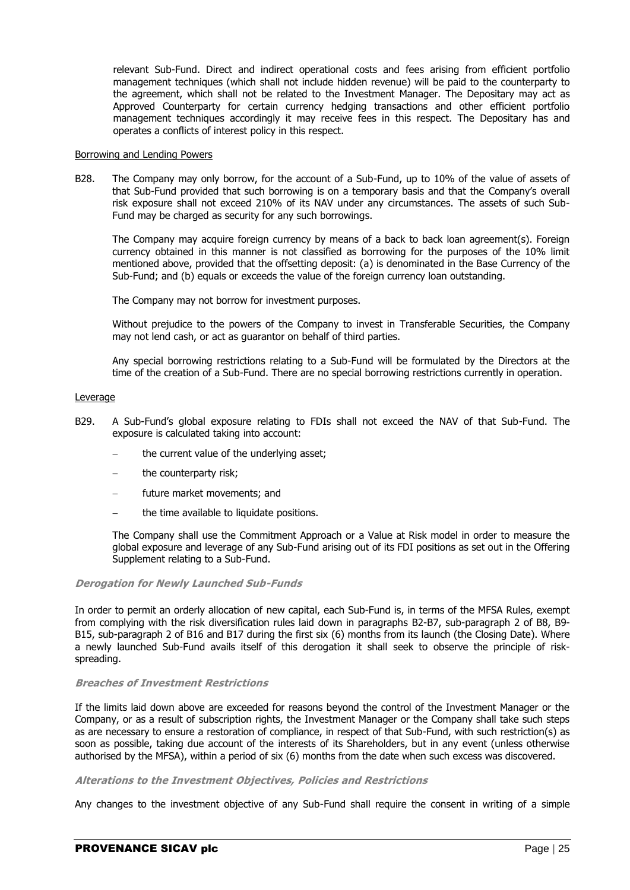relevant Sub-Fund. Direct and indirect operational costs and fees arising from efficient portfolio management techniques (which shall not include hidden revenue) will be paid to the counterparty to the agreement, which shall not be related to the Investment Manager. The Depositary may act as Approved Counterparty for certain currency hedging transactions and other efficient portfolio management techniques accordingly it may receive fees in this respect. The Depositary has and operates a conflicts of interest policy in this respect.

Borrowing and Lending Powers

B28. The Company may only borrow, for the account of a Sub-Fund, up to 10% of the value of assets of that Sub-Fund provided that such borrowing is on a temporary basis and that the Company's overall risk exposure shall not exceed 210% of its NAV under any circumstances. The assets of such Sub-Fund may be charged as security for any such borrowings.

The Company may acquire foreign currency by means of a back to back loan agreement(s). Foreign currency obtained in this manner is not classified as borrowing for the purposes of the 10% limit mentioned above, provided that the offsetting deposit: (a) is denominated in the Base Currency of the Sub-Fund; and (b) equals or exceeds the value of the foreign currency loan outstanding.

The Company may not borrow for investment purposes.

Without prejudice to the powers of the Company to invest in Transferable Securities, the Company may not lend cash, or act as guarantor on behalf of third parties.

Any special borrowing restrictions relating to a Sub-Fund will be formulated by the Directors at the time of the creation of a Sub-Fund. There are no special borrowing restrictions currently in operation.

Leverage

B29. A Sub-Fund's global exposure relating to FDIs shall not exceed the NAV of that Sub-Fund. The exposure is calculated taking into account:

- the current value of the underlying asset;
- the counterparty risk;
- future market movements; and
- the time available to liquidate positions.

The Company shall use the Commitment Approach or a Value at Risk model in order to measure the global exposure and leverage of any Sub-Fund arising out of its FDI positions as set out in the Offering Supplement relating to a Sub-Fund.

***Derogation for Newly Launched Sub-Funds***

In order to permit an orderly allocation of new capital, each Sub-Fund is, in terms of the MFSA Rules, exempt from complying with the risk diversification rules laid down in paragraphs B2-B7, sub-paragraph 2 of B8, B9-B15, sub-paragraph 2 of B16 and B17 during the first six (6) months from its launch (the Closing Date). Where a newly launched Sub-Fund avails itself of this derogation it shall seek to observe the principle of risk-spreading.

***Breaches of Investment Restrictions***

If the limits laid down above are exceeded for reasons beyond the control of the Investment Manager or the Company, or as a result of subscription rights, the Investment Manager or the Company shall take such steps as are necessary to ensure a restoration of compliance, in respect of that Sub-Fund, with such restriction(s) as soon as possible, taking due account of the interests of its Shareholders, but in any event (unless otherwise authorised by the MFSA), within a period of six (6) months from the date when such excess was discovered.

***Alterations to the Investment Objectives, Policies and Restrictions***

Any changes to the investment objective of any Sub-Fund shall require the consent in writing of a simple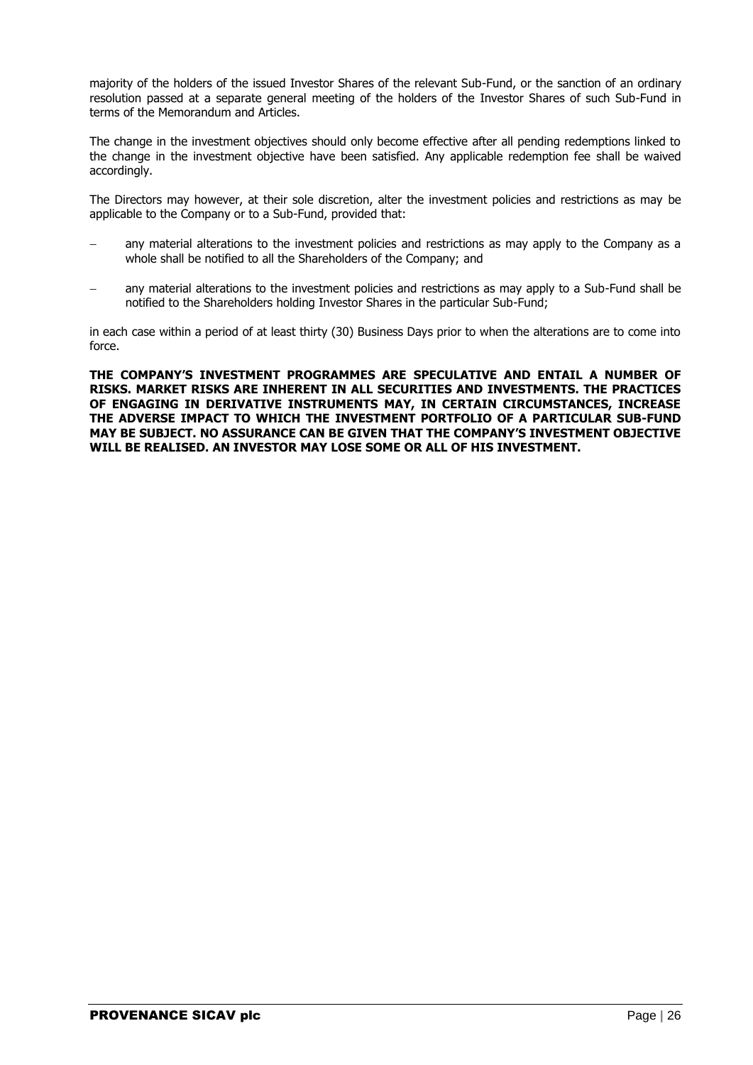majority of the holders of the issued Investor Shares of the relevant Sub-Fund, or the sanction of an ordinary resolution passed at a separate general meeting of the holders of the Investor Shares of such Sub-Fund in terms of the Memorandum and Articles.

The change in the investment objectives should only become effective after all pending redemptions linked to the change in the investment objective have been satisfied. Any applicable redemption fee shall be waived accordingly.

The Directors may however, at their sole discretion, alter the investment policies and restrictions as may be applicable to the Company or to a Sub-Fund, provided that:

- any material alterations to the investment policies and restrictions as may apply to the Company as a whole shall be notified to all the Shareholders of the Company; and
- any material alterations to the investment policies and restrictions as may apply to a Sub-Fund shall be notified to the Shareholders holding Investor Shares in the particular Sub-Fund;

in each case within a period of at least thirty (30) Business Days prior to when the alterations are to come into force.

**THE COMPANY'S INVESTMENT PROGRAMMES ARE SPECULATIVE AND ENTAIL A NUMBER OF RISKS. MARKET RISKS ARE INHERENT IN ALL SECURITIES AND INVESTMENTS. THE PRACTICES OF ENGAGING IN DERIVATIVE INSTRUMENTS MAY, IN CERTAIN CIRCUMSTANCES, INCREASE THE ADVERSE IMPACT TO WHICH THE INVESTMENT PORTFOLIO OF A PARTICULAR SUB-FUND MAY BE SUBJECT. NO ASSURANCE CAN BE GIVEN THAT THE COMPANY'S INVESTMENT OBJECTIVE WILL BE REALISED. AN INVESTOR MAY LOSE SOME OR ALL OF HIS INVESTMENT.**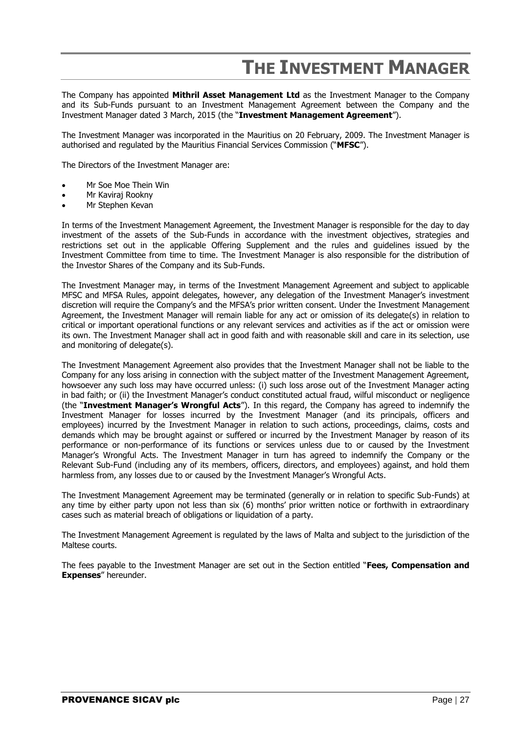# THE INVESTMENT MANAGER

The Company has appointed **Mithril Asset Management Ltd** as the Investment Manager to the Company and its Sub-Funds pursuant to an Investment Management Agreement between the Company and the Investment Manager dated 3 March, 2015 (the "**Investment Management Agreement**").

The Investment Manager was incorporated in the Mauritius on 20 February, 2009. The Investment Manager is authorised and regulated by the Mauritius Financial Services Commission ("**MFSC**").

The Directors of the Investment Manager are:

- Mr Soe Moe Thein Win
- Mr Kaviraj Rookny
- Mr Stephen Kevan

In terms of the Investment Management Agreement, the Investment Manager is responsible for the day to day investment of the assets of the Sub-Funds in accordance with the investment objectives, strategies and restrictions set out in the applicable Offering Supplement and the rules and guidelines issued by the Investment Committee from time to time. The Investment Manager is also responsible for the distribution of the Investor Shares of the Company and its Sub-Funds.

The Investment Manager may, in terms of the Investment Management Agreement and subject to applicable MFSC and MFSA Rules, appoint delegates, however, any delegation of the Investment Manager's investment discretion will require the Company's and the MFSA's prior written consent. Under the Investment Management Agreement, the Investment Manager will remain liable for any act or omission of its delegate(s) in relation to critical or important operational functions or any relevant services and activities as if the act or omission were its own. The Investment Manager shall act in good faith and with reasonable skill and care in its selection, use and monitoring of delegate(s).

The Investment Management Agreement also provides that the Investment Manager shall not be liable to the Company for any loss arising in connection with the subject matter of the Investment Management Agreement, howsoever any such loss may have occurred unless: (i) such loss arose out of the Investment Manager acting in bad faith; or (ii) the Investment Manager's conduct constituted actual fraud, wilful misconduct or negligence (the "**Investment Manager's Wrongful Acts**"). In this regard, the Company has agreed to indemnify the Investment Manager for losses incurred by the Investment Manager (and its principals, officers and employees) incurred by the Investment Manager in relation to such actions, proceedings, claims, costs and demands which may be brought against or suffered or incurred by the Investment Manager by reason of its performance or non-performance of its functions or services unless due to or caused by the Investment Manager's Wrongful Acts. The Investment Manager in turn has agreed to indemnify the Company or the Relevant Sub-Fund (including any of its members, officers, directors, and employees) against, and hold them harmless from, any losses due to or caused by the Investment Manager's Wrongful Acts.

The Investment Management Agreement may be terminated (generally or in relation to specific Sub-Funds) at any time by either party upon not less than six (6) months' prior written notice or forthwith in extraordinary cases such as material breach of obligations or liquidation of a party.

The Investment Management Agreement is regulated by the laws of Malta and subject to the jurisdiction of the Maltese courts.

The fees payable to the Investment Manager are set out in the Section entitled "**Fees, Compensation and Expenses**" hereunder.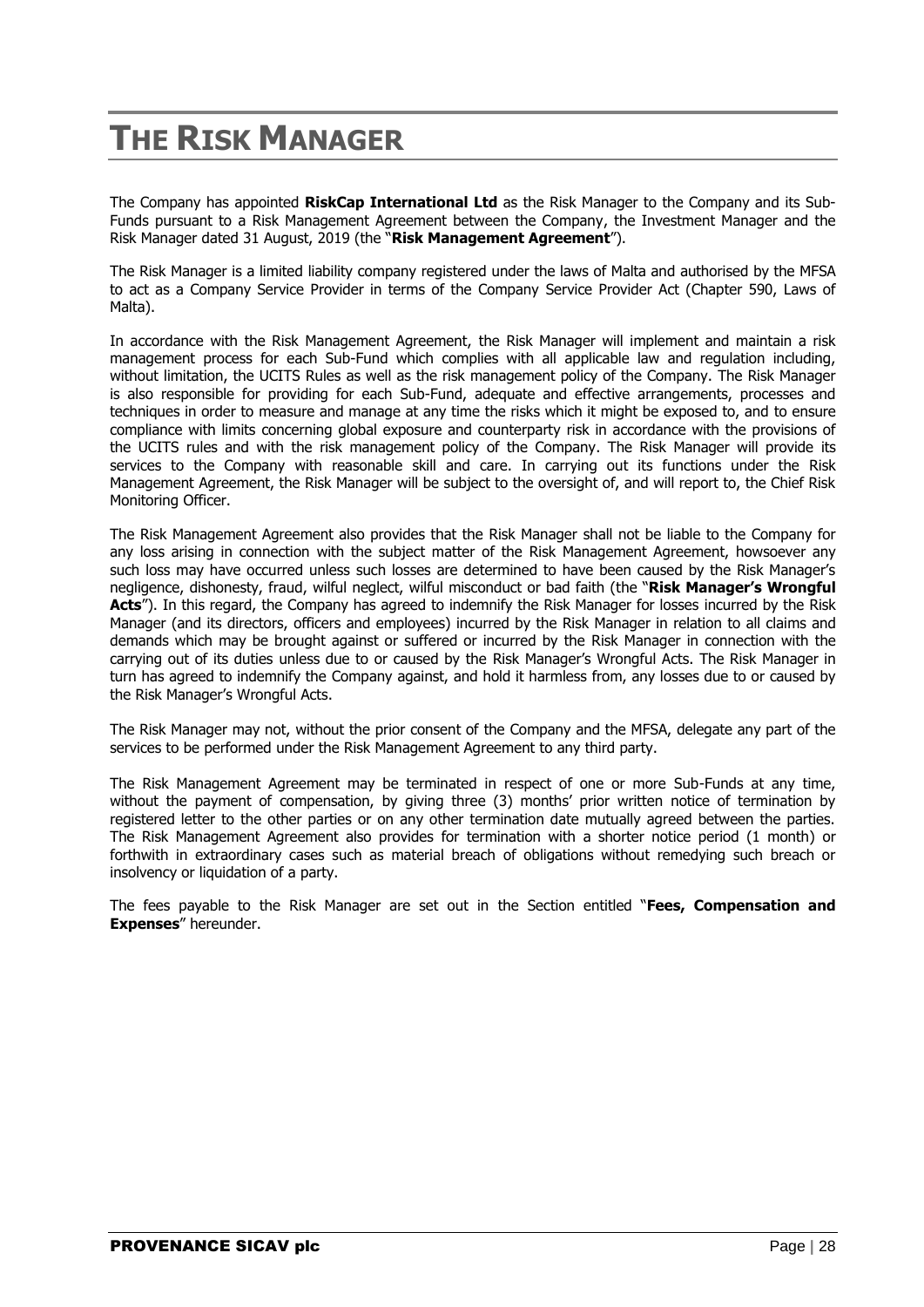# THE RISK MANAGER

The Company has appointed **RiskCap International Ltd** as the Risk Manager to the Company and its Sub-Funds pursuant to a Risk Management Agreement between the Company, the Investment Manager and the Risk Manager dated 31 August, 2019 (the "**Risk Management Agreement**").

The Risk Manager is a limited liability company registered under the laws of Malta and authorised by the MFSA to act as a Company Service Provider in terms of the Company Service Provider Act (Chapter 590, Laws of Malta).

In accordance with the Risk Management Agreement, the Risk Manager will implement and maintain a risk management process for each Sub-Fund which complies with all applicable law and regulation including, without limitation, the UCITS Rules as well as the risk management policy of the Company. The Risk Manager is also responsible for providing for each Sub-Fund, adequate and effective arrangements, processes and techniques in order to measure and manage at any time the risks which it might be exposed to, and to ensure compliance with limits concerning global exposure and counterparty risk in accordance with the provisions of the UCITS rules and with the risk management policy of the Company. The Risk Manager will provide its services to the Company with reasonable skill and care. In carrying out its functions under the Risk Management Agreement, the Risk Manager will be subject to the oversight of, and will report to, the Chief Risk Monitoring Officer.

The Risk Management Agreement also provides that the Risk Manager shall not be liable to the Company for any loss arising in connection with the subject matter of the Risk Management Agreement, howsoever any such loss may have occurred unless such losses are determined to have been caused by the Risk Manager's negligence, dishonesty, fraud, wilful neglect, wilful misconduct or bad faith (the "**Risk Manager's Wrongful Acts**"). In this regard, the Company has agreed to indemnify the Risk Manager for losses incurred by the Risk Manager (and its directors, officers and employees) incurred by the Risk Manager in relation to all claims and demands which may be brought against or suffered or incurred by the Risk Manager in connection with the carrying out of its duties unless due to or caused by the Risk Manager's Wrongful Acts. The Risk Manager in turn has agreed to indemnify the Company against, and hold it harmless from, any losses due to or caused by the Risk Manager's Wrongful Acts.

The Risk Manager may not, without the prior consent of the Company and the MFSA, delegate any part of the services to be performed under the Risk Management Agreement to any third party.

The Risk Management Agreement may be terminated in respect of one or more Sub-Funds at any time, without the payment of compensation, by giving three (3) months' prior written notice of termination by registered letter to the other parties or on any other termination date mutually agreed between the parties. The Risk Management Agreement also provides for termination with a shorter notice period (1 month) or forthwith in extraordinary cases such as material breach of obligations without remedying such breach or insolvency or liquidation of a party.

The fees payable to the Risk Manager are set out in the Section entitled "**Fees, Compensation and Expenses**" hereunder.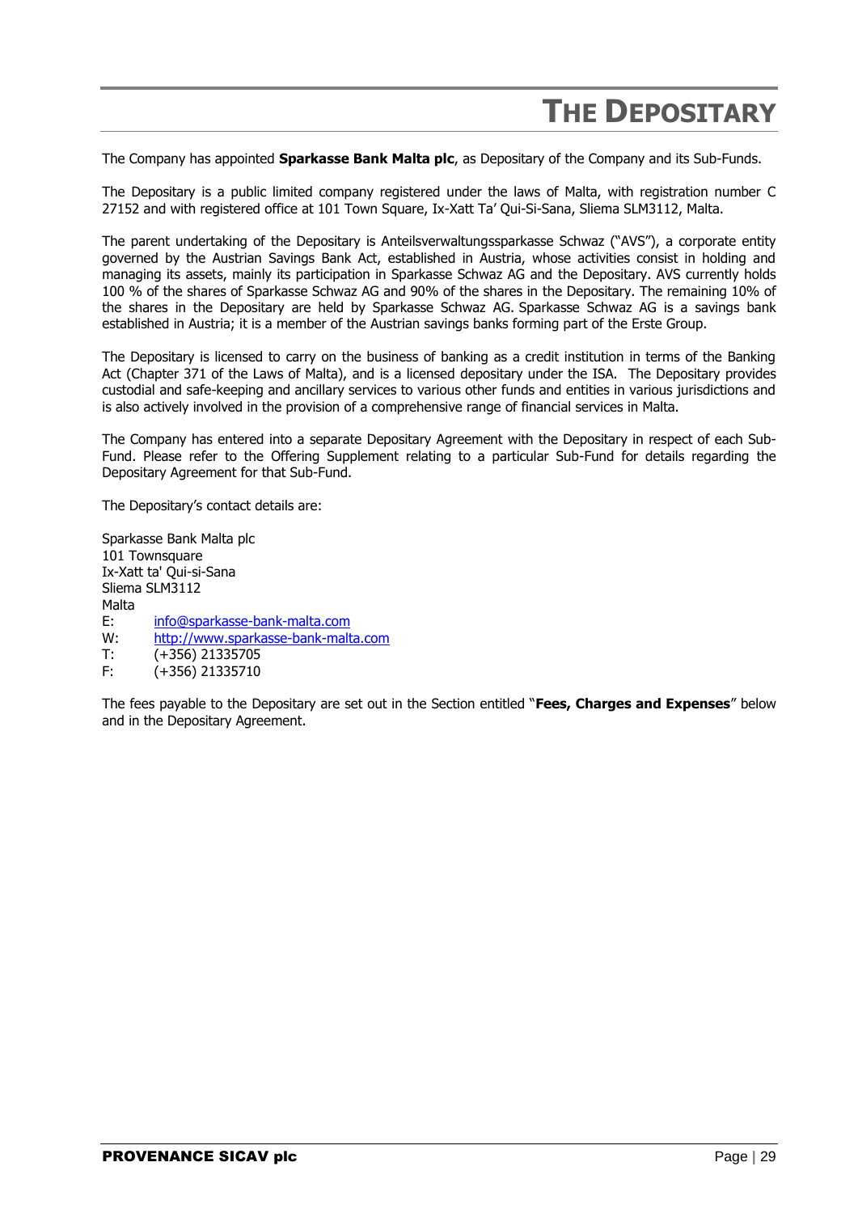# THE DEPOSITARY

The Company has appointed **Sparkasse Bank Malta plc**, as Depositary of the Company and its Sub-Funds.

The Depositary is a public limited company registered under the laws of Malta, with registration number C 27152 and with registered office at 101 Town Square, Ix-Xatt Ta' Qui-Si-Sana, Sliema SLM3112, Malta.

The parent undertaking of the Depositary is Anteilsverwaltungssparkasse Schwaz ("AVS"), a corporate entity governed by the Austrian Savings Bank Act, established in Austria, whose activities consist in holding and managing its assets, mainly its participation in Sparkasse Schwaz AG and the Depositary. AVS currently holds 100 % of the shares of Sparkasse Schwaz AG and 90% of the shares in the Depositary. The remaining 10% of the shares in the Depositary are held by Sparkasse Schwaz AG. Sparkasse Schwaz AG is a savings bank established in Austria; it is a member of the Austrian savings banks forming part of the Erste Group.

The Depositary is licensed to carry on the business of banking as a credit institution in terms of the Banking Act (Chapter 371 of the Laws of Malta), and is a licensed depositary under the ISA. The Depositary provides custodial and safe-keeping and ancillary services to various other funds and entities in various jurisdictions and is also actively involved in the provision of a comprehensive range of financial services in Malta.

The Company has entered into a separate Depositary Agreement with the Depositary in respect of each Sub-Fund. Please refer to the Offering Supplement relating to a particular Sub-Fund for details regarding the Depositary Agreement for that Sub-Fund.

The Depositary's contact details are:

Sparkasse Bank Malta plc
101 Townsquare
Ix-Xatt ta' Qui-si-Sana
Sliema SLM3112
Malta
E: info@sparkasse-bank-malta.com
W: http://www.sparkasse-bank-malta.com
T: (+356) 21335705
F: (+356) 21335710

The fees payable to the Depositary are set out in the Section entitled "**Fees, Charges and Expenses**" below and in the Depositary Agreement.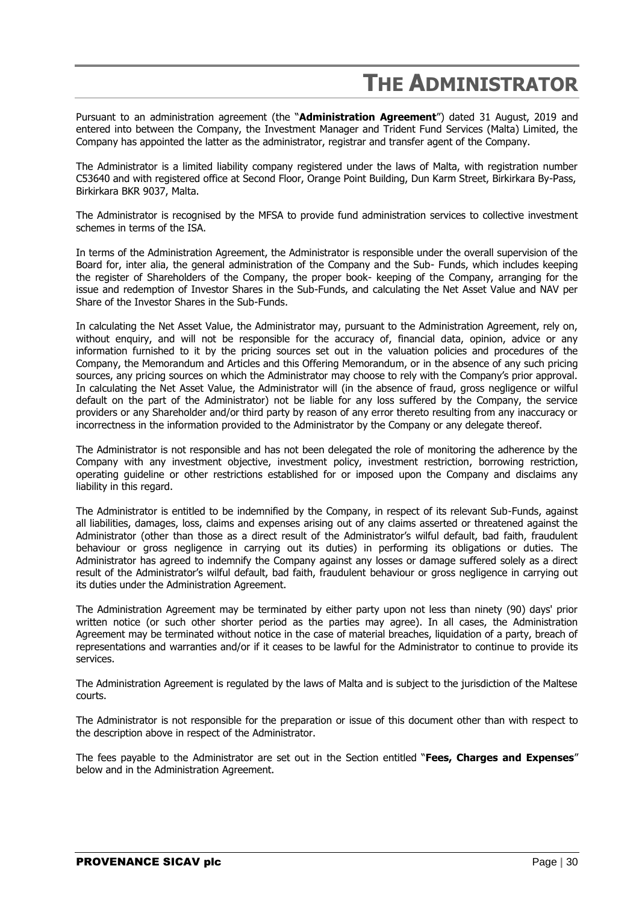# THE ADMINISTRATOR

Pursuant to an administration agreement (the "**Administration Agreement**") dated 31 August, 2019 and entered into between the Company, the Investment Manager and Trident Fund Services (Malta) Limited, the Company has appointed the latter as the administrator, registrar and transfer agent of the Company.

The Administrator is a limited liability company registered under the laws of Malta, with registration number C53640 and with registered office at Second Floor, Orange Point Building, Dun Karm Street, Birkirkara By-Pass, Birkirkara BKR 9037, Malta.

The Administrator is recognised by the MFSA to provide fund administration services to collective investment schemes in terms of the ISA.

In terms of the Administration Agreement, the Administrator is responsible under the overall supervision of the Board for, inter alia, the general administration of the Company and the Sub- Funds, which includes keeping the register of Shareholders of the Company, the proper book- keeping of the Company, arranging for the issue and redemption of Investor Shares in the Sub-Funds, and calculating the Net Asset Value and NAV per Share of the Investor Shares in the Sub-Funds.

In calculating the Net Asset Value, the Administrator may, pursuant to the Administration Agreement, rely on, without enquiry, and will not be responsible for the accuracy of, financial data, opinion, advice or any information furnished to it by the pricing sources set out in the valuation policies and procedures of the Company, the Memorandum and Articles and this Offering Memorandum, or in the absence of any such pricing sources, any pricing sources on which the Administrator may choose to rely with the Company's prior approval. In calculating the Net Asset Value, the Administrator will (in the absence of fraud, gross negligence or wilful default on the part of the Administrator) not be liable for any loss suffered by the Company, the service providers or any Shareholder and/or third party by reason of any error thereto resulting from any inaccuracy or incorrectness in the information provided to the Administrator by the Company or any delegate thereof.

The Administrator is not responsible and has not been delegated the role of monitoring the adherence by the Company with any investment objective, investment policy, investment restriction, borrowing restriction, operating guideline or other restrictions established for or imposed upon the Company and disclaims any liability in this regard.

The Administrator is entitled to be indemnified by the Company, in respect of its relevant Sub-Funds, against all liabilities, damages, loss, claims and expenses arising out of any claims asserted or threatened against the Administrator (other than those as a direct result of the Administrator's wilful default, bad faith, fraudulent behaviour or gross negligence in carrying out its duties) in performing its obligations or duties. The Administrator has agreed to indemnify the Company against any losses or damage suffered solely as a direct result of the Administrator's wilful default, bad faith, fraudulent behaviour or gross negligence in carrying out its duties under the Administration Agreement.

The Administration Agreement may be terminated by either party upon not less than ninety (90) days' prior written notice (or such other shorter period as the parties may agree). In all cases, the Administration Agreement may be terminated without notice in the case of material breaches, liquidation of a party, breach of representations and warranties and/or if it ceases to be lawful for the Administrator to continue to provide its services.

The Administration Agreement is regulated by the laws of Malta and is subject to the jurisdiction of the Maltese courts.

The Administrator is not responsible for the preparation or issue of this document other than with respect to the description above in respect of the Administrator.

The fees payable to the Administrator are set out in the Section entitled "**Fees, Charges and Expenses**" below and in the Administration Agreement.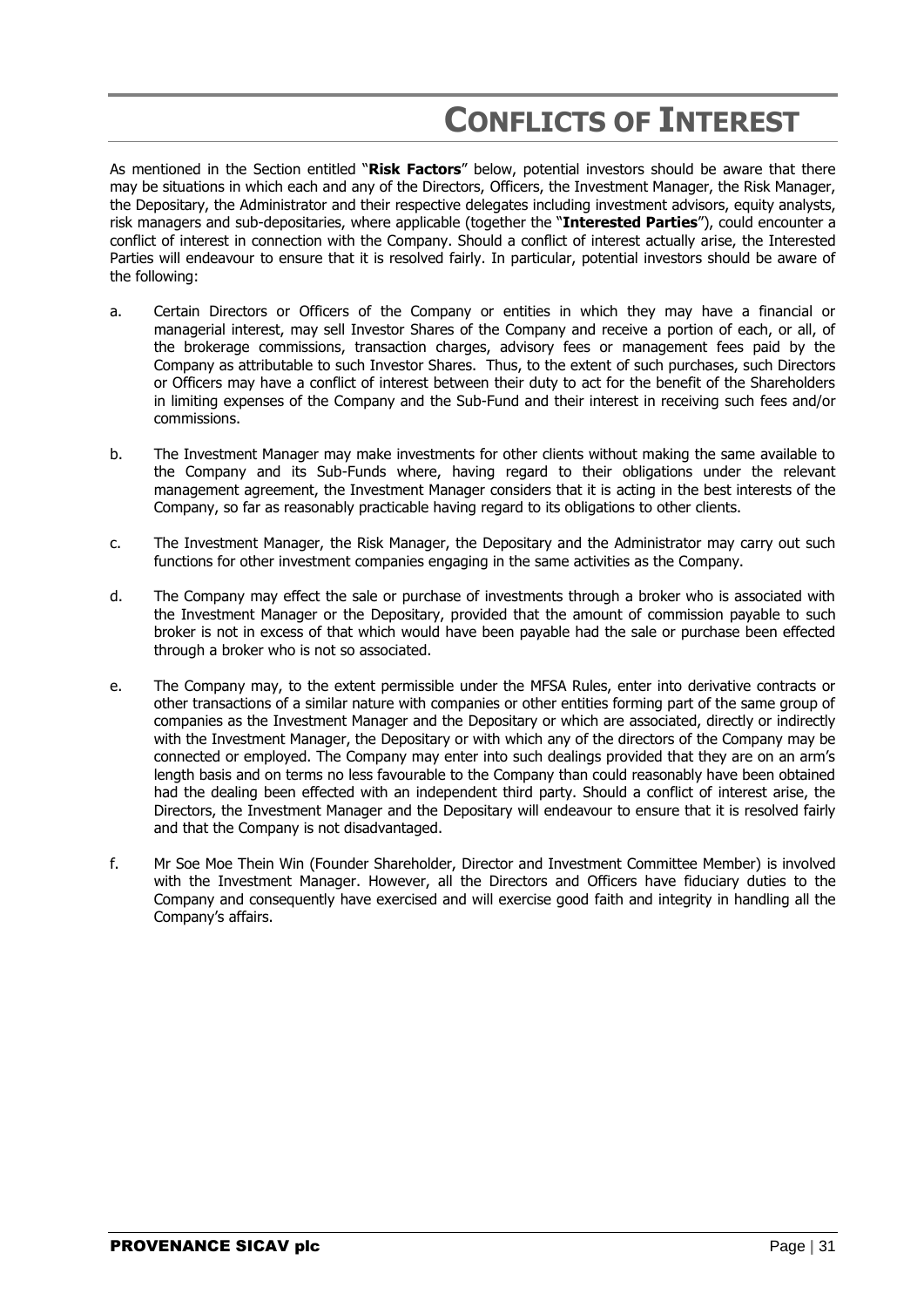# CONFLICTS OF INTEREST

As mentioned in the Section entitled "**Risk Factors**" below, potential investors should be aware that there may be situations in which each and any of the Directors, Officers, the Investment Manager, the Risk Manager, the Depositary, the Administrator and their respective delegates including investment advisors, equity analysts, risk managers and sub-depositaries, where applicable (together the "**Interested Parties**"), could encounter a conflict of interest in connection with the Company. Should a conflict of interest actually arise, the Interested Parties will endeavour to ensure that it is resolved fairly. In particular, potential investors should be aware of the following:

a. Certain Directors or Officers of the Company or entities in which they may have a financial or managerial interest, may sell Investor Shares of the Company and receive a portion of each, or all, of the brokerage commissions, transaction charges, advisory fees or management fees paid by the Company as attributable to such Investor Shares. Thus, to the extent of such purchases, such Directors or Officers may have a conflict of interest between their duty to act for the benefit of the Shareholders in limiting expenses of the Company and the Sub-Fund and their interest in receiving such fees and/or commissions.

b. The Investment Manager may make investments for other clients without making the same available to the Company and its Sub-Funds where, having regard to their obligations under the relevant management agreement, the Investment Manager considers that it is acting in the best interests of the Company, so far as reasonably practicable having regard to its obligations to other clients.

c. The Investment Manager, the Risk Manager, the Depositary and the Administrator may carry out such functions for other investment companies engaging in the same activities as the Company.

d. The Company may effect the sale or purchase of investments through a broker who is associated with the Investment Manager or the Depositary, provided that the amount of commission payable to such broker is not in excess of that which would have been payable had the sale or purchase been effected through a broker who is not so associated.

e. The Company may, to the extent permissible under the MFSA Rules, enter into derivative contracts or other transactions of a similar nature with companies or other entities forming part of the same group of companies as the Investment Manager and the Depositary or which are associated, directly or indirectly with the Investment Manager, the Depositary or with which any of the directors of the Company may be connected or employed. The Company may enter into such dealings provided that they are on an arm's length basis and on terms no less favourable to the Company than could reasonably have been obtained had the dealing been effected with an independent third party. Should a conflict of interest arise, the Directors, the Investment Manager and the Depositary will endeavour to ensure that it is resolved fairly and that the Company is not disadvantaged.

f. Mr Soe Moe Thein Win (Founder Shareholder, Director and Investment Committee Member) is involved with the Investment Manager. However, all the Directors and Officers have fiduciary duties to the Company and consequently have exercised and will exercise good faith and integrity in handling all the Company's affairs.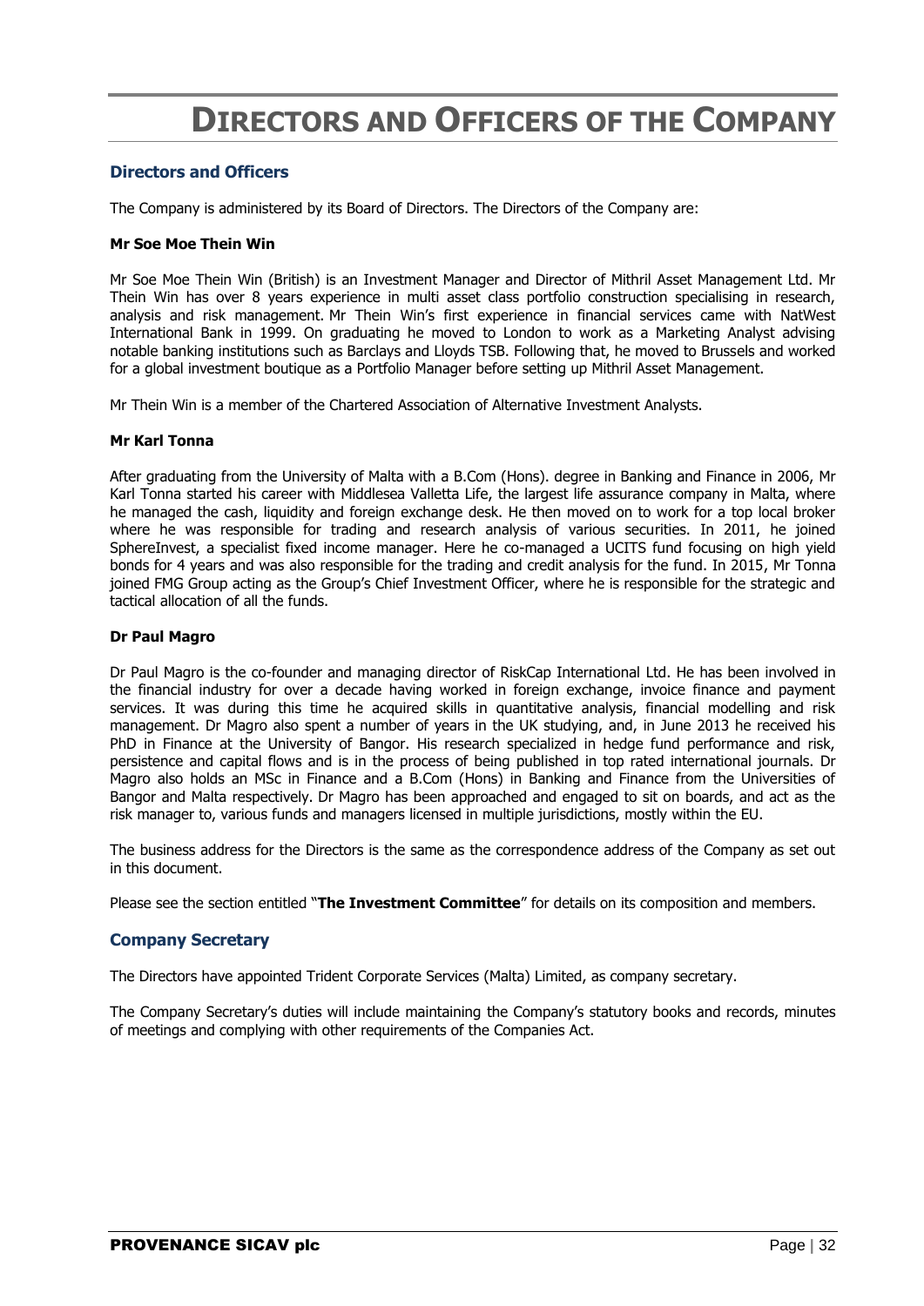# DIRECTORS AND OFFICERS OF THE COMPANY

## Directors and Officers

The Company is administered by its Board of Directors. The Directors of the Company are:

**Mr Soe Moe Thein Win**

Mr Soe Moe Thein Win (British) is an Investment Manager and Director of Mithril Asset Management Ltd. Mr Thein Win has over 8 years experience in multi asset class portfolio construction specialising in research, analysis and risk management. Mr Thein Win's first experience in financial services came with NatWest International Bank in 1999. On graduating he moved to London to work as a Marketing Analyst advising notable banking institutions such as Barclays and Lloyds TSB. Following that, he moved to Brussels and worked for a global investment boutique as a Portfolio Manager before setting up Mithril Asset Management.

Mr Thein Win is a member of the Chartered Association of Alternative Investment Analysts.

**Mr Karl Tonna**

After graduating from the University of Malta with a B.Com (Hons). degree in Banking and Finance in 2006, Mr Karl Tonna started his career with Middlesea Valletta Life, the largest life assurance company in Malta, where he managed the cash, liquidity and foreign exchange desk. He then moved on to work for a top local broker where he was responsible for trading and research analysis of various securities. In 2011, he joined SphereInvest, a specialist fixed income manager. Here he co-managed a UCITS fund focusing on high yield bonds for 4 years and was also responsible for the trading and credit analysis for the fund. In 2015, Mr Tonna joined FMG Group acting as the Group's Chief Investment Officer, where he is responsible for the strategic and tactical allocation of all the funds.

**Dr Paul Magro**

Dr Paul Magro is the co-founder and managing director of RiskCap International Ltd. He has been involved in the financial industry for over a decade having worked in foreign exchange, invoice finance and payment services. It was during this time he acquired skills in quantitative analysis, financial modelling and risk management. Dr Magro also spent a number of years in the UK studying, and, in June 2013 he received his PhD in Finance at the University of Bangor. His research specialized in hedge fund performance and risk, persistence and capital flows and is in the process of being published in top rated international journals. Dr Magro also holds an MSc in Finance and a B.Com (Hons) in Banking and Finance from the Universities of Bangor and Malta respectively. Dr Magro has been approached and engaged to sit on boards, and act as the risk manager to, various funds and managers licensed in multiple jurisdictions, mostly within the EU.

The business address for the Directors is the same as the correspondence address of the Company as set out in this document.

Please see the section entitled "**The Investment Committee**" for details on its composition and members.

## Company Secretary

The Directors have appointed Trident Corporate Services (Malta) Limited, as company secretary.

The Company Secretary's duties will include maintaining the Company's statutory books and records, minutes of meetings and complying with other requirements of the Companies Act.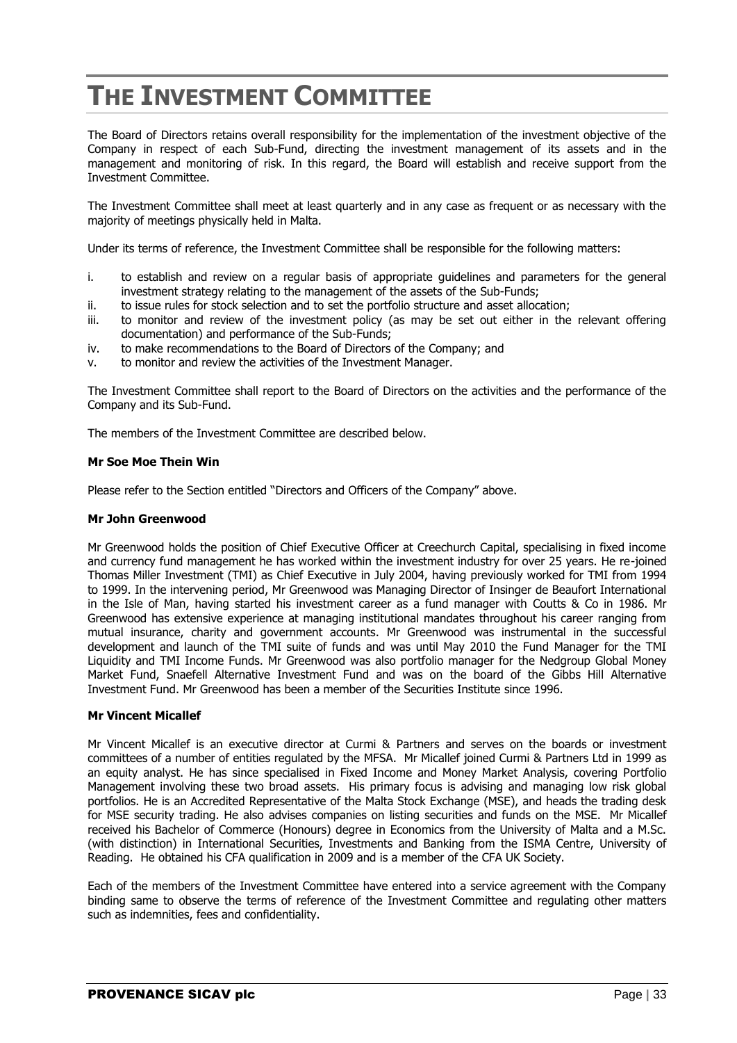# THE INVESTMENT COMMITTEE

The Board of Directors retains overall responsibility for the implementation of the investment objective of the Company in respect of each Sub-Fund, directing the investment management of its assets and in the management and monitoring of risk. In this regard, the Board will establish and receive support from the Investment Committee.

The Investment Committee shall meet at least quarterly and in any case as frequent or as necessary with the majority of meetings physically held in Malta.

Under its terms of reference, the Investment Committee shall be responsible for the following matters:

i. to establish and review on a regular basis of appropriate guidelines and parameters for the general investment strategy relating to the management of the assets of the Sub-Funds;
ii. to issue rules for stock selection and to set the portfolio structure and asset allocation;
iii. to monitor and review of the investment policy (as may be set out either in the relevant offering documentation) and performance of the Sub-Funds;
iv. to make recommendations to the Board of Directors of the Company; and
v. to monitor and review the activities of the Investment Manager.

The Investment Committee shall report to the Board of Directors on the activities and the performance of the Company and its Sub-Fund.

The members of the Investment Committee are described below.

**Mr Soe Moe Thein Win**

Please refer to the Section entitled "Directors and Officers of the Company" above.

**Mr John Greenwood**

Mr Greenwood holds the position of Chief Executive Officer at Creechurch Capital, specialising in fixed income and currency fund management he has worked within the investment industry for over 25 years. He re-joined Thomas Miller Investment (TMI) as Chief Executive in July 2004, having previously worked for TMI from 1994 to 1999. In the intervening period, Mr Greenwood was Managing Director of Insinger de Beaufort International in the Isle of Man, having started his investment career as a fund manager with Coutts & Co in 1986. Mr Greenwood has extensive experience at managing institutional mandates throughout his career ranging from mutual insurance, charity and government accounts. Mr Greenwood was instrumental in the successful development and launch of the TMI suite of funds and was until May 2010 the Fund Manager for the TMI Liquidity and TMI Income Funds. Mr Greenwood was also portfolio manager for the Nedgroup Global Money Market Fund, Snaefell Alternative Investment Fund and was on the board of the Gibbs Hill Alternative Investment Fund. Mr Greenwood has been a member of the Securities Institute since 1996.

**Mr Vincent Micallef**

Mr Vincent Micallef is an executive director at Curmi & Partners and serves on the boards or investment committees of a number of entities regulated by the MFSA. Mr Micallef joined Curmi & Partners Ltd in 1999 as an equity analyst. He has since specialised in Fixed Income and Money Market Analysis, covering Portfolio Management involving these two broad assets. His primary focus is advising and managing low risk global portfolios. He is an Accredited Representative of the Malta Stock Exchange (MSE), and heads the trading desk for MSE security trading. He also advises companies on listing securities and funds on the MSE. Mr Micallef received his Bachelor of Commerce (Honours) degree in Economics from the University of Malta and a M.Sc. (with distinction) in International Securities, Investments and Banking from the ISMA Centre, University of Reading. He obtained his CFA qualification in 2009 and is a member of the CFA UK Society.

Each of the members of the Investment Committee have entered into a service agreement with the Company binding same to observe the terms of reference of the Investment Committee and regulating other matters such as indemnities, fees and confidentiality.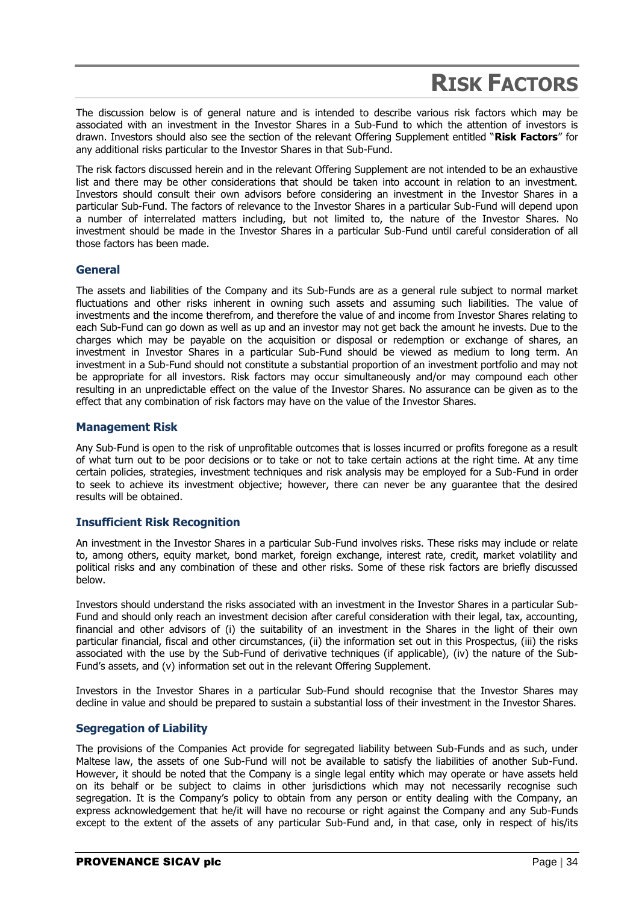# RISK FACTORS

The discussion below is of general nature and is intended to describe various risk factors which may be associated with an investment in the Investor Shares in a Sub-Fund to which the attention of investors is drawn. Investors should also see the section of the relevant Offering Supplement entitled "**Risk Factors**" for any additional risks particular to the Investor Shares in that Sub-Fund.

The risk factors discussed herein and in the relevant Offering Supplement are not intended to be an exhaustive list and there may be other considerations that should be taken into account in relation to an investment. Investors should consult their own advisors before considering an investment in the Investor Shares in a particular Sub-Fund. The factors of relevance to the Investor Shares in a particular Sub-Fund will depend upon a number of interrelated matters including, but not limited to, the nature of the Investor Shares. No investment should be made in the Investor Shares in a particular Sub-Fund until careful consideration of all those factors has been made.

## General

The assets and liabilities of the Company and its Sub-Funds are as a general rule subject to normal market fluctuations and other risks inherent in owning such assets and assuming such liabilities. The value of investments and the income therefrom, and therefore the value of and income from Investor Shares relating to each Sub-Fund can go down as well as up and an investor may not get back the amount he invests. Due to the charges which may be payable on the acquisition or disposal or redemption or exchange of shares, an investment in Investor Shares in a particular Sub-Fund should be viewed as medium to long term. An investment in a Sub-Fund should not constitute a substantial proportion of an investment portfolio and may not be appropriate for all investors. Risk factors may occur simultaneously and/or may compound each other resulting in an unpredictable effect on the value of the Investor Shares. No assurance can be given as to the effect that any combination of risk factors may have on the value of the Investor Shares.

## Management Risk

Any Sub-Fund is open to the risk of unprofitable outcomes that is losses incurred or profits foregone as a result of what turn out to be poor decisions or to take or not to take certain actions at the right time. At any time certain policies, strategies, investment techniques and risk analysis may be employed for a Sub-Fund in order to seek to achieve its investment objective; however, there can never be any guarantee that the desired results will be obtained.

## Insufficient Risk Recognition

An investment in the Investor Shares in a particular Sub-Fund involves risks. These risks may include or relate to, among others, equity market, bond market, foreign exchange, interest rate, credit, market volatility and political risks and any combination of these and other risks. Some of these risk factors are briefly discussed below.

Investors should understand the risks associated with an investment in the Investor Shares in a particular Sub-Fund and should only reach an investment decision after careful consideration with their legal, tax, accounting, financial and other advisors of (i) the suitability of an investment in the Shares in the light of their own particular financial, fiscal and other circumstances, (ii) the information set out in this Prospectus, (iii) the risks associated with the use by the Sub-Fund of derivative techniques (if applicable), (iv) the nature of the Sub-Fund's assets, and (v) information set out in the relevant Offering Supplement.

Investors in the Investor Shares in a particular Sub-Fund should recognise that the Investor Shares may decline in value and should be prepared to sustain a substantial loss of their investment in the Investor Shares.

## Segregation of Liability

The provisions of the Companies Act provide for segregated liability between Sub-Funds and as such, under Maltese law, the assets of one Sub-Fund will not be available to satisfy the liabilities of another Sub-Fund. However, it should be noted that the Company is a single legal entity which may operate or have assets held on its behalf or be subject to claims in other jurisdictions which may not necessarily recognise such segregation. It is the Company's policy to obtain from any person or entity dealing with the Company, an express acknowledgement that he/it will have no recourse or right against the Company and any Sub-Funds except to the extent of the assets of any particular Sub-Fund and, in that case, only in respect of his/its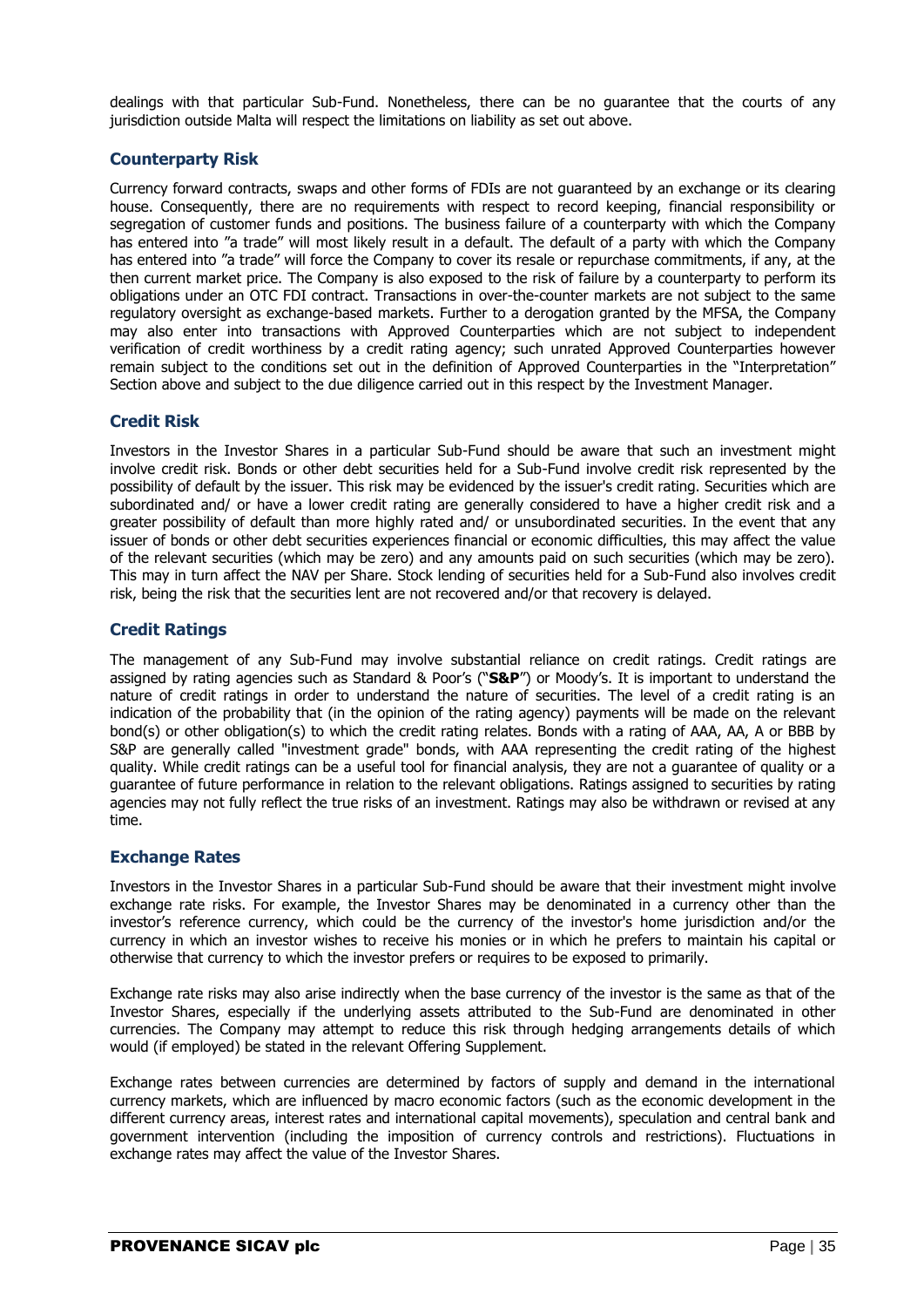dealings with that particular Sub-Fund. Nonetheless, there can be no guarantee that the courts of any jurisdiction outside Malta will respect the limitations on liability as set out above.

### Counterparty Risk

Currency forward contracts, swaps and other forms of FDIs are not guaranteed by an exchange or its clearing house. Consequently, there are no requirements with respect to record keeping, financial responsibility or segregation of customer funds and positions. The business failure of a counterparty with which the Company has entered into "a trade" will most likely result in a default. The default of a party with which the Company has entered into "a trade" will force the Company to cover its resale or repurchase commitments, if any, at the then current market price. The Company is also exposed to the risk of failure by a counterparty to perform its obligations under an OTC FDI contract. Transactions in over-the-counter markets are not subject to the same regulatory oversight as exchange-based markets. Further to a derogation granted by the MFSA, the Company may also enter into transactions with Approved Counterparties which are not subject to independent verification of credit worthiness by a credit rating agency; such unrated Approved Counterparties however remain subject to the conditions set out in the definition of Approved Counterparties in the "Interpretation" Section above and subject to the due diligence carried out in this respect by the Investment Manager.

### Credit Risk

Investors in the Investor Shares in a particular Sub-Fund should be aware that such an investment might involve credit risk. Bonds or other debt securities held for a Sub-Fund involve credit risk represented by the possibility of default by the issuer. This risk may be evidenced by the issuer's credit rating. Securities which are subordinated and/ or have a lower credit rating are generally considered to have a higher credit risk and a greater possibility of default than more highly rated and/ or unsubordinated securities. In the event that any issuer of bonds or other debt securities experiences financial or economic difficulties, this may affect the value of the relevant securities (which may be zero) and any amounts paid on such securities (which may be zero). This may in turn affect the NAV per Share. Stock lending of securities held for a Sub-Fund also involves credit risk, being the risk that the securities lent are not recovered and/or that recovery is delayed.

### Credit Ratings

The management of any Sub-Fund may involve substantial reliance on credit ratings. Credit ratings are assigned by rating agencies such as Standard & Poor's ("**S&P**") or Moody's. It is important to understand the nature of credit ratings in order to understand the nature of securities. The level of a credit rating is an indication of the probability that (in the opinion of the rating agency) payments will be made on the relevant bond(s) or other obligation(s) to which the credit rating relates. Bonds with a rating of AAA, AA, A or BBB by S&P are generally called "investment grade" bonds, with AAA representing the credit rating of the highest quality. While credit ratings can be a useful tool for financial analysis, they are not a guarantee of quality or a guarantee of future performance in relation to the relevant obligations. Ratings assigned to securities by rating agencies may not fully reflect the true risks of an investment. Ratings may also be withdrawn or revised at any time.

### Exchange Rates

Investors in the Investor Shares in a particular Sub-Fund should be aware that their investment might involve exchange rate risks. For example, the Investor Shares may be denominated in a currency other than the investor's reference currency, which could be the currency of the investor's home jurisdiction and/or the currency in which an investor wishes to receive his monies or in which he prefers to maintain his capital or otherwise that currency to which the investor prefers or requires to be exposed to primarily.

Exchange rate risks may also arise indirectly when the base currency of the investor is the same as that of the Investor Shares, especially if the underlying assets attributed to the Sub-Fund are denominated in other currencies. The Company may attempt to reduce this risk through hedging arrangements details of which would (if employed) be stated in the relevant Offering Supplement.

Exchange rates between currencies are determined by factors of supply and demand in the international currency markets, which are influenced by macro economic factors (such as the economic development in the different currency areas, interest rates and international capital movements), speculation and central bank and government intervention (including the imposition of currency controls and restrictions). Fluctuations in exchange rates may affect the value of the Investor Shares.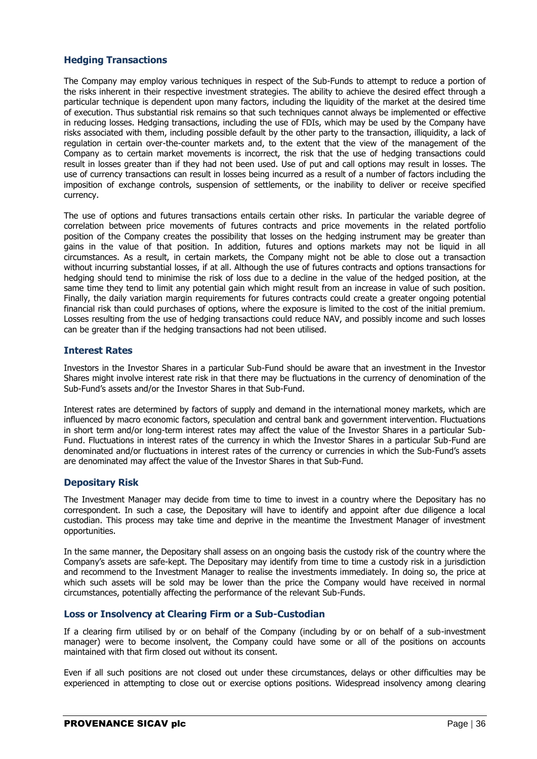## Hedging Transactions

The Company may employ various techniques in respect of the Sub-Funds to attempt to reduce a portion of the risks inherent in their respective investment strategies. The ability to achieve the desired effect through a particular technique is dependent upon many factors, including the liquidity of the market at the desired time of execution. Thus substantial risk remains so that such techniques cannot always be implemented or effective in reducing losses. Hedging transactions, including the use of FDIs, which may be used by the Company have risks associated with them, including possible default by the other party to the transaction, illiquidity, a lack of regulation in certain over-the-counter markets and, to the extent that the view of the management of the Company as to certain market movements is incorrect, the risk that the use of hedging transactions could result in losses greater than if they had not been used. Use of put and call options may result in losses. The use of currency transactions can result in losses being incurred as a result of a number of factors including the imposition of exchange controls, suspension of settlements, or the inability to deliver or receive specified currency.

The use of options and futures transactions entails certain other risks. In particular the variable degree of correlation between price movements of futures contracts and price movements in the related portfolio position of the Company creates the possibility that losses on the hedging instrument may be greater than gains in the value of that position. In addition, futures and options markets may not be liquid in all circumstances. As a result, in certain markets, the Company might not be able to close out a transaction without incurring substantial losses, if at all. Although the use of futures contracts and options transactions for hedging should tend to minimise the risk of loss due to a decline in the value of the hedged position, at the same time they tend to limit any potential gain which might result from an increase in value of such position. Finally, the daily variation margin requirements for futures contracts could create a greater ongoing potential financial risk than could purchases of options, where the exposure is limited to the cost of the initial premium. Losses resulting from the use of hedging transactions could reduce NAV, and possibly income and such losses can be greater than if the hedging transactions had not been utilised.

## Interest Rates

Investors in the Investor Shares in a particular Sub-Fund should be aware that an investment in the Investor Shares might involve interest rate risk in that there may be fluctuations in the currency of denomination of the Sub-Fund's assets and/or the Investor Shares in that Sub-Fund.

Interest rates are determined by factors of supply and demand in the international money markets, which are influenced by macro economic factors, speculation and central bank and government intervention. Fluctuations in short term and/or long-term interest rates may affect the value of the Investor Shares in a particular Sub-Fund. Fluctuations in interest rates of the currency in which the Investor Shares in a particular Sub-Fund are denominated and/or fluctuations in interest rates of the currency or currencies in which the Sub-Fund's assets are denominated may affect the value of the Investor Shares in that Sub-Fund.

## Depositary Risk

The Investment Manager may decide from time to time to invest in a country where the Depositary has no correspondent. In such a case, the Depositary will have to identify and appoint after due diligence a local custodian. This process may take time and deprive in the meantime the Investment Manager of investment opportunities.

In the same manner, the Depositary shall assess on an ongoing basis the custody risk of the country where the Company's assets are safe-kept. The Depositary may identify from time to time a custody risk in a jurisdiction and recommend to the Investment Manager to realise the investments immediately. In doing so, the price at which such assets will be sold may be lower than the price the Company would have received in normal circumstances, potentially affecting the performance of the relevant Sub-Funds.

## Loss or Insolvency at Clearing Firm or a Sub-Custodian

If a clearing firm utilised by or on behalf of the Company (including by or on behalf of a sub-investment manager) were to become insolvent, the Company could have some or all of the positions on accounts maintained with that firm closed out without its consent.

Even if all such positions are not closed out under these circumstances, delays or other difficulties may be experienced in attempting to close out or exercise options positions. Widespread insolvency among clearing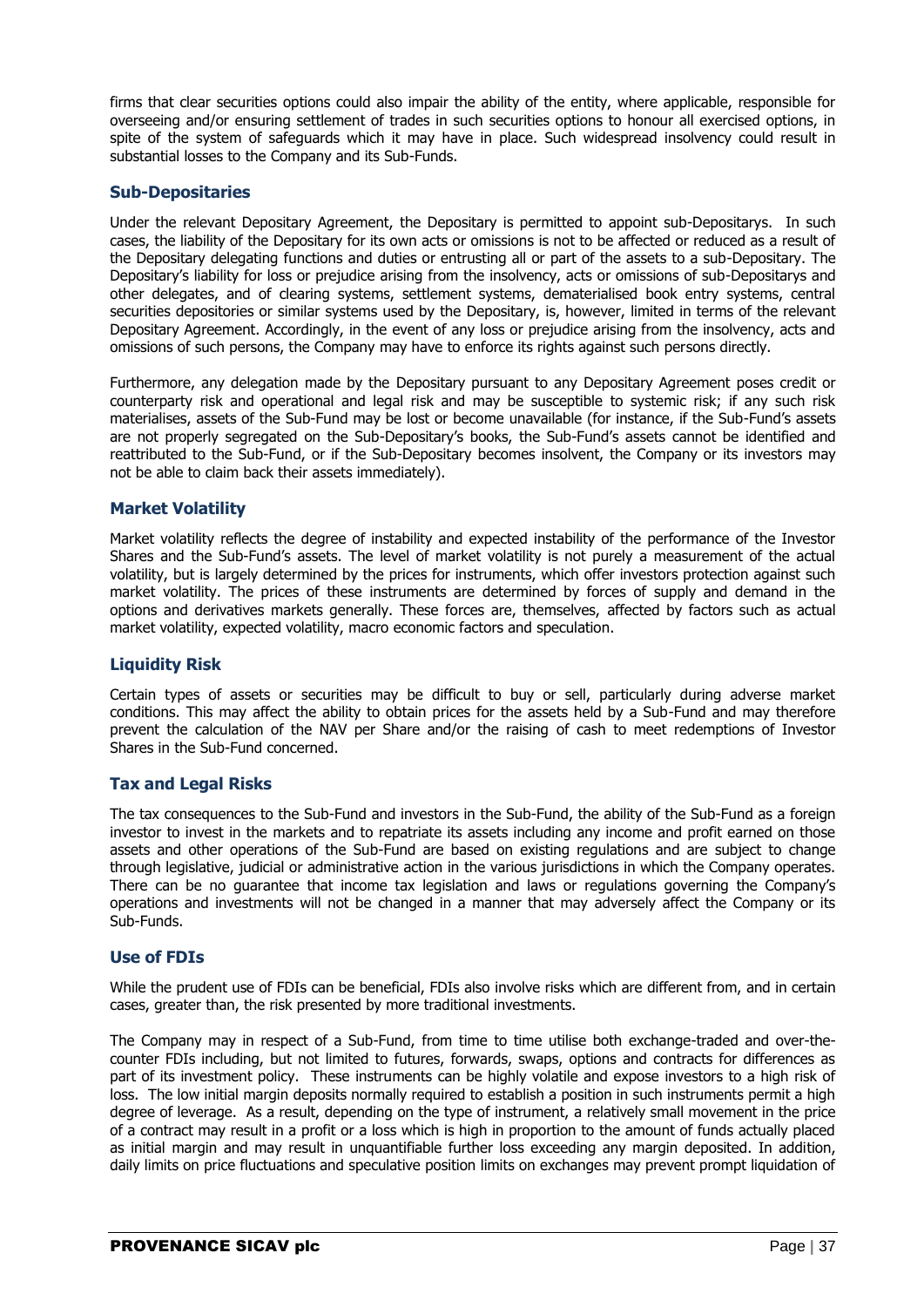firms that clear securities options could also impair the ability of the entity, where applicable, responsible for overseeing and/or ensuring settlement of trades in such securities options to honour all exercised options, in spite of the system of safeguards which it may have in place. Such widespread insolvency could result in substantial losses to the Company and its Sub-Funds.

### Sub-Depositaries

Under the relevant Depositary Agreement, the Depositary is permitted to appoint sub-Depositarys. In such cases, the liability of the Depositary for its own acts or omissions is not to be affected or reduced as a result of the Depositary delegating functions and duties or entrusting all or part of the assets to a sub-Depositary. The Depositary's liability for loss or prejudice arising from the insolvency, acts or omissions of sub-Depositarys and other delegates, and of clearing systems, settlement systems, dematerialised book entry systems, central securities depositories or similar systems used by the Depositary, is, however, limited in terms of the relevant Depositary Agreement. Accordingly, in the event of any loss or prejudice arising from the insolvency, acts and omissions of such persons, the Company may have to enforce its rights against such persons directly.

Furthermore, any delegation made by the Depositary pursuant to any Depositary Agreement poses credit or counterparty risk and operational and legal risk and may be susceptible to systemic risk; if any such risk materialises, assets of the Sub-Fund may be lost or become unavailable (for instance, if the Sub-Fund's assets are not properly segregated on the Sub-Depositary's books, the Sub-Fund's assets cannot be identified and reattributed to the Sub-Fund, or if the Sub-Depositary becomes insolvent, the Company or its investors may not be able to claim back their assets immediately).

### Market Volatility

Market volatility reflects the degree of instability and expected instability of the performance of the Investor Shares and the Sub-Fund's assets. The level of market volatility is not purely a measurement of the actual volatility, but is largely determined by the prices for instruments, which offer investors protection against such market volatility. The prices of these instruments are determined by forces of supply and demand in the options and derivatives markets generally. These forces are, themselves, affected by factors such as actual market volatility, expected volatility, macro economic factors and speculation.

### Liquidity Risk

Certain types of assets or securities may be difficult to buy or sell, particularly during adverse market conditions. This may affect the ability to obtain prices for the assets held by a Sub-Fund and may therefore prevent the calculation of the NAV per Share and/or the raising of cash to meet redemptions of Investor Shares in the Sub-Fund concerned.

### Tax and Legal Risks

The tax consequences to the Sub-Fund and investors in the Sub-Fund, the ability of the Sub-Fund as a foreign investor to invest in the markets and to repatriate its assets including any income and profit earned on those assets and other operations of the Sub-Fund are based on existing regulations and are subject to change through legislative, judicial or administrative action in the various jurisdictions in which the Company operates. There can be no guarantee that income tax legislation and laws or regulations governing the Company's operations and investments will not be changed in a manner that may adversely affect the Company or its Sub-Funds.

### Use of FDIs

While the prudent use of FDIs can be beneficial, FDIs also involve risks which are different from, and in certain cases, greater than, the risk presented by more traditional investments.

The Company may in respect of a Sub-Fund, from time to time utilise both exchange-traded and over-the-counter FDIs including, but not limited to futures, forwards, swaps, options and contracts for differences as part of its investment policy. These instruments can be highly volatile and expose investors to a high risk of loss. The low initial margin deposits normally required to establish a position in such instruments permit a high degree of leverage. As a result, depending on the type of instrument, a relatively small movement in the price of a contract may result in a profit or a loss which is high in proportion to the amount of funds actually placed as initial margin and may result in unquantifiable further loss exceeding any margin deposited. In addition, daily limits on price fluctuations and speculative position limits on exchanges may prevent prompt liquidation of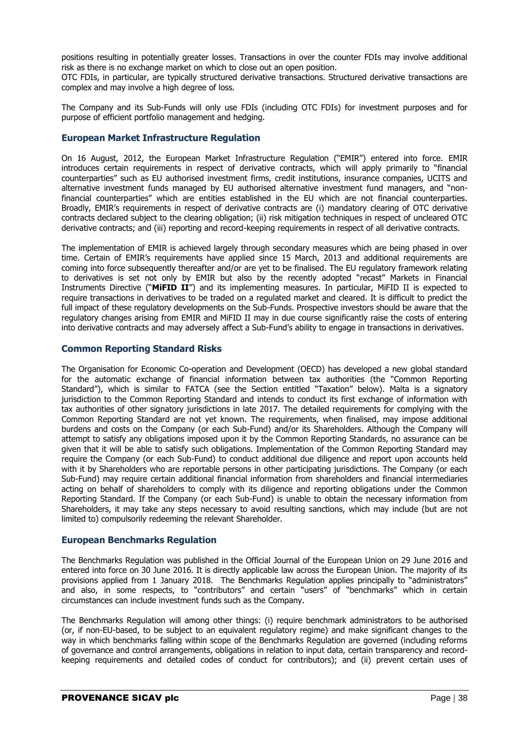positions resulting in potentially greater losses. Transactions in over the counter FDIs may involve additional risk as there is no exchange market on which to close out an open position.
OTC FDIs, in particular, are typically structured derivative transactions. Structured derivative transactions are complex and may involve a high degree of loss.

The Company and its Sub-Funds will only use FDIs (including OTC FDIs) for investment purposes and for purpose of efficient portfolio management and hedging.

## European Market Infrastructure Regulation

On 16 August, 2012, the European Market Infrastructure Regulation ("EMIR") entered into force. EMIR introduces certain requirements in respect of derivative contracts, which will apply primarily to "financial counterparties" such as EU authorised investment firms, credit institutions, insurance companies, UCITS and alternative investment funds managed by EU authorised alternative investment fund managers, and "non-financial counterparties" which are entities established in the EU which are not financial counterparties. Broadly, EMIR's requirements in respect of derivative contracts are (i) mandatory clearing of OTC derivative contracts declared subject to the clearing obligation; (ii) risk mitigation techniques in respect of uncleared OTC derivative contracts; and (iii) reporting and record-keeping requirements in respect of all derivative contracts.

The implementation of EMIR is achieved largely through secondary measures which are being phased in over time. Certain of EMIR's requirements have applied since 15 March, 2013 and additional requirements are coming into force subsequently thereafter and/or are yet to be finalised. The EU regulatory framework relating to derivatives is set not only by EMIR but also by the recently adopted "recast" Markets in Financial Instruments Directive ("**MiFID II**") and its implementing measures. In particular, MiFID II is expected to require transactions in derivatives to be traded on a regulated market and cleared. It is difficult to predict the full impact of these regulatory developments on the Sub-Funds. Prospective investors should be aware that the regulatory changes arising from EMIR and MiFID II may in due course significantly raise the costs of entering into derivative contracts and may adversely affect a Sub-Fund's ability to engage in transactions in derivatives.

## Common Reporting Standard Risks

The Organisation for Economic Co-operation and Development (OECD) has developed a new global standard for the automatic exchange of financial information between tax authorities (the "Common Reporting Standard"), which is similar to FATCA (see the Section entitled "Taxation" below). Malta is a signatory jurisdiction to the Common Reporting Standard and intends to conduct its first exchange of information with tax authorities of other signatory jurisdictions in late 2017. The detailed requirements for complying with the Common Reporting Standard are not yet known. The requirements, when finalised, may impose additional burdens and costs on the Company (or each Sub-Fund) and/or its Shareholders. Although the Company will attempt to satisfy any obligations imposed upon it by the Common Reporting Standards, no assurance can be given that it will be able to satisfy such obligations. Implementation of the Common Reporting Standard may require the Company (or each Sub-Fund) to conduct additional due diligence and report upon accounts held with it by Shareholders who are reportable persons in other participating jurisdictions. The Company (or each Sub-Fund) may require certain additional financial information from shareholders and financial intermediaries acting on behalf of shareholders to comply with its diligence and reporting obligations under the Common Reporting Standard. If the Company (or each Sub-Fund) is unable to obtain the necessary information from Shareholders, it may take any steps necessary to avoid resulting sanctions, which may include (but are not limited to) compulsorily redeeming the relevant Shareholder.

## European Benchmarks Regulation

The Benchmarks Regulation was published in the Official Journal of the European Union on 29 June 2016 and entered into force on 30 June 2016. It is directly applicable law across the European Union. The majority of its provisions applied from 1 January 2018. The Benchmarks Regulation applies principally to "administrators" and also, in some respects, to "contributors" and certain "users" of "benchmarks" which in certain circumstances can include investment funds such as the Company.

The Benchmarks Regulation will among other things: (i) require benchmark administrators to be authorised (or, if non-EU-based, to be subject to an equivalent regulatory regime) and make significant changes to the way in which benchmarks falling within scope of the Benchmarks Regulation are governed (including reforms of governance and control arrangements, obligations in relation to input data, certain transparency and record-keeping requirements and detailed codes of conduct for contributors); and (ii) prevent certain uses of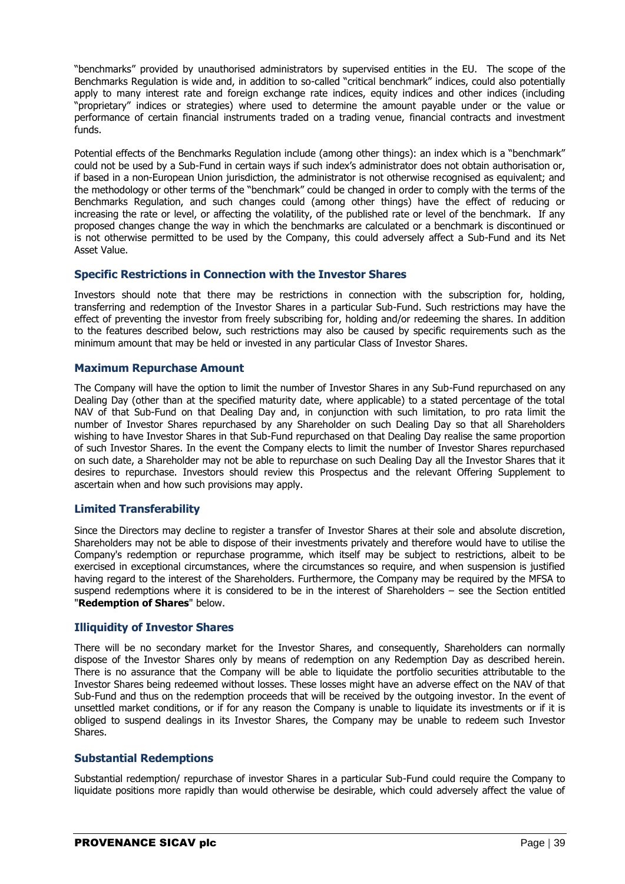"benchmarks" provided by unauthorised administrators by supervised entities in the EU. The scope of the Benchmarks Regulation is wide and, in addition to so-called "critical benchmark" indices, could also potentially apply to many interest rate and foreign exchange rate indices, equity indices and other indices (including "proprietary" indices or strategies) where used to determine the amount payable under or the value or performance of certain financial instruments traded on a trading venue, financial contracts and investment funds.

Potential effects of the Benchmarks Regulation include (among other things): an index which is a "benchmark" could not be used by a Sub-Fund in certain ways if such index's administrator does not obtain authorisation or, if based in a non-European Union jurisdiction, the administrator is not otherwise recognised as equivalent; and the methodology or other terms of the "benchmark" could be changed in order to comply with the terms of the Benchmarks Regulation, and such changes could (among other things) have the effect of reducing or increasing the rate or level, or affecting the volatility, of the published rate or level of the benchmark. If any proposed changes change the way in which the benchmarks are calculated or a benchmark is discontinued or is not otherwise permitted to be used by the Company, this could adversely affect a Sub-Fund and its Net Asset Value.

### Specific Restrictions in Connection with the Investor Shares

Investors should note that there may be restrictions in connection with the subscription for, holding, transferring and redemption of the Investor Shares in a particular Sub-Fund. Such restrictions may have the effect of preventing the investor from freely subscribing for, holding and/or redeeming the shares. In addition to the features described below, such restrictions may also be caused by specific requirements such as the minimum amount that may be held or invested in any particular Class of Investor Shares.

### Maximum Repurchase Amount

The Company will have the option to limit the number of Investor Shares in any Sub-Fund repurchased on any Dealing Day (other than at the specified maturity date, where applicable) to a stated percentage of the total NAV of that Sub-Fund on that Dealing Day and, in conjunction with such limitation, to pro rata limit the number of Investor Shares repurchased by any Shareholder on such Dealing Day so that all Shareholders wishing to have Investor Shares in that Sub-Fund repurchased on that Dealing Day realise the same proportion of such Investor Shares. In the event the Company elects to limit the number of Investor Shares repurchased on such date, a Shareholder may not be able to repurchase on such Dealing Day all the Investor Shares that it desires to repurchase. Investors should review this Prospectus and the relevant Offering Supplement to ascertain when and how such provisions may apply.

### Limited Transferability

Since the Directors may decline to register a transfer of Investor Shares at their sole and absolute discretion, Shareholders may not be able to dispose of their investments privately and therefore would have to utilise the Company's redemption or repurchase programme, which itself may be subject to restrictions, albeit to be exercised in exceptional circumstances, where the circumstances so require, and when suspension is justified having regard to the interest of the Shareholders. Furthermore, the Company may be required by the MFSA to suspend redemptions where it is considered to be in the interest of Shareholders – see the Section entitled "**Redemption of Shares**" below.

### Illiquidity of Investor Shares

There will be no secondary market for the Investor Shares, and consequently, Shareholders can normally dispose of the Investor Shares only by means of redemption on any Redemption Day as described herein. There is no assurance that the Company will be able to liquidate the portfolio securities attributable to the Investor Shares being redeemed without losses. These losses might have an adverse effect on the NAV of that Sub-Fund and thus on the redemption proceeds that will be received by the outgoing investor. In the event of unsettled market conditions, or if for any reason the Company is unable to liquidate its investments or if it is obliged to suspend dealings in its Investor Shares, the Company may be unable to redeem such Investor Shares.

### Substantial Redemptions

Substantial redemption/ repurchase of investor Shares in a particular Sub-Fund could require the Company to liquidate positions more rapidly than would otherwise be desirable, which could adversely affect the value of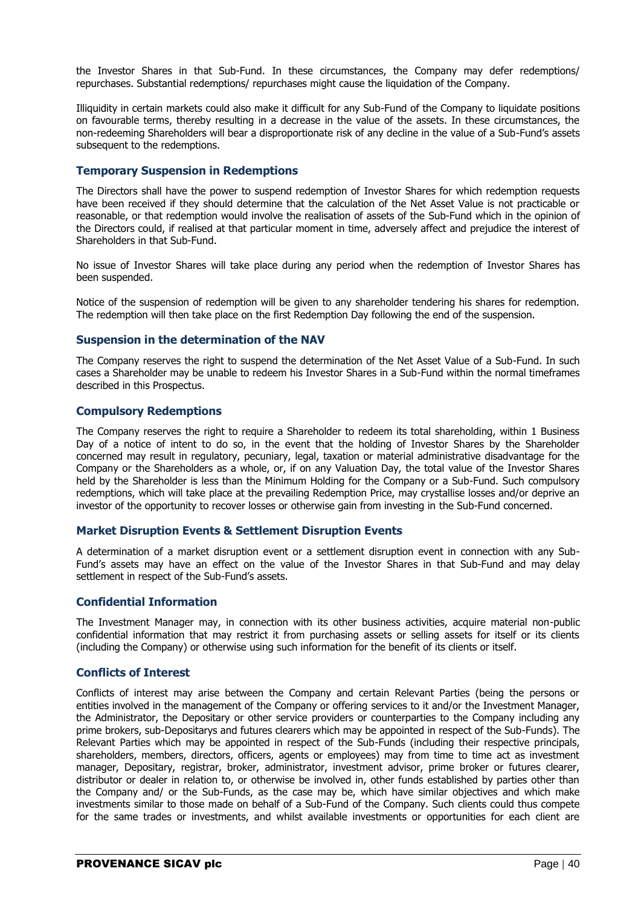the Investor Shares in that Sub-Fund. In these circumstances, the Company may defer redemptions/ repurchases. Substantial redemptions/ repurchases might cause the liquidation of the Company.

Illiquidity in certain markets could also make it difficult for any Sub-Fund of the Company to liquidate positions on favourable terms, thereby resulting in a decrease in the value of the assets. In these circumstances, the non-redeeming Shareholders will bear a disproportionate risk of any decline in the value of a Sub-Fund's assets subsequent to the redemptions.

### Temporary Suspension in Redemptions

The Directors shall have the power to suspend redemption of Investor Shares for which redemption requests have been received if they should determine that the calculation of the Net Asset Value is not practicable or reasonable, or that redemption would involve the realisation of assets of the Sub-Fund which in the opinion of the Directors could, if realised at that particular moment in time, adversely affect and prejudice the interest of Shareholders in that Sub-Fund.

No issue of Investor Shares will take place during any period when the redemption of Investor Shares has been suspended.

Notice of the suspension of redemption will be given to any shareholder tendering his shares for redemption. The redemption will then take place on the first Redemption Day following the end of the suspension.

### Suspension in the determination of the NAV

The Company reserves the right to suspend the determination of the Net Asset Value of a Sub-Fund. In such cases a Shareholder may be unable to redeem his Investor Shares in a Sub-Fund within the normal timeframes described in this Prospectus.

### Compulsory Redemptions

The Company reserves the right to require a Shareholder to redeem its total shareholding, within 1 Business Day of a notice of intent to do so, in the event that the holding of Investor Shares by the Shareholder concerned may result in regulatory, pecuniary, legal, taxation or material administrative disadvantage for the Company or the Shareholders as a whole, or, if on any Valuation Day, the total value of the Investor Shares held by the Shareholder is less than the Minimum Holding for the Company or a Sub-Fund. Such compulsory redemptions, which will take place at the prevailing Redemption Price, may crystallise losses and/or deprive an investor of the opportunity to recover losses or otherwise gain from investing in the Sub-Fund concerned.

### Market Disruption Events & Settlement Disruption Events

A determination of a market disruption event or a settlement disruption event in connection with any Sub-Fund's assets may have an effect on the value of the Investor Shares in that Sub-Fund and may delay settlement in respect of the Sub-Fund's assets.

### Confidential Information

The Investment Manager may, in connection with its other business activities, acquire material non-public confidential information that may restrict it from purchasing assets or selling assets for itself or its clients (including the Company) or otherwise using such information for the benefit of its clients or itself.

### Conflicts of Interest

Conflicts of interest may arise between the Company and certain Relevant Parties (being the persons or entities involved in the management of the Company or offering services to it and/or the Investment Manager, the Administrator, the Depositary or other service providers or counterparties to the Company including any prime brokers, sub-Depositarys and futures clearers which may be appointed in respect of the Sub-Funds). The Relevant Parties which may be appointed in respect of the Sub-Funds (including their respective principals, shareholders, members, directors, officers, agents or employees) may from time to time act as investment manager, Depositary, registrar, broker, administrator, investment advisor, prime broker or futures clearer, distributor or dealer in relation to, or otherwise be involved in, other funds established by parties other than the Company and/ or the Sub-Funds, as the case may be, which have similar objectives and which make investments similar to those made on behalf of a Sub-Fund of the Company. Such clients could thus compete for the same trades or investments, and whilst available investments or opportunities for each client are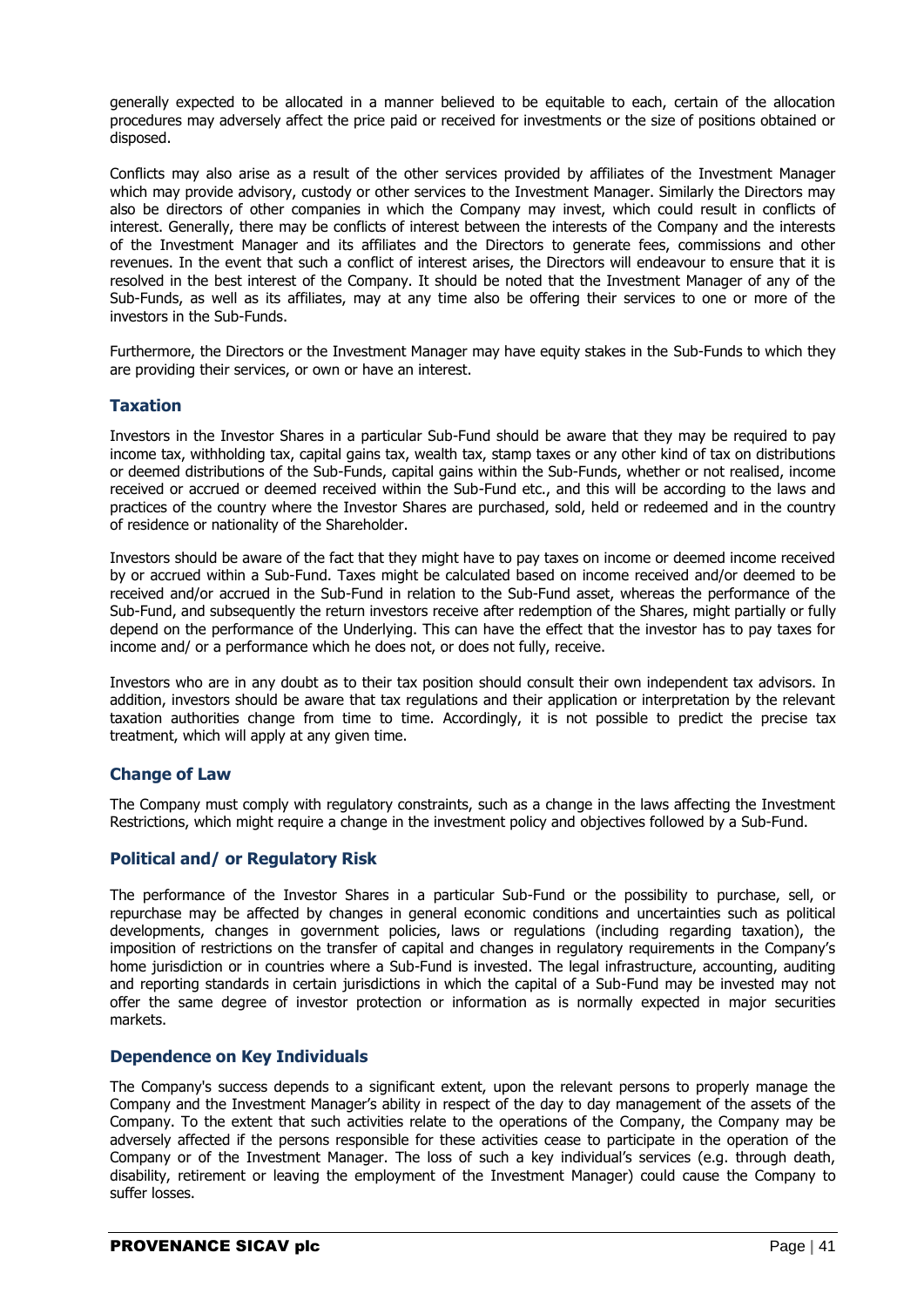generally expected to be allocated in a manner believed to be equitable to each, certain of the allocation procedures may adversely affect the price paid or received for investments or the size of positions obtained or disposed.

Conflicts may also arise as a result of the other services provided by affiliates of the Investment Manager which may provide advisory, custody or other services to the Investment Manager. Similarly the Directors may also be directors of other companies in which the Company may invest, which could result in conflicts of interest. Generally, there may be conflicts of interest between the interests of the Company and the interests of the Investment Manager and its affiliates and the Directors to generate fees, commissions and other revenues. In the event that such a conflict of interest arises, the Directors will endeavour to ensure that it is resolved in the best interest of the Company. It should be noted that the Investment Manager of any of the Sub-Funds, as well as its affiliates, may at any time also be offering their services to one or more of the investors in the Sub-Funds.

Furthermore, the Directors or the Investment Manager may have equity stakes in the Sub-Funds to which they are providing their services, or own or have an interest.

### Taxation

Investors in the Investor Shares in a particular Sub-Fund should be aware that they may be required to pay income tax, withholding tax, capital gains tax, wealth tax, stamp taxes or any other kind of tax on distributions or deemed distributions of the Sub-Funds, capital gains within the Sub-Funds, whether or not realised, income received or accrued or deemed received within the Sub-Fund etc., and this will be according to the laws and practices of the country where the Investor Shares are purchased, sold, held or redeemed and in the country of residence or nationality of the Shareholder.

Investors should be aware of the fact that they might have to pay taxes on income or deemed income received by or accrued within a Sub-Fund. Taxes might be calculated based on income received and/or deemed to be received and/or accrued in the Sub-Fund in relation to the Sub-Fund asset, whereas the performance of the Sub-Fund, and subsequently the return investors receive after redemption of the Shares, might partially or fully depend on the performance of the Underlying. This can have the effect that the investor has to pay taxes for income and/ or a performance which he does not, or does not fully, receive.

Investors who are in any doubt as to their tax position should consult their own independent tax advisors. In addition, investors should be aware that tax regulations and their application or interpretation by the relevant taxation authorities change from time to time. Accordingly, it is not possible to predict the precise tax treatment, which will apply at any given time.

### Change of Law

The Company must comply with regulatory constraints, such as a change in the laws affecting the Investment Restrictions, which might require a change in the investment policy and objectives followed by a Sub-Fund.

### Political and/ or Regulatory Risk

The performance of the Investor Shares in a particular Sub-Fund or the possibility to purchase, sell, or repurchase may be affected by changes in general economic conditions and uncertainties such as political developments, changes in government policies, laws or regulations (including regarding taxation), the imposition of restrictions on the transfer of capital and changes in regulatory requirements in the Company's home jurisdiction or in countries where a Sub-Fund is invested. The legal infrastructure, accounting, auditing and reporting standards in certain jurisdictions in which the capital of a Sub-Fund may be invested may not offer the same degree of investor protection or information as is normally expected in major securities markets.

### Dependence on Key Individuals

The Company's success depends to a significant extent, upon the relevant persons to properly manage the Company and the Investment Manager's ability in respect of the day to day management of the assets of the Company. To the extent that such activities relate to the operations of the Company, the Company may be adversely affected if the persons responsible for these activities cease to participate in the operation of the Company or of the Investment Manager. The loss of such a key individual's services (e.g. through death, disability, retirement or leaving the employment of the Investment Manager) could cause the Company to suffer losses.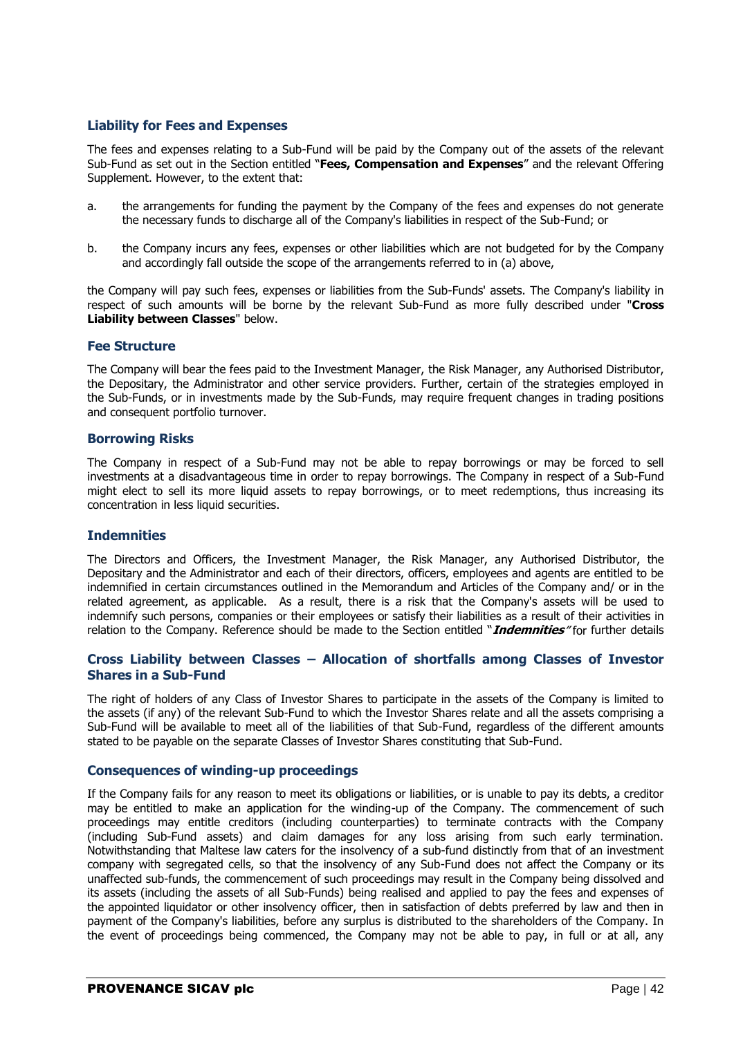### Liability for Fees and Expenses

The fees and expenses relating to a Sub-Fund will be paid by the Company out of the assets of the relevant Sub-Fund as set out in the Section entitled "**Fees, Compensation and Expenses**" and the relevant Offering Supplement. However, to the extent that:

a. the arrangements for funding the payment by the Company of the fees and expenses do not generate the necessary funds to discharge all of the Company's liabilities in respect of the Sub-Fund; or

b. the Company incurs any fees, expenses or other liabilities which are not budgeted for by the Company and accordingly fall outside the scope of the arrangements referred to in (a) above,

the Company will pay such fees, expenses or liabilities from the Sub-Funds' assets. The Company's liability in respect of such amounts will be borne by the relevant Sub-Fund as more fully described under "**Cross Liability between Classes**" below.

### Fee Structure

The Company will bear the fees paid to the Investment Manager, the Risk Manager, any Authorised Distributor, the Depositary, the Administrator and other service providers. Further, certain of the strategies employed in the Sub-Funds, or in investments made by the Sub-Funds, may require frequent changes in trading positions and consequent portfolio turnover.

### Borrowing Risks

The Company in respect of a Sub-Fund may not be able to repay borrowings or may be forced to sell investments at a disadvantageous time in order to repay borrowings. The Company in respect of a Sub-Fund might elect to sell its more liquid assets to repay borrowings, or to meet redemptions, thus increasing its concentration in less liquid securities.

### Indemnities

The Directors and Officers, the Investment Manager, the Risk Manager, any Authorised Distributor, the Depositary and the Administrator and each of their directors, officers, employees and agents are entitled to be indemnified in certain circumstances outlined in the Memorandum and Articles of the Company and/ or in the related agreement, as applicable. As a result, there is a risk that the Company's assets will be used to indemnify such persons, companies or their employees or satisfy their liabilities as a result of their activities in relation to the Company. Reference should be made to the Section entitled "***Indemnities***" for further details

### Cross Liability between Classes – Allocation of shortfalls among Classes of Investor Shares in a Sub-Fund

The right of holders of any Class of Investor Shares to participate in the assets of the Company is limited to the assets (if any) of the relevant Sub-Fund to which the Investor Shares relate and all the assets comprising a Sub-Fund will be available to meet all of the liabilities of that Sub-Fund, regardless of the different amounts stated to be payable on the separate Classes of Investor Shares constituting that Sub-Fund.

### Consequences of winding-up proceedings

If the Company fails for any reason to meet its obligations or liabilities, or is unable to pay its debts, a creditor may be entitled to make an application for the winding-up of the Company. The commencement of such proceedings may entitle creditors (including counterparties) to terminate contracts with the Company (including Sub-Fund assets) and claim damages for any loss arising from such early termination. Notwithstanding that Maltese law caters for the insolvency of a sub-fund distinctly from that of an investment company with segregated cells, so that the insolvency of any Sub-Fund does not affect the Company or its unaffected sub-funds, the commencement of such proceedings may result in the Company being dissolved and its assets (including the assets of all Sub-Funds) being realised and applied to pay the fees and expenses of the appointed liquidator or other insolvency officer, then in satisfaction of debts preferred by law and then in payment of the Company's liabilities, before any surplus is distributed to the shareholders of the Company. In the event of proceedings being commenced, the Company may not be able to pay, in full or at all, any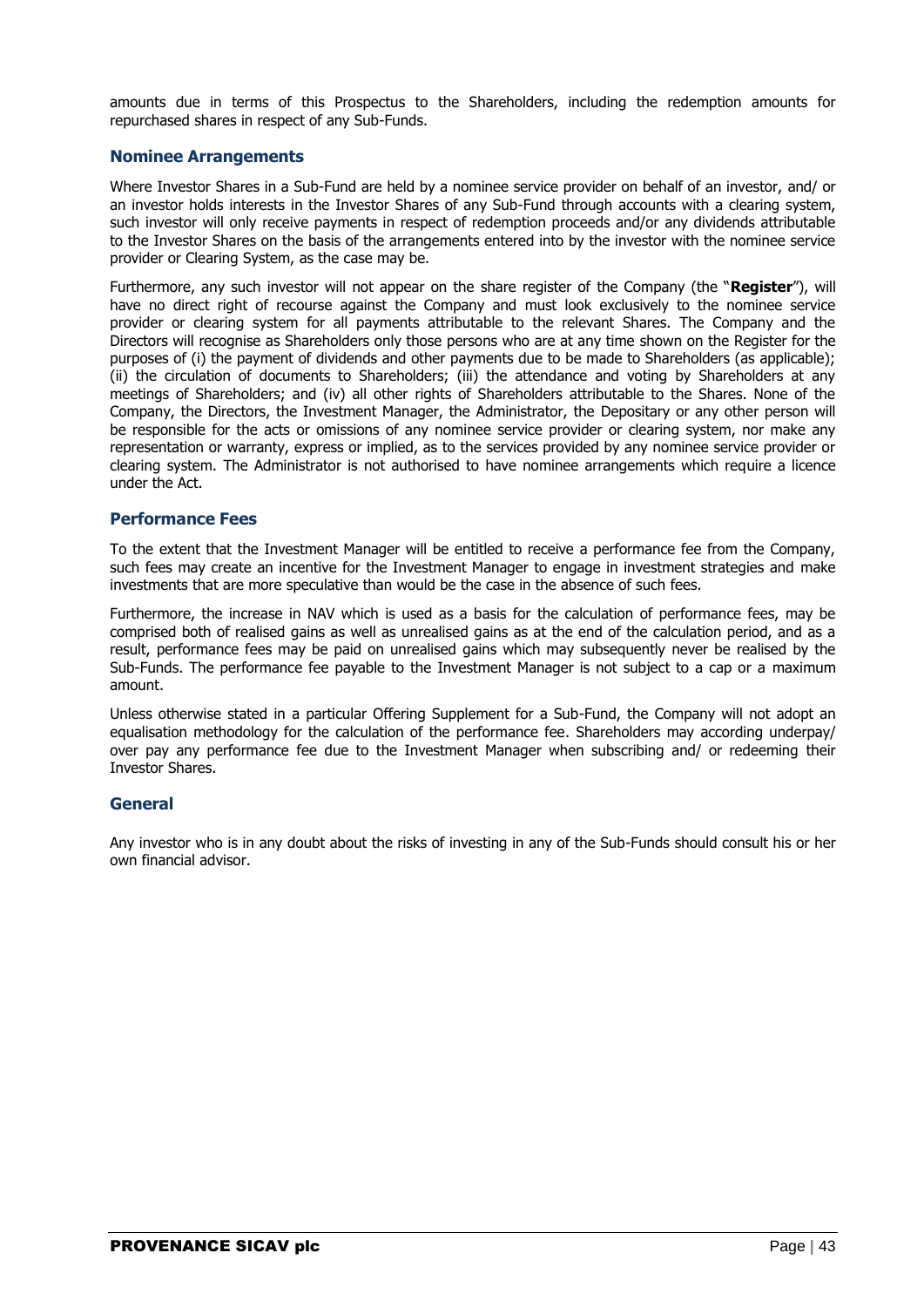amounts due in terms of this Prospectus to the Shareholders, including the redemption amounts for repurchased shares in respect of any Sub-Funds.

## Nominee Arrangements

Where Investor Shares in a Sub-Fund are held by a nominee service provider on behalf of an investor, and/ or an investor holds interests in the Investor Shares of any Sub-Fund through accounts with a clearing system, such investor will only receive payments in respect of redemption proceeds and/or any dividends attributable to the Investor Shares on the basis of the arrangements entered into by the investor with the nominee service provider or Clearing System, as the case may be.

Furthermore, any such investor will not appear on the share register of the Company (the "**Register**"), will have no direct right of recourse against the Company and must look exclusively to the nominee service provider or clearing system for all payments attributable to the relevant Shares. The Company and the Directors will recognise as Shareholders only those persons who are at any time shown on the Register for the purposes of (i) the payment of dividends and other payments due to be made to Shareholders (as applicable); (ii) the circulation of documents to Shareholders; (iii) the attendance and voting by Shareholders at any meetings of Shareholders; and (iv) all other rights of Shareholders attributable to the Shares. None of the Company, the Directors, the Investment Manager, the Administrator, the Depositary or any other person will be responsible for the acts or omissions of any nominee service provider or clearing system, nor make any representation or warranty, express or implied, as to the services provided by any nominee service provider or clearing system. The Administrator is not authorised to have nominee arrangements which require a licence under the Act.

## Performance Fees

To the extent that the Investment Manager will be entitled to receive a performance fee from the Company, such fees may create an incentive for the Investment Manager to engage in investment strategies and make investments that are more speculative than would be the case in the absence of such fees.

Furthermore, the increase in NAV which is used as a basis for the calculation of performance fees, may be comprised both of realised gains as well as unrealised gains as at the end of the calculation period, and as a result, performance fees may be paid on unrealised gains which may subsequently never be realised by the Sub-Funds. The performance fee payable to the Investment Manager is not subject to a cap or a maximum amount.

Unless otherwise stated in a particular Offering Supplement for a Sub-Fund, the Company will not adopt an equalisation methodology for the calculation of the performance fee. Shareholders may according underpay/ over pay any performance fee due to the Investment Manager when subscribing and/ or redeeming their Investor Shares.

## General

Any investor who is in any doubt about the risks of investing in any of the Sub-Funds should consult his or her own financial advisor.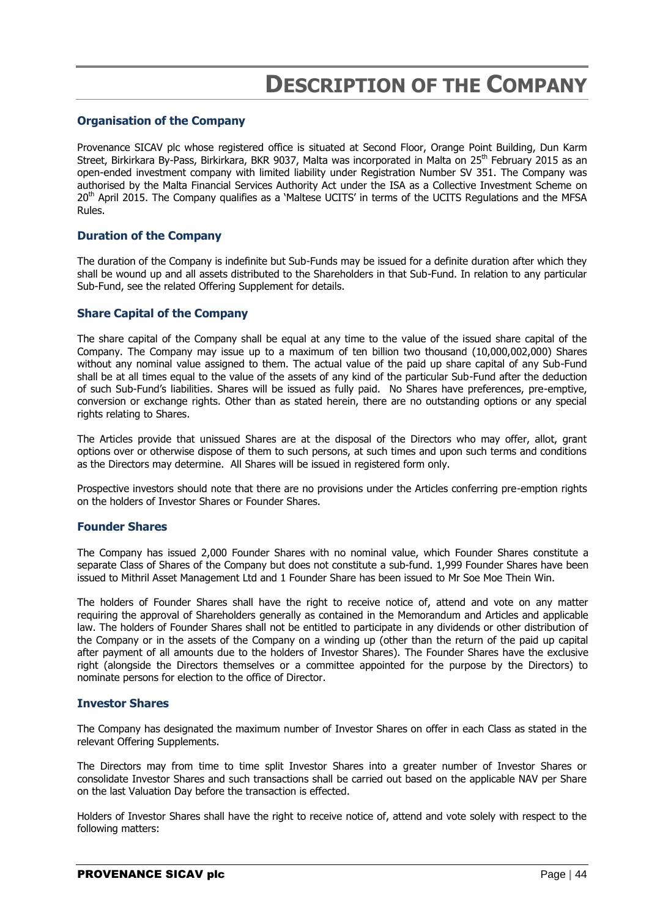# DESCRIPTION OF THE COMPANY

## Organisation of the Company

Provenance SICAV plc whose registered office is situated at Second Floor, Orange Point Building, Dun Karm Street, Birkirkara By-Pass, Birkirkara, BKR 9037, Malta was incorporated in Malta on 25th February 2015 as an open-ended investment company with limited liability under Registration Number SV 351. The Company was authorised by the Malta Financial Services Authority Act under the ISA as a Collective Investment Scheme on 20th April 2015. The Company qualifies as a 'Maltese UCITS' in terms of the UCITS Regulations and the MFSA Rules.

## Duration of the Company

The duration of the Company is indefinite but Sub-Funds may be issued for a definite duration after which they shall be wound up and all assets distributed to the Shareholders in that Sub-Fund. In relation to any particular Sub-Fund, see the related Offering Supplement for details.

## Share Capital of the Company

The share capital of the Company shall be equal at any time to the value of the issued share capital of the Company. The Company may issue up to a maximum of ten billion two thousand (10,000,002,000) Shares without any nominal value assigned to them. The actual value of the paid up share capital of any Sub-Fund shall be at all times equal to the value of the assets of any kind of the particular Sub-Fund after the deduction of such Sub-Fund's liabilities. Shares will be issued as fully paid. No Shares have preferences, pre-emptive, conversion or exchange rights. Other than as stated herein, there are no outstanding options or any special rights relating to Shares.

The Articles provide that unissued Shares are at the disposal of the Directors who may offer, allot, grant options over or otherwise dispose of them to such persons, at such times and upon such terms and conditions as the Directors may determine. All Shares will be issued in registered form only.

Prospective investors should note that there are no provisions under the Articles conferring pre-emption rights on the holders of Investor Shares or Founder Shares.

## Founder Shares

The Company has issued 2,000 Founder Shares with no nominal value, which Founder Shares constitute a separate Class of Shares of the Company but does not constitute a sub-fund. 1,999 Founder Shares have been issued to Mithril Asset Management Ltd and 1 Founder Share has been issued to Mr Soe Moe Thein Win.

The holders of Founder Shares shall have the right to receive notice of, attend and vote on any matter requiring the approval of Shareholders generally as contained in the Memorandum and Articles and applicable law. The holders of Founder Shares shall not be entitled to participate in any dividends or other distribution of the Company or in the assets of the Company on a winding up (other than the return of the paid up capital after payment of all amounts due to the holders of Investor Shares). The Founder Shares have the exclusive right (alongside the Directors themselves or a committee appointed for the purpose by the Directors) to nominate persons for election to the office of Director.

## Investor Shares

The Company has designated the maximum number of Investor Shares on offer in each Class as stated in the relevant Offering Supplements.

The Directors may from time to time split Investor Shares into a greater number of Investor Shares or consolidate Investor Shares and such transactions shall be carried out based on the applicable NAV per Share on the last Valuation Day before the transaction is effected.

Holders of Investor Shares shall have the right to receive notice of, attend and vote solely with respect to the following matters: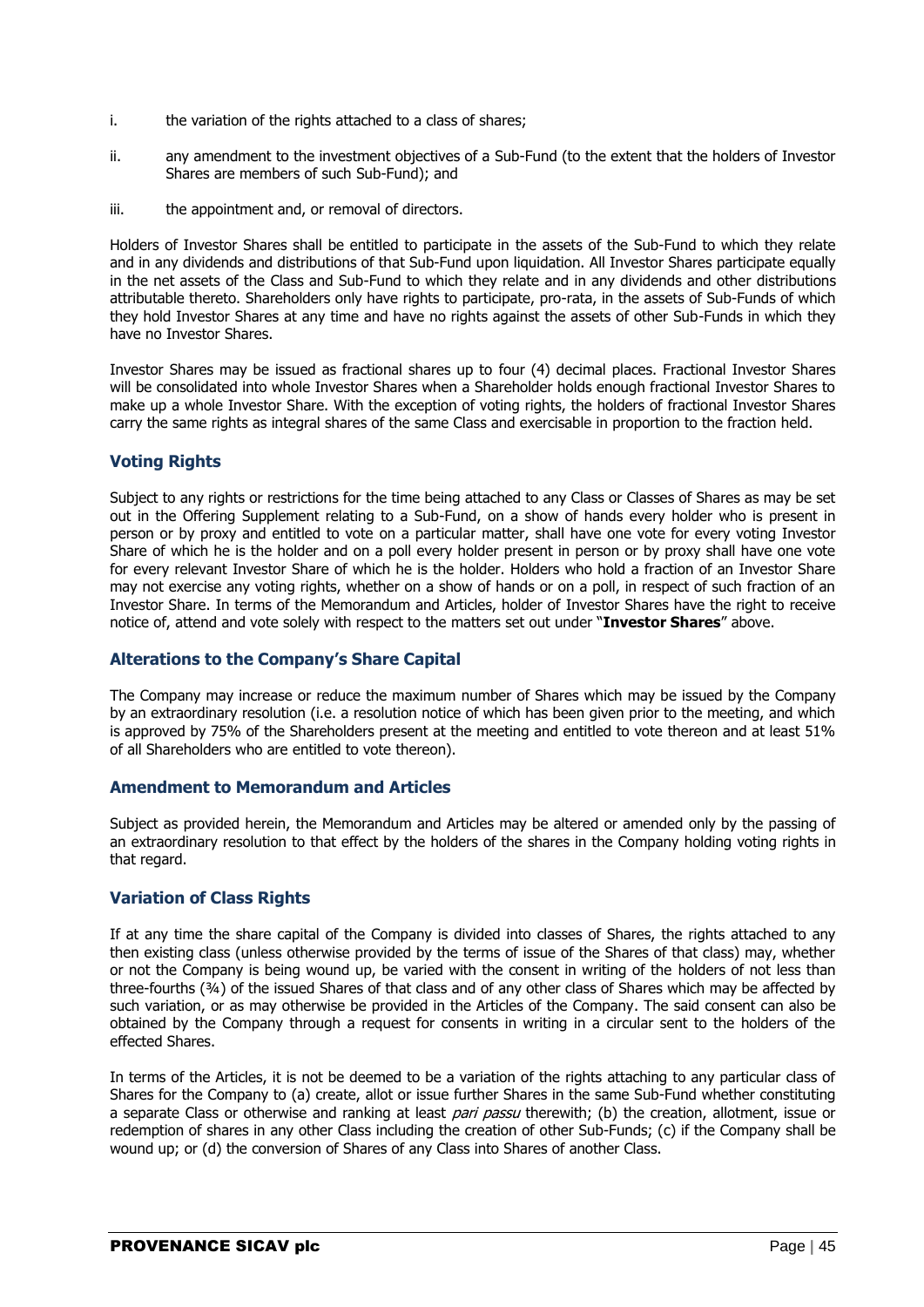i. the variation of the rights attached to a class of shares;

ii. any amendment to the investment objectives of a Sub-Fund (to the extent that the holders of Investor Shares are members of such Sub-Fund); and

iii. the appointment and, or removal of directors.

Holders of Investor Shares shall be entitled to participate in the assets of the Sub-Fund to which they relate and in any dividends and distributions of that Sub-Fund upon liquidation. All Investor Shares participate equally in the net assets of the Class and Sub-Fund to which they relate and in any dividends and other distributions attributable thereto. Shareholders only have rights to participate, pro-rata, in the assets of Sub-Funds of which they hold Investor Shares at any time and have no rights against the assets of other Sub-Funds in which they have no Investor Shares.

Investor Shares may be issued as fractional shares up to four (4) decimal places. Fractional Investor Shares will be consolidated into whole Investor Shares when a Shareholder holds enough fractional Investor Shares to make up a whole Investor Share. With the exception of voting rights, the holders of fractional Investor Shares carry the same rights as integral shares of the same Class and exercisable in proportion to the fraction held.

## Voting Rights

Subject to any rights or restrictions for the time being attached to any Class or Classes of Shares as may be set out in the Offering Supplement relating to a Sub-Fund, on a show of hands every holder who is present in person or by proxy and entitled to vote on a particular matter, shall have one vote for every voting Investor Share of which he is the holder and on a poll every holder present in person or by proxy shall have one vote for every relevant Investor Share of which he is the holder. Holders who hold a fraction of an Investor Share may not exercise any voting rights, whether on a show of hands or on a poll, in respect of such fraction of an Investor Share. In terms of the Memorandum and Articles, holder of Investor Shares have the right to receive notice of, attend and vote solely with respect to the matters set out under "**Investor Shares**" above.

## Alterations to the Company's Share Capital

The Company may increase or reduce the maximum number of Shares which may be issued by the Company by an extraordinary resolution (i.e. a resolution notice of which has been given prior to the meeting, and which is approved by 75% of the Shareholders present at the meeting and entitled to vote thereon and at least 51% of all Shareholders who are entitled to vote thereon).

## Amendment to Memorandum and Articles

Subject as provided herein, the Memorandum and Articles may be altered or amended only by the passing of an extraordinary resolution to that effect by the holders of the shares in the Company holding voting rights in that regard.

## Variation of Class Rights

If at any time the share capital of the Company is divided into classes of Shares, the rights attached to any then existing class (unless otherwise provided by the terms of issue of the Shares of that class) may, whether or not the Company is being wound up, be varied with the consent in writing of the holders of not less than three-fourths (¾) of the issued Shares of that class and of any other class of Shares which may be affected by such variation, or as may otherwise be provided in the Articles of the Company. The said consent can also be obtained by the Company through a request for consents in writing in a circular sent to the holders of the effected Shares.

In terms of the Articles, it is not be deemed to be a variation of the rights attaching to any particular class of Shares for the Company to (a) create, allot or issue further Shares in the same Sub-Fund whether constituting a separate Class or otherwise and ranking at least *pari passu* therewith; (b) the creation, allotment, issue or redemption of shares in any other Class including the creation of other Sub-Funds; (c) if the Company shall be wound up; or (d) the conversion of Shares of any Class into Shares of another Class.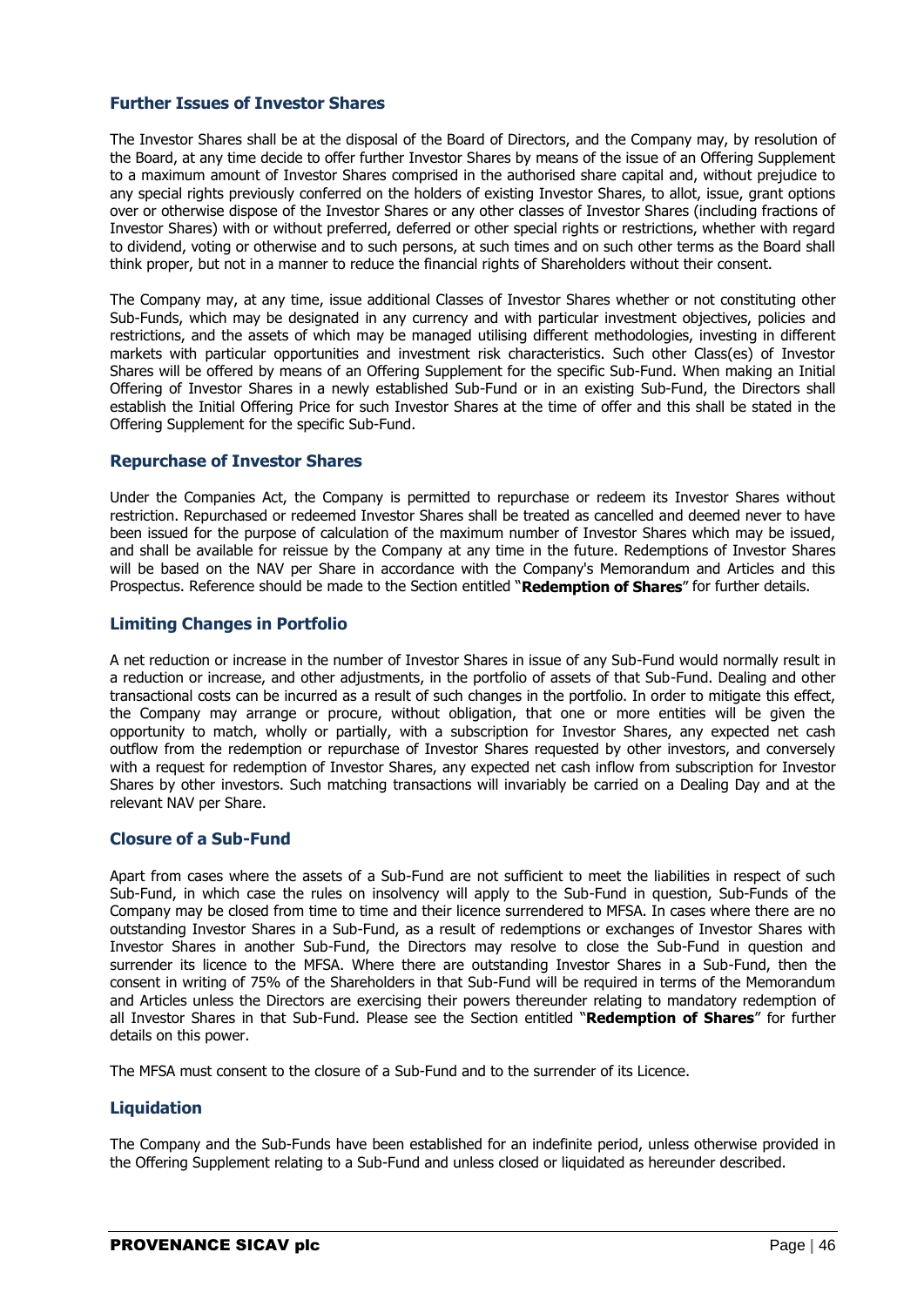## Further Issues of Investor Shares

The Investor Shares shall be at the disposal of the Board of Directors, and the Company may, by resolution of the Board, at any time decide to offer further Investor Shares by means of the issue of an Offering Supplement to a maximum amount of Investor Shares comprised in the authorised share capital and, without prejudice to any special rights previously conferred on the holders of existing Investor Shares, to allot, issue, grant options over or otherwise dispose of the Investor Shares or any other classes of Investor Shares (including fractions of Investor Shares) with or without preferred, deferred or other special rights or restrictions, whether with regard to dividend, voting or otherwise and to such persons, at such times and on such other terms as the Board shall think proper, but not in a manner to reduce the financial rights of Shareholders without their consent.

The Company may, at any time, issue additional Classes of Investor Shares whether or not constituting other Sub-Funds, which may be designated in any currency and with particular investment objectives, policies and restrictions, and the assets of which may be managed utilising different methodologies, investing in different markets with particular opportunities and investment risk characteristics. Such other Class(es) of Investor Shares will be offered by means of an Offering Supplement for the specific Sub-Fund. When making an Initial Offering of Investor Shares in a newly established Sub-Fund or in an existing Sub-Fund, the Directors shall establish the Initial Offering Price for such Investor Shares at the time of offer and this shall be stated in the Offering Supplement for the specific Sub-Fund.

## Repurchase of Investor Shares

Under the Companies Act, the Company is permitted to repurchase or redeem its Investor Shares without restriction. Repurchased or redeemed Investor Shares shall be treated as cancelled and deemed never to have been issued for the purpose of calculation of the maximum number of Investor Shares which may be issued, and shall be available for reissue by the Company at any time in the future. Redemptions of Investor Shares will be based on the NAV per Share in accordance with the Company's Memorandum and Articles and this Prospectus. Reference should be made to the Section entitled "**Redemption of Shares**" for further details.

## Limiting Changes in Portfolio

A net reduction or increase in the number of Investor Shares in issue of any Sub-Fund would normally result in a reduction or increase, and other adjustments, in the portfolio of assets of that Sub-Fund. Dealing and other transactional costs can be incurred as a result of such changes in the portfolio. In order to mitigate this effect, the Company may arrange or procure, without obligation, that one or more entities will be given the opportunity to match, wholly or partially, with a subscription for Investor Shares, any expected net cash outflow from the redemption or repurchase of Investor Shares requested by other investors, and conversely with a request for redemption of Investor Shares, any expected net cash inflow from subscription for Investor Shares by other investors. Such matching transactions will invariably be carried on a Dealing Day and at the relevant NAV per Share.

## Closure of a Sub-Fund

Apart from cases where the assets of a Sub-Fund are not sufficient to meet the liabilities in respect of such Sub-Fund, in which case the rules on insolvency will apply to the Sub-Fund in question, Sub-Funds of the Company may be closed from time to time and their licence surrendered to MFSA. In cases where there are no outstanding Investor Shares in a Sub-Fund, as a result of redemptions or exchanges of Investor Shares with Investor Shares in another Sub-Fund, the Directors may resolve to close the Sub-Fund in question and surrender its licence to the MFSA. Where there are outstanding Investor Shares in a Sub-Fund, then the consent in writing of 75% of the Shareholders in that Sub-Fund will be required in terms of the Memorandum and Articles unless the Directors are exercising their powers thereunder relating to mandatory redemption of all Investor Shares in that Sub-Fund. Please see the Section entitled "**Redemption of Shares**" for further details on this power.

The MFSA must consent to the closure of a Sub-Fund and to the surrender of its Licence.

## Liquidation

The Company and the Sub-Funds have been established for an indefinite period, unless otherwise provided in the Offering Supplement relating to a Sub-Fund and unless closed or liquidated as hereunder described.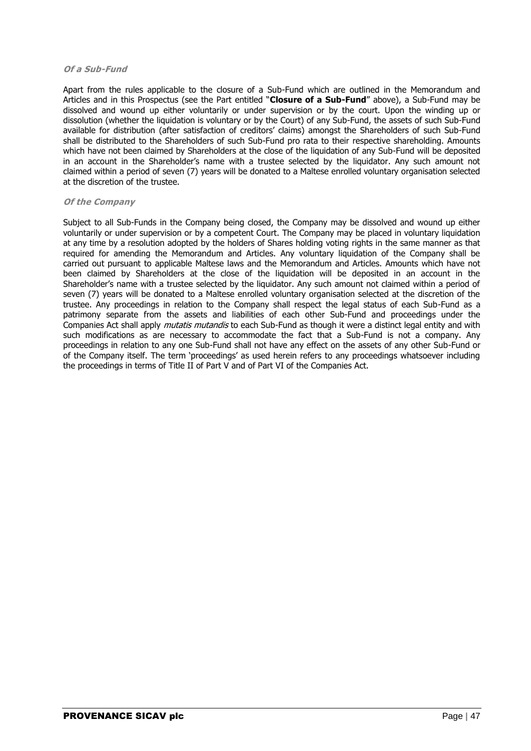### *Of a Sub-Fund*

Apart from the rules applicable to the closure of a Sub-Fund which are outlined in the Memorandum and Articles and in this Prospectus (see the Part entitled "**Closure of a Sub-Fund**" above), a Sub-Fund may be dissolved and wound up either voluntarily or under supervision or by the court. Upon the winding up or dissolution (whether the liquidation is voluntary or by the Court) of any Sub-Fund, the assets of such Sub-Fund available for distribution (after satisfaction of creditors' claims) amongst the Shareholders of such Sub-Fund shall be distributed to the Shareholders of such Sub-Fund pro rata to their respective shareholding. Amounts which have not been claimed by Shareholders at the close of the liquidation of any Sub-Fund will be deposited in an account in the Shareholder's name with a trustee selected by the liquidator. Any such amount not claimed within a period of seven (7) years will be donated to a Maltese enrolled voluntary organisation selected at the discretion of the trustee.

### *Of the Company*

Subject to all Sub-Funds in the Company being closed, the Company may be dissolved and wound up either voluntarily or under supervision or by a competent Court. The Company may be placed in voluntary liquidation at any time by a resolution adopted by the holders of Shares holding voting rights in the same manner as that required for amending the Memorandum and Articles. Any voluntary liquidation of the Company shall be carried out pursuant to applicable Maltese laws and the Memorandum and Articles. Amounts which have not been claimed by Shareholders at the close of the liquidation will be deposited in an account in the Shareholder's name with a trustee selected by the liquidator. Any such amount not claimed within a period of seven (7) years will be donated to a Maltese enrolled voluntary organisation selected at the discretion of the trustee. Any proceedings in relation to the Company shall respect the legal status of each Sub-Fund as a patrimony separate from the assets and liabilities of each other Sub-Fund and proceedings under the Companies Act shall apply *mutatis mutandis* to each Sub-Fund as though it were a distinct legal entity and with such modifications as are necessary to accommodate the fact that a Sub-Fund is not a company. Any proceedings in relation to any one Sub-Fund shall not have any effect on the assets of any other Sub-Fund or of the Company itself. The term 'proceedings' as used herein refers to any proceedings whatsoever including the proceedings in terms of Title II of Part V and of Part VI of the Companies Act.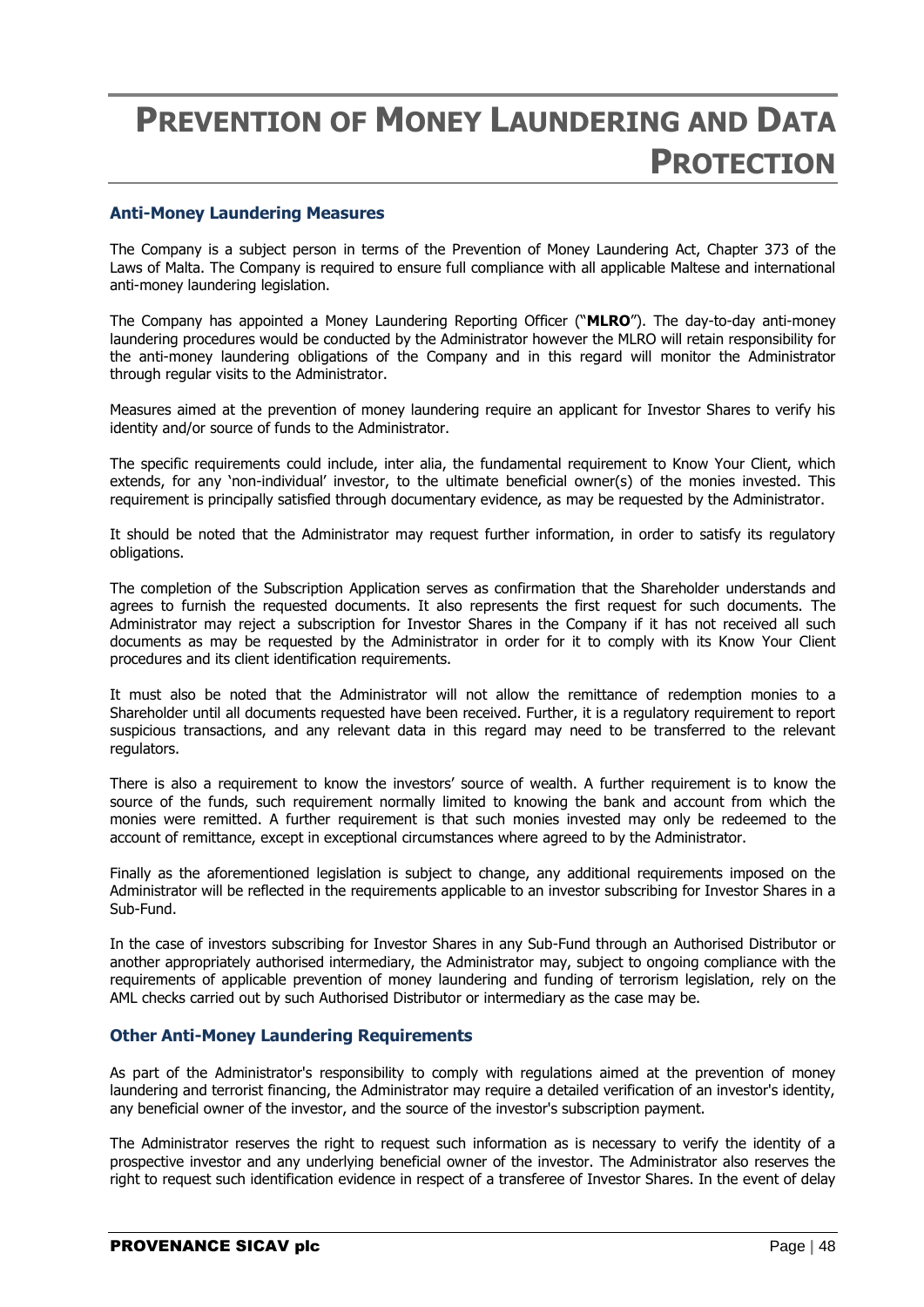# PREVENTION OF MONEY LAUNDERING AND DATA PROTECTION

## Anti-Money Laundering Measures

The Company is a subject person in terms of the Prevention of Money Laundering Act, Chapter 373 of the Laws of Malta. The Company is required to ensure full compliance with all applicable Maltese and international anti-money laundering legislation.

The Company has appointed a Money Laundering Reporting Officer ("**MLRO**"). The day-to-day anti-money laundering procedures would be conducted by the Administrator however the MLRO will retain responsibility for the anti-money laundering obligations of the Company and in this regard will monitor the Administrator through regular visits to the Administrator.

Measures aimed at the prevention of money laundering require an applicant for Investor Shares to verify his identity and/or source of funds to the Administrator.

The specific requirements could include, inter alia, the fundamental requirement to Know Your Client, which extends, for any 'non-individual' investor, to the ultimate beneficial owner(s) of the monies invested. This requirement is principally satisfied through documentary evidence, as may be requested by the Administrator.

It should be noted that the Administrator may request further information, in order to satisfy its regulatory obligations.

The completion of the Subscription Application serves as confirmation that the Shareholder understands and agrees to furnish the requested documents. It also represents the first request for such documents. The Administrator may reject a subscription for Investor Shares in the Company if it has not received all such documents as may be requested by the Administrator in order for it to comply with its Know Your Client procedures and its client identification requirements.

It must also be noted that the Administrator will not allow the remittance of redemption monies to a Shareholder until all documents requested have been received. Further, it is a regulatory requirement to report suspicious transactions, and any relevant data in this regard may need to be transferred to the relevant regulators.

There is also a requirement to know the investors' source of wealth. A further requirement is to know the source of the funds, such requirement normally limited to knowing the bank and account from which the monies were remitted. A further requirement is that such monies invested may only be redeemed to the account of remittance, except in exceptional circumstances where agreed to by the Administrator.

Finally as the aforementioned legislation is subject to change, any additional requirements imposed on the Administrator will be reflected in the requirements applicable to an investor subscribing for Investor Shares in a Sub-Fund.

In the case of investors subscribing for Investor Shares in any Sub-Fund through an Authorised Distributor or another appropriately authorised intermediary, the Administrator may, subject to ongoing compliance with the requirements of applicable prevention of money laundering and funding of terrorism legislation, rely on the AML checks carried out by such Authorised Distributor or intermediary as the case may be.

## Other Anti-Money Laundering Requirements

As part of the Administrator's responsibility to comply with regulations aimed at the prevention of money laundering and terrorist financing, the Administrator may require a detailed verification of an investor's identity, any beneficial owner of the investor, and the source of the investor's subscription payment.

The Administrator reserves the right to request such information as is necessary to verify the identity of a prospective investor and any underlying beneficial owner of the investor. The Administrator also reserves the right to request such identification evidence in respect of a transferee of Investor Shares. In the event of delay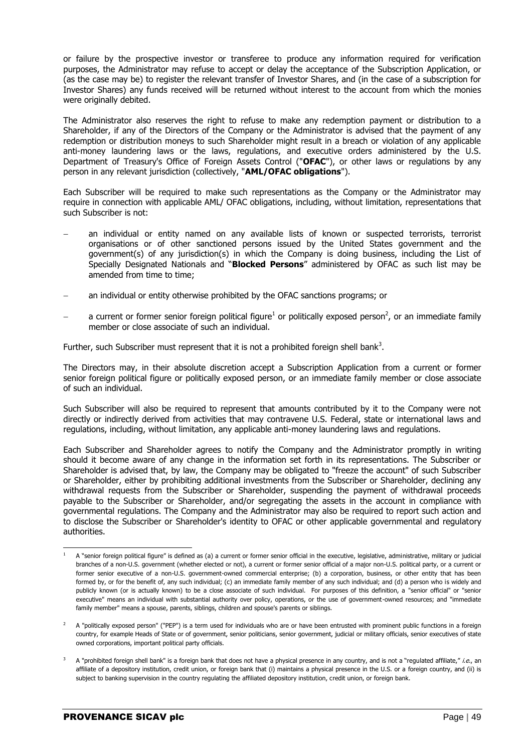or failure by the prospective investor or transferee to produce any information required for verification purposes, the Administrator may refuse to accept or delay the acceptance of the Subscription Application, or (as the case may be) to register the relevant transfer of Investor Shares, and (in the case of a subscription for Investor Shares) any funds received will be returned without interest to the account from which the monies were originally debited.

The Administrator also reserves the right to refuse to make any redemption payment or distribution to a Shareholder, if any of the Directors of the Company or the Administrator is advised that the payment of any redemption or distribution moneys to such Shareholder might result in a breach or violation of any applicable anti-money laundering laws or the laws, regulations, and executive orders administered by the U.S. Department of Treasury's Office of Foreign Assets Control ("**OFAC**"), or other laws or regulations by any person in any relevant jurisdiction (collectively, "**AML/OFAC obligations**").

Each Subscriber will be required to make such representations as the Company or the Administrator may require in connection with applicable AML/ OFAC obligations, including, without limitation, representations that such Subscriber is not:

- an individual or entity named on any available lists of known or suspected terrorists, terrorist organisations or of other sanctioned persons issued by the United States government and the government(s) of any jurisdiction(s) in which the Company is doing business, including the List of Specially Designated Nationals and "**Blocked Persons**" administered by OFAC as such list may be amended from time to time;
- an individual or entity otherwise prohibited by the OFAC sanctions programs; or
- a current or former senior foreign political figure[1] or politically exposed person[2], or an immediate family member or close associate of such an individual.

Further, such Subscriber must represent that it is not a prohibited foreign shell bank[3].

The Directors may, in their absolute discretion accept a Subscription Application from a current or former senior foreign political figure or politically exposed person, or an immediate family member or close associate of such an individual.

Such Subscriber will also be required to represent that amounts contributed by it to the Company were not directly or indirectly derived from activities that may contravene U.S. Federal, state or international laws and regulations, including, without limitation, any applicable anti-money laundering laws and regulations.

Each Subscriber and Shareholder agrees to notify the Company and the Administrator promptly in writing should it become aware of any change in the information set forth in its representations. The Subscriber or Shareholder is advised that, by law, the Company may be obligated to "freeze the account" of such Subscriber or Shareholder, either by prohibiting additional investments from the Subscriber or Shareholder, declining any withdrawal requests from the Subscriber or Shareholder, suspending the payment of withdrawal proceeds payable to the Subscriber or Shareholder, and/or segregating the assets in the account in compliance with governmental regulations. The Company and the Administrator may also be required to report such action and to disclose the Subscriber or Shareholder's identity to OFAC or other applicable governmental and regulatory authorities.

---

[1] A "senior foreign political figure" is defined as (a) a current or former senior official in the executive, legislative, administrative, military or judicial branches of a non-U.S. government (whether elected or not), a current or former senior official of a major non-U.S. political party, or a current or former senior executive of a non-U.S. government-owned commercial enterprise; (b) a corporation, business, or other entity that has been formed by, or for the benefit of, any such individual; (c) an immediate family member of any such individual; and (d) a person who is widely and publicly known (or is actually known) to be a close associate of such individual. For purposes of this definition, a "senior official" or "senior executive" means an individual with substantial authority over policy, operations, or the use of government-owned resources; and "immediate family member" means a spouse, parents, siblings, children and spouse's parents or siblings.

[2] A "politically exposed person" ("PEP") is a term used for individuals who are or have been entrusted with prominent public functions in a foreign country, for example Heads of State or of government, senior politicians, senior government, judicial or military officials, senior executives of state owned corporations, important political party officials.

[3] A "prohibited foreign shell bank" is a foreign bank that does not have a physical presence in any country, and is not a "regulated affiliate," *i.e.*, an affiliate of a depository institution, credit union, or foreign bank that (i) maintains a physical presence in the U.S. or a foreign country, and (ii) is subject to banking supervision in the country regulating the affiliated depository institution, credit union, or foreign bank.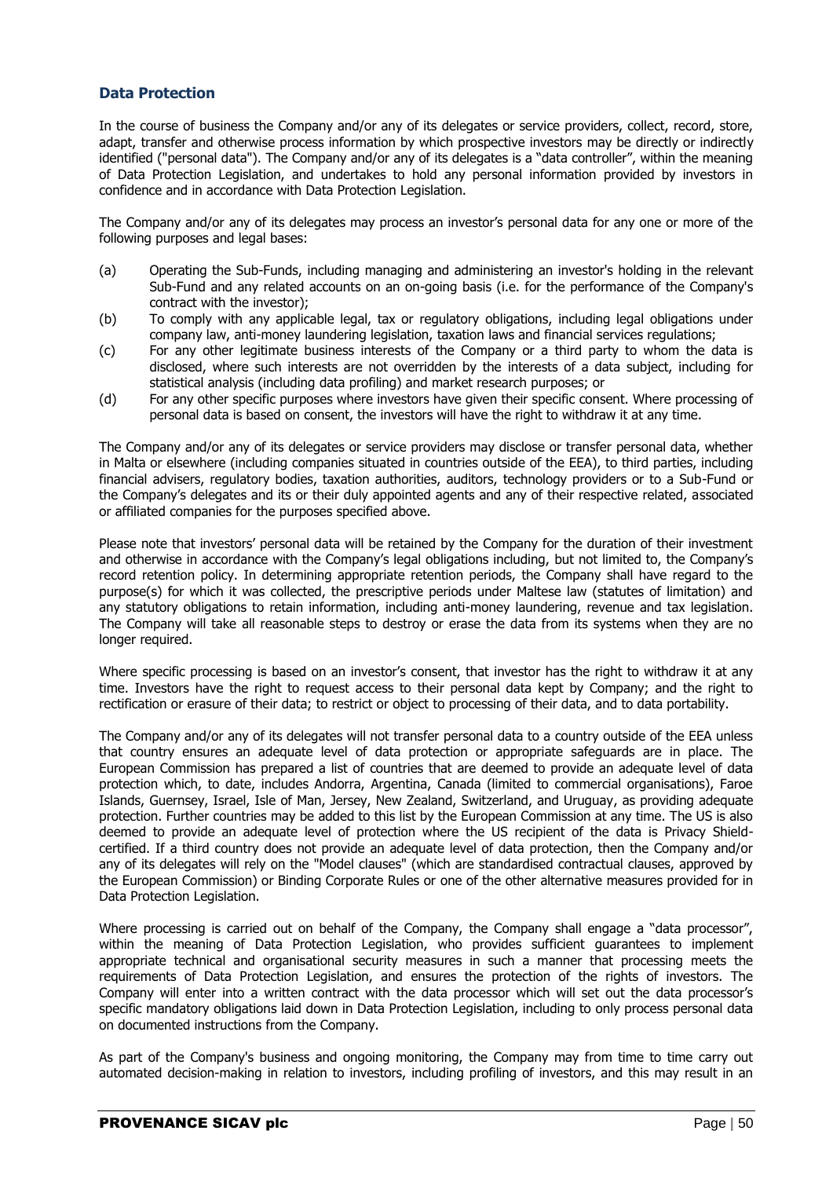## Data Protection

In the course of business the Company and/or any of its delegates or service providers, collect, record, store, adapt, transfer and otherwise process information by which prospective investors may be directly or indirectly identified ("personal data"). The Company and/or any of its delegates is a "data controller", within the meaning of Data Protection Legislation, and undertakes to hold any personal information provided by investors in confidence and in accordance with Data Protection Legislation.

The Company and/or any of its delegates may process an investor's personal data for any one or more of the following purposes and legal bases:

(a) Operating the Sub-Funds, including managing and administering an investor's holding in the relevant Sub-Fund and any related accounts on an on-going basis (i.e. for the performance of the Company's contract with the investor);

(b) To comply with any applicable legal, tax or regulatory obligations, including legal obligations under company law, anti-money laundering legislation, taxation laws and financial services regulations;

(c) For any other legitimate business interests of the Company or a third party to whom the data is disclosed, where such interests are not overridden by the interests of a data subject, including for statistical analysis (including data profiling) and market research purposes; or

(d) For any other specific purposes where investors have given their specific consent. Where processing of personal data is based on consent, the investors will have the right to withdraw it at any time.

The Company and/or any of its delegates or service providers may disclose or transfer personal data, whether in Malta or elsewhere (including companies situated in countries outside of the EEA), to third parties, including financial advisers, regulatory bodies, taxation authorities, auditors, technology providers or to a Sub-Fund or the Company's delegates and its or their duly appointed agents and any of their respective related, associated or affiliated companies for the purposes specified above.

Please note that investors' personal data will be retained by the Company for the duration of their investment and otherwise in accordance with the Company's legal obligations including, but not limited to, the Company's record retention policy. In determining appropriate retention periods, the Company shall have regard to the purpose(s) for which it was collected, the prescriptive periods under Maltese law (statutes of limitation) and any statutory obligations to retain information, including anti-money laundering, revenue and tax legislation. The Company will take all reasonable steps to destroy or erase the data from its systems when they are no longer required.

Where specific processing is based on an investor's consent, that investor has the right to withdraw it at any time. Investors have the right to request access to their personal data kept by Company; and the right to rectification or erasure of their data; to restrict or object to processing of their data, and to data portability.

The Company and/or any of its delegates will not transfer personal data to a country outside of the EEA unless that country ensures an adequate level of data protection or appropriate safeguards are in place. The European Commission has prepared a list of countries that are deemed to provide an adequate level of data protection which, to date, includes Andorra, Argentina, Canada (limited to commercial organisations), Faroe Islands, Guernsey, Israel, Isle of Man, Jersey, New Zealand, Switzerland, and Uruguay, as providing adequate protection. Further countries may be added to this list by the European Commission at any time. The US is also deemed to provide an adequate level of protection where the US recipient of the data is Privacy Shield-certified. If a third country does not provide an adequate level of data protection, then the Company and/or any of its delegates will rely on the "Model clauses" (which are standardised contractual clauses, approved by the European Commission) or Binding Corporate Rules or one of the other alternative measures provided for in Data Protection Legislation.

Where processing is carried out on behalf of the Company, the Company shall engage a "data processor", within the meaning of Data Protection Legislation, who provides sufficient guarantees to implement appropriate technical and organisational security measures in such a manner that processing meets the requirements of Data Protection Legislation, and ensures the protection of the rights of investors. The Company will enter into a written contract with the data processor which will set out the data processor's specific mandatory obligations laid down in Data Protection Legislation, including to only process personal data on documented instructions from the Company.

As part of the Company's business and ongoing monitoring, the Company may from time to time carry out automated decision-making in relation to investors, including profiling of investors, and this may result in an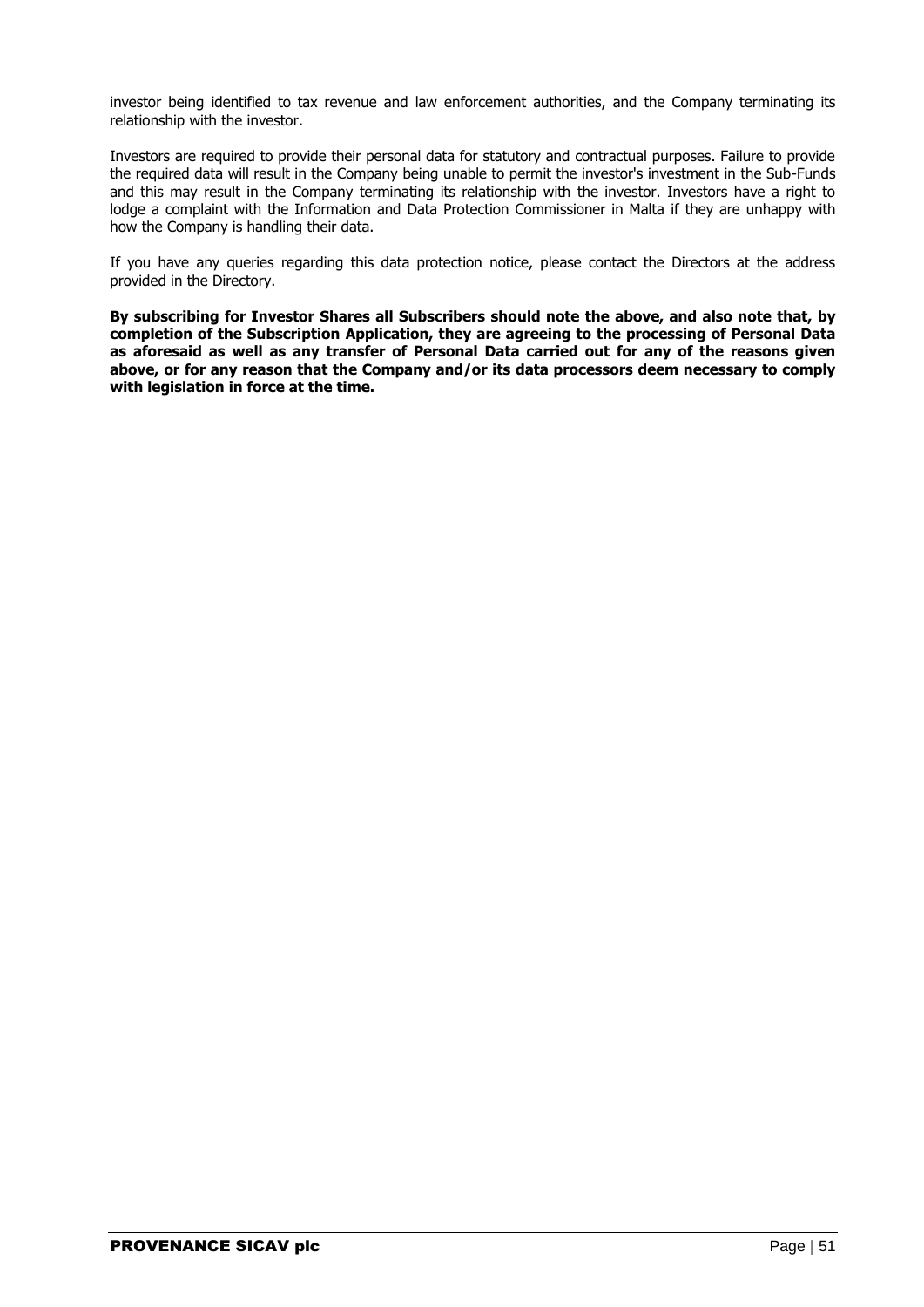investor being identified to tax revenue and law enforcement authorities, and the Company terminating its relationship with the investor.

Investors are required to provide their personal data for statutory and contractual purposes. Failure to provide the required data will result in the Company being unable to permit the investor's investment in the Sub-Funds and this may result in the Company terminating its relationship with the investor. Investors have a right to lodge a complaint with the Information and Data Protection Commissioner in Malta if they are unhappy with how the Company is handling their data.

If you have any queries regarding this data protection notice, please contact the Directors at the address provided in the Directory.

**By subscribing for Investor Shares all Subscribers should note the above, and also note that, by completion of the Subscription Application, they are agreeing to the processing of Personal Data as aforesaid as well as any transfer of Personal Data carried out for any of the reasons given above, or for any reason that the Company and/or its data processors deem necessary to comply with legislation in force at the time.**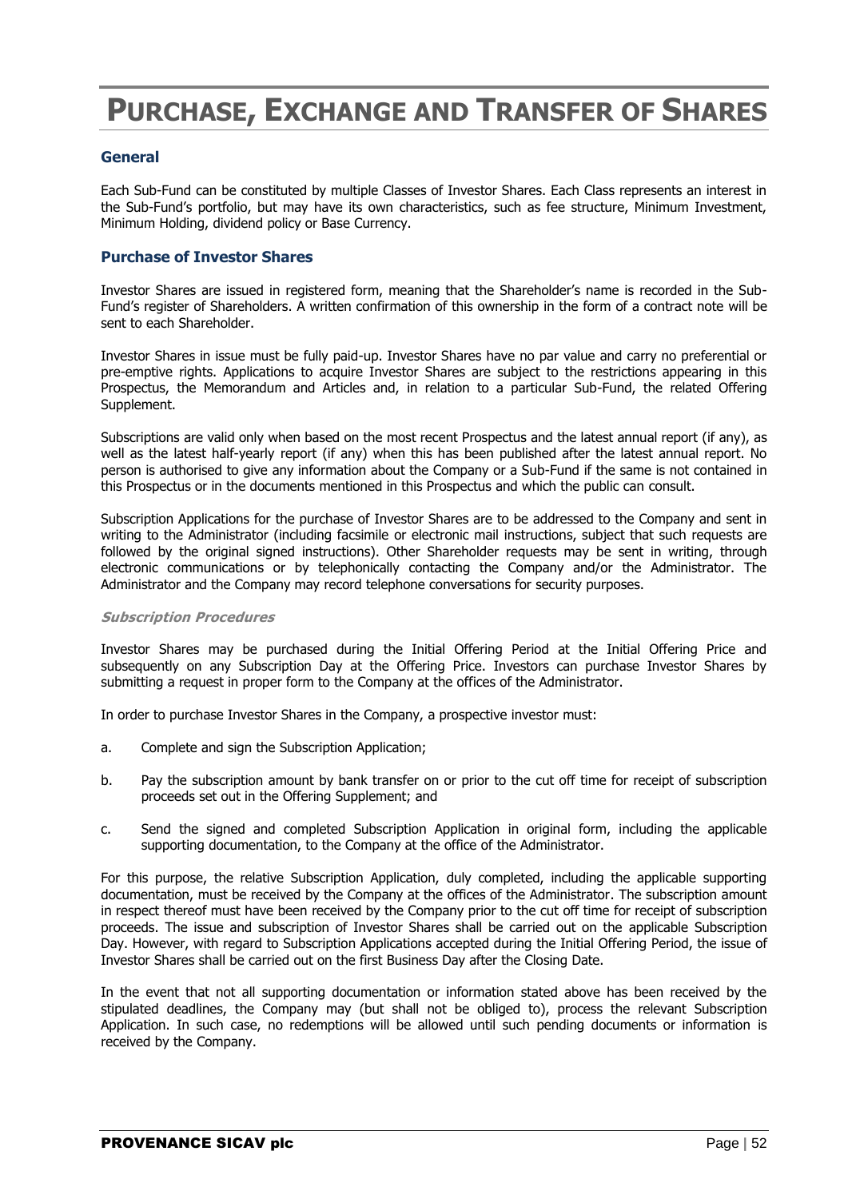# PURCHASE, EXCHANGE AND TRANSFER OF SHARES

## General

Each Sub-Fund can be constituted by multiple Classes of Investor Shares. Each Class represents an interest in the Sub-Fund's portfolio, but may have its own characteristics, such as fee structure, Minimum Investment, Minimum Holding, dividend policy or Base Currency.

## Purchase of Investor Shares

Investor Shares are issued in registered form, meaning that the Shareholder's name is recorded in the Sub-Fund's register of Shareholders. A written confirmation of this ownership in the form of a contract note will be sent to each Shareholder.

Investor Shares in issue must be fully paid-up. Investor Shares have no par value and carry no preferential or pre-emptive rights. Applications to acquire Investor Shares are subject to the restrictions appearing in this Prospectus, the Memorandum and Articles and, in relation to a particular Sub-Fund, the related Offering Supplement.

Subscriptions are valid only when based on the most recent Prospectus and the latest annual report (if any), as well as the latest half-yearly report (if any) when this has been published after the latest annual report. No person is authorised to give any information about the Company or a Sub-Fund if the same is not contained in this Prospectus or in the documents mentioned in this Prospectus and which the public can consult.

Subscription Applications for the purchase of Investor Shares are to be addressed to the Company and sent in writing to the Administrator (including facsimile or electronic mail instructions, subject that such requests are followed by the original signed instructions). Other Shareholder requests may be sent in writing, through electronic communications or by telephonically contacting the Company and/or the Administrator. The Administrator and the Company may record telephone conversations for security purposes.

### *Subscription Procedures*

Investor Shares may be purchased during the Initial Offering Period at the Initial Offering Price and subsequently on any Subscription Day at the Offering Price. Investors can purchase Investor Shares by submitting a request in proper form to the Company at the offices of the Administrator.

In order to purchase Investor Shares in the Company, a prospective investor must:

a. Complete and sign the Subscription Application;

b. Pay the subscription amount by bank transfer on or prior to the cut off time for receipt of subscription proceeds set out in the Offering Supplement; and

c. Send the signed and completed Subscription Application in original form, including the applicable supporting documentation, to the Company at the office of the Administrator.

For this purpose, the relative Subscription Application, duly completed, including the applicable supporting documentation, must be received by the Company at the offices of the Administrator. The subscription amount in respect thereof must have been received by the Company prior to the cut off time for receipt of subscription proceeds. The issue and subscription of Investor Shares shall be carried out on the applicable Subscription Day. However, with regard to Subscription Applications accepted during the Initial Offering Period, the issue of Investor Shares shall be carried out on the first Business Day after the Closing Date.

In the event that not all supporting documentation or information stated above has been received by the stipulated deadlines, the Company may (but shall not be obliged to), process the relevant Subscription Application. In such case, no redemptions will be allowed until such pending documents or information is received by the Company.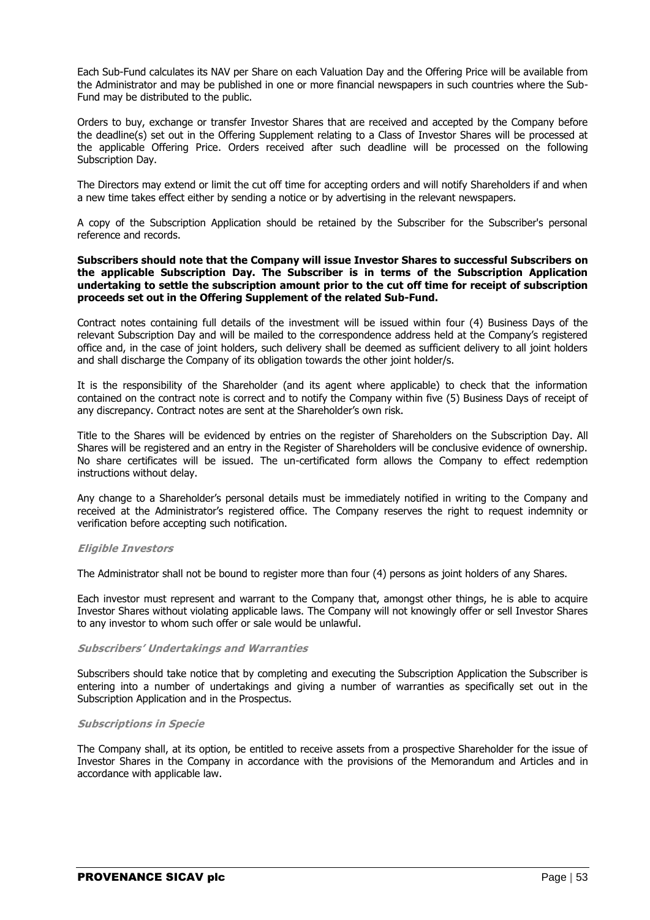Each Sub-Fund calculates its NAV per Share on each Valuation Day and the Offering Price will be available from the Administrator and may be published in one or more financial newspapers in such countries where the Sub-Fund may be distributed to the public.

Orders to buy, exchange or transfer Investor Shares that are received and accepted by the Company before the deadline(s) set out in the Offering Supplement relating to a Class of Investor Shares will be processed at the applicable Offering Price. Orders received after such deadline will be processed on the following Subscription Day.

The Directors may extend or limit the cut off time for accepting orders and will notify Shareholders if and when a new time takes effect either by sending a notice or by advertising in the relevant newspapers.

A copy of the Subscription Application should be retained by the Subscriber for the Subscriber's personal reference and records.

**Subscribers should note that the Company will issue Investor Shares to successful Subscribers on the applicable Subscription Day. The Subscriber is in terms of the Subscription Application undertaking to settle the subscription amount prior to the cut off time for receipt of subscription proceeds set out in the Offering Supplement of the related Sub-Fund.**

Contract notes containing full details of the investment will be issued within four (4) Business Days of the relevant Subscription Day and will be mailed to the correspondence address held at the Company's registered office and, in the case of joint holders, such delivery shall be deemed as sufficient delivery to all joint holders and shall discharge the Company of its obligation towards the other joint holder/s.

It is the responsibility of the Shareholder (and its agent where applicable) to check that the information contained on the contract note is correct and to notify the Company within five (5) Business Days of receipt of any discrepancy. Contract notes are sent at the Shareholder's own risk.

Title to the Shares will be evidenced by entries on the register of Shareholders on the Subscription Day. All Shares will be registered and an entry in the Register of Shareholders will be conclusive evidence of ownership. No share certificates will be issued. The un-certificated form allows the Company to effect redemption instructions without delay.

Any change to a Shareholder's personal details must be immediately notified in writing to the Company and received at the Administrator's registered office. The Company reserves the right to request indemnity or verification before accepting such notification.

### *Eligible Investors*

The Administrator shall not be bound to register more than four (4) persons as joint holders of any Shares.

Each investor must represent and warrant to the Company that, amongst other things, he is able to acquire Investor Shares without violating applicable laws. The Company will not knowingly offer or sell Investor Shares to any investor to whom such offer or sale would be unlawful.

### *Subscribers' Undertakings and Warranties*

Subscribers should take notice that by completing and executing the Subscription Application the Subscriber is entering into a number of undertakings and giving a number of warranties as specifically set out in the Subscription Application and in the Prospectus.

### *Subscriptions in Specie*

The Company shall, at its option, be entitled to receive assets from a prospective Shareholder for the issue of Investor Shares in the Company in accordance with the provisions of the Memorandum and Articles and in accordance with applicable law.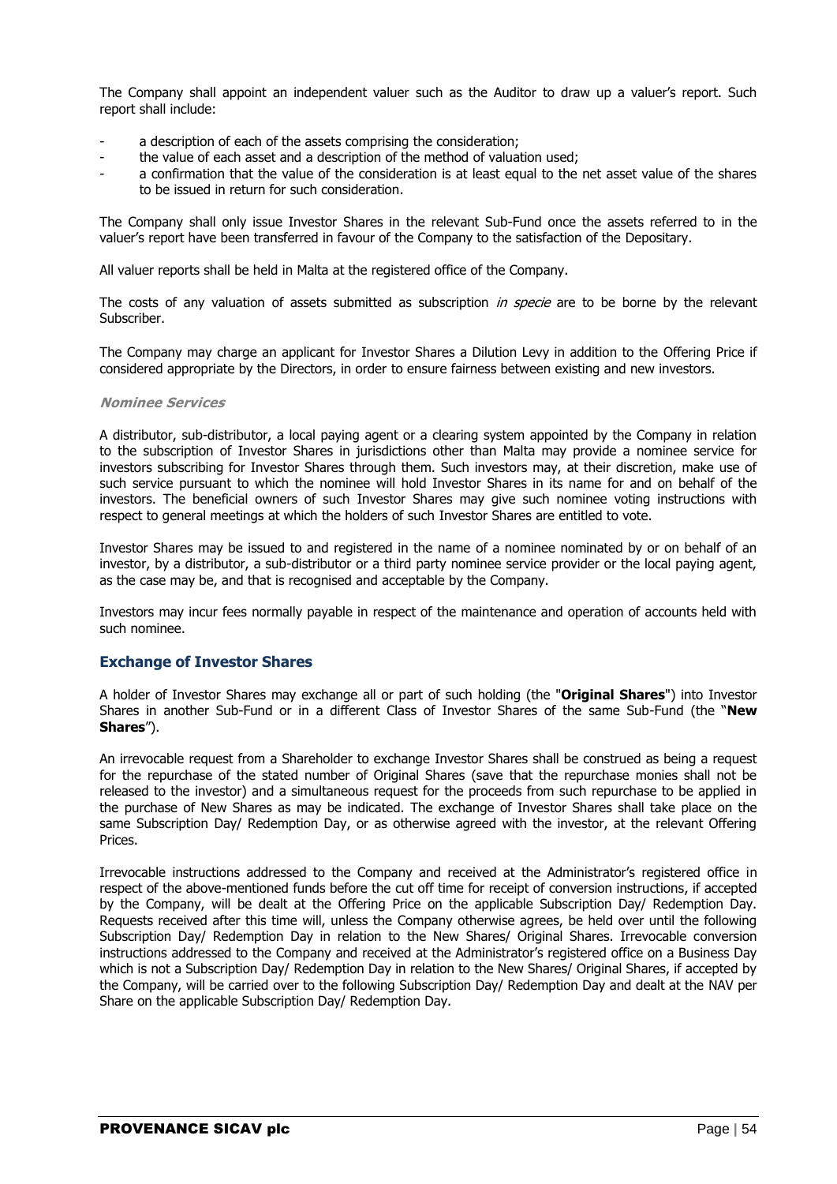The Company shall appoint an independent valuer such as the Auditor to draw up a valuer's report. Such report shall include:

- a description of each of the assets comprising the consideration;
- the value of each asset and a description of the method of valuation used;
- a confirmation that the value of the consideration is at least equal to the net asset value of the shares to be issued in return for such consideration.

The Company shall only issue Investor Shares in the relevant Sub-Fund once the assets referred to in the valuer's report have been transferred in favour of the Company to the satisfaction of the Depositary.

All valuer reports shall be held in Malta at the registered office of the Company.

The costs of any valuation of assets submitted as subscription *in specie* are to be borne by the relevant Subscriber.

The Company may charge an applicant for Investor Shares a Dilution Levy in addition to the Offering Price if considered appropriate by the Directors, in order to ensure fairness between existing and new investors.

***Nominee Services***

A distributor, sub-distributor, a local paying agent or a clearing system appointed by the Company in relation to the subscription of Investor Shares in jurisdictions other than Malta may provide a nominee service for investors subscribing for Investor Shares through them. Such investors may, at their discretion, make use of such service pursuant to which the nominee will hold Investor Shares in its name for and on behalf of the investors. The beneficial owners of such Investor Shares may give such nominee voting instructions with respect to general meetings at which the holders of such Investor Shares are entitled to vote.

Investor Shares may be issued to and registered in the name of a nominee nominated by or on behalf of an investor, by a distributor, a sub-distributor or a third party nominee service provider or the local paying agent, as the case may be, and that is recognised and acceptable by the Company.

Investors may incur fees normally payable in respect of the maintenance and operation of accounts held with such nominee.

## Exchange of Investor Shares

A holder of Investor Shares may exchange all or part of such holding (the "**Original Shares**") into Investor Shares in another Sub-Fund or in a different Class of Investor Shares of the same Sub-Fund (the "**New Shares**").

An irrevocable request from a Shareholder to exchange Investor Shares shall be construed as being a request for the repurchase of the stated number of Original Shares (save that the repurchase monies shall not be released to the investor) and a simultaneous request for the proceeds from such repurchase to be applied in the purchase of New Shares as may be indicated. The exchange of Investor Shares shall take place on the same Subscription Day/ Redemption Day, or as otherwise agreed with the investor, at the relevant Offering Prices.

Irrevocable instructions addressed to the Company and received at the Administrator's registered office in respect of the above-mentioned funds before the cut off time for receipt of conversion instructions, if accepted by the Company, will be dealt at the Offering Price on the applicable Subscription Day/ Redemption Day. Requests received after this time will, unless the Company otherwise agrees, be held over until the following Subscription Day/ Redemption Day in relation to the New Shares/ Original Shares. Irrevocable conversion instructions addressed to the Company and received at the Administrator's registered office on a Business Day which is not a Subscription Day/ Redemption Day in relation to the New Shares/ Original Shares, if accepted by the Company, will be carried over to the following Subscription Day/ Redemption Day and dealt at the NAV per Share on the applicable Subscription Day/ Redemption Day.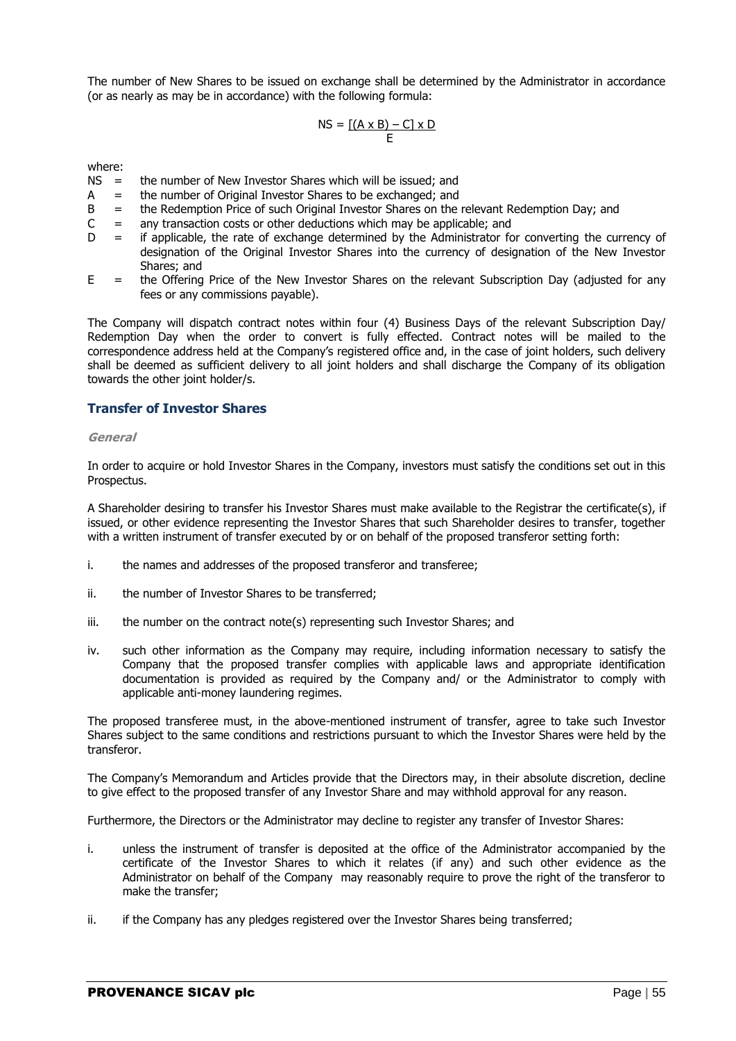The number of New Shares to be issued on exchange shall be determined by the Administrator in accordance (or as nearly as may be in accordance) with the following formula:

$$NS = \frac{[(A \times B) - C] \times D}{E}$$

where:

- NS = the number of New Investor Shares which will be issued; and
- A = the number of Original Investor Shares to be exchanged; and
- B = the Redemption Price of such Original Investor Shares on the relevant Redemption Day; and
- C = any transaction costs or other deductions which may be applicable; and
- D = if applicable, the rate of exchange determined by the Administrator for converting the currency of designation of the Original Investor Shares into the currency of designation of the New Investor Shares; and
- E = the Offering Price of the New Investor Shares on the relevant Subscription Day (adjusted for any fees or any commissions payable).

The Company will dispatch contract notes within four (4) Business Days of the relevant Subscription Day/ Redemption Day when the order to convert is fully effected. Contract notes will be mailed to the correspondence address held at the Company's registered office and, in the case of joint holders, such delivery shall be deemed as sufficient delivery to all joint holders and shall discharge the Company of its obligation towards the other joint holder/s.

## Transfer of Investor Shares

### *General*

In order to acquire or hold Investor Shares in the Company, investors must satisfy the conditions set out in this Prospectus.

A Shareholder desiring to transfer his Investor Shares must make available to the Registrar the certificate(s), if issued, or other evidence representing the Investor Shares that such Shareholder desires to transfer, together with a written instrument of transfer executed by or on behalf of the proposed transferor setting forth:

i. the names and addresses of the proposed transferor and transferee;

ii. the number of Investor Shares to be transferred;

iii. the number on the contract note(s) representing such Investor Shares; and

iv. such other information as the Company may require, including information necessary to satisfy the Company that the proposed transfer complies with applicable laws and appropriate identification documentation is provided as required by the Company and/ or the Administrator to comply with applicable anti-money laundering regimes.

The proposed transferee must, in the above-mentioned instrument of transfer, agree to take such Investor Shares subject to the same conditions and restrictions pursuant to which the Investor Shares were held by the transferor.

The Company's Memorandum and Articles provide that the Directors may, in their absolute discretion, decline to give effect to the proposed transfer of any Investor Share and may withhold approval for any reason.

Furthermore, the Directors or the Administrator may decline to register any transfer of Investor Shares:

i. unless the instrument of transfer is deposited at the office of the Administrator accompanied by the certificate of the Investor Shares to which it relates (if any) and such other evidence as the Administrator on behalf of the Company may reasonably require to prove the right of the transferor to make the transfer;

ii. if the Company has any pledges registered over the Investor Shares being transferred;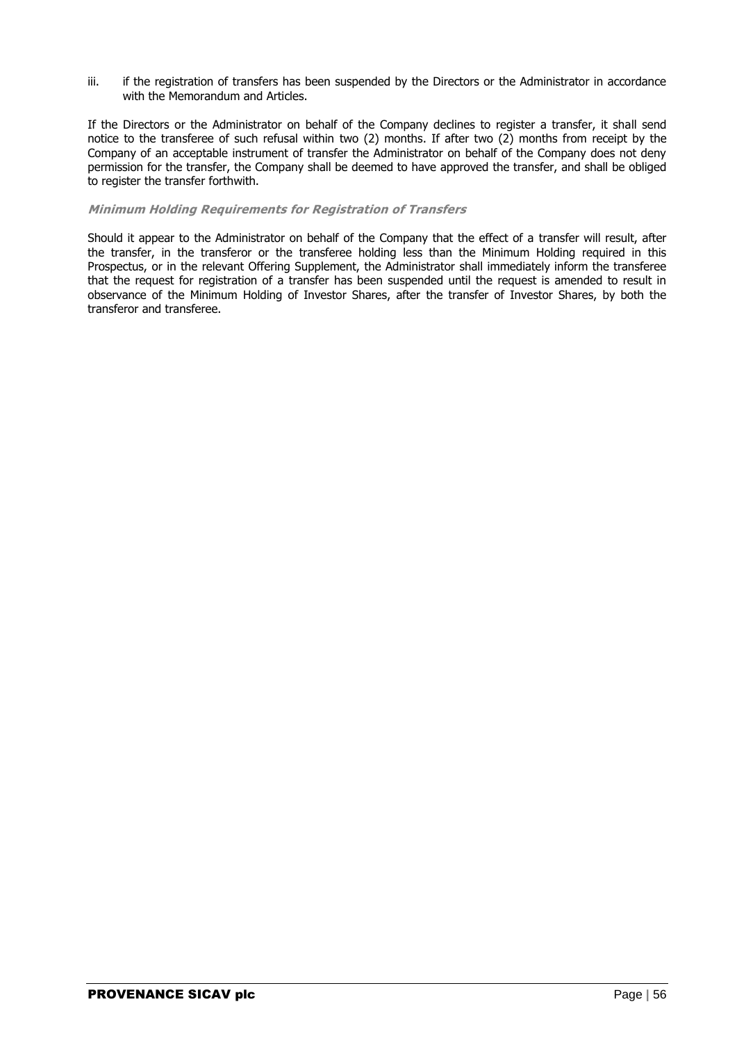iii. if the registration of transfers has been suspended by the Directors or the Administrator in accordance with the Memorandum and Articles.

If the Directors or the Administrator on behalf of the Company declines to register a transfer, it shall send notice to the transferee of such refusal within two (2) months. If after two (2) months from receipt by the Company of an acceptable instrument of transfer the Administrator on behalf of the Company does not deny permission for the transfer, the Company shall be deemed to have approved the transfer, and shall be obliged to register the transfer forthwith.

***Minimum Holding Requirements for Registration of Transfers***

Should it appear to the Administrator on behalf of the Company that the effect of a transfer will result, after the transfer, in the transferor or the transferee holding less than the Minimum Holding required in this Prospectus, or in the relevant Offering Supplement, the Administrator shall immediately inform the transferee that the request for registration of a transfer has been suspended until the request is amended to result in observance of the Minimum Holding of Investor Shares, after the transfer of Investor Shares, by both the transferor and transferee.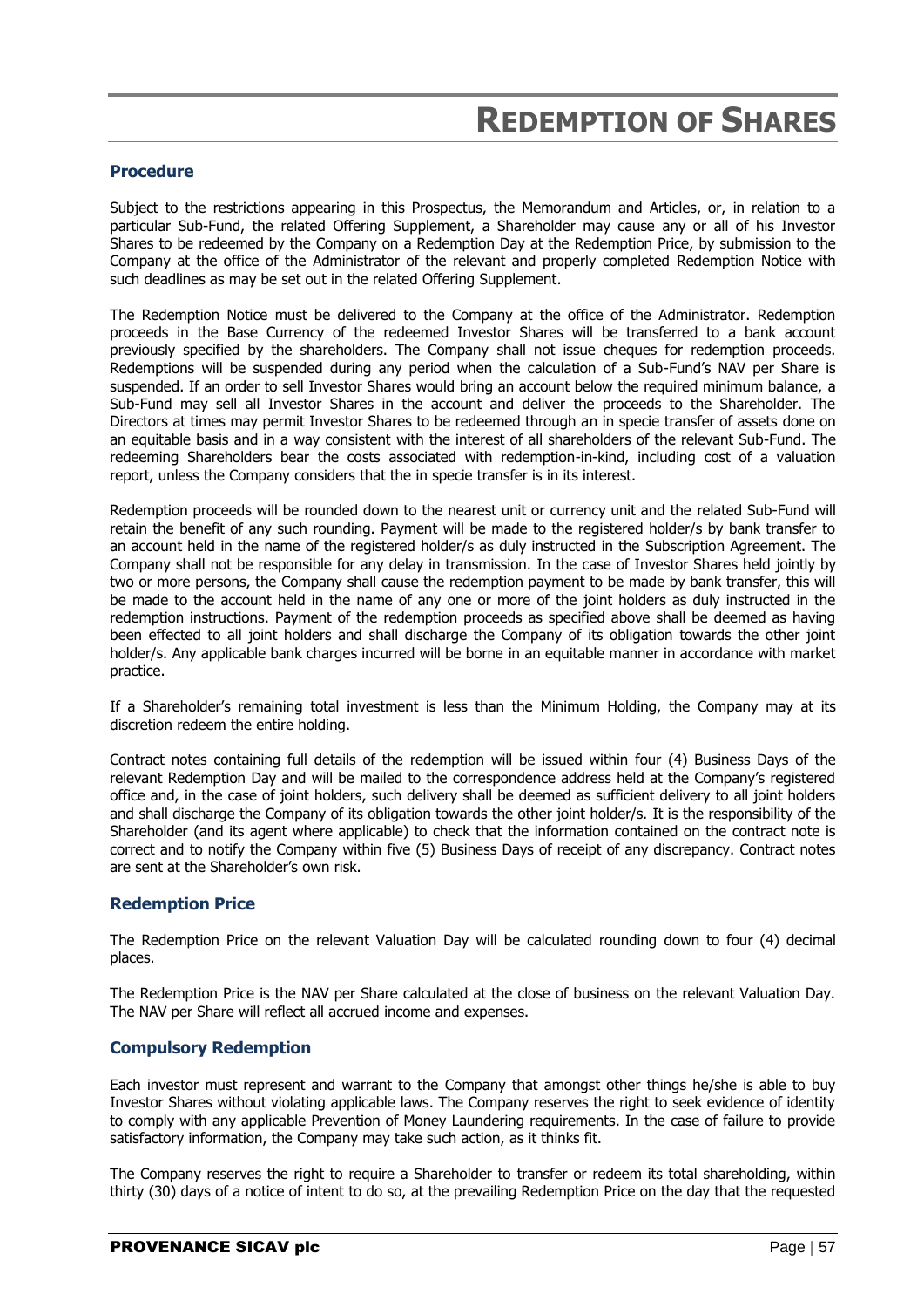# REDEMPTION OF SHARES

## Procedure

Subject to the restrictions appearing in this Prospectus, the Memorandum and Articles, or, in relation to a particular Sub-Fund, the related Offering Supplement, a Shareholder may cause any or all of his Investor Shares to be redeemed by the Company on a Redemption Day at the Redemption Price, by submission to the Company at the office of the Administrator of the relevant and properly completed Redemption Notice with such deadlines as may be set out in the related Offering Supplement.

The Redemption Notice must be delivered to the Company at the office of the Administrator. Redemption proceeds in the Base Currency of the redeemed Investor Shares will be transferred to a bank account previously specified by the shareholders. The Company shall not issue cheques for redemption proceeds. Redemptions will be suspended during any period when the calculation of a Sub-Fund's NAV per Share is suspended. If an order to sell Investor Shares would bring an account below the required minimum balance, a Sub-Fund may sell all Investor Shares in the account and deliver the proceeds to the Shareholder. The Directors at times may permit Investor Shares to be redeemed through an in specie transfer of assets done on an equitable basis and in a way consistent with the interest of all shareholders of the relevant Sub-Fund. The redeeming Shareholders bear the costs associated with redemption-in-kind, including cost of a valuation report, unless the Company considers that the in specie transfer is in its interest.

Redemption proceeds will be rounded down to the nearest unit or currency unit and the related Sub-Fund will retain the benefit of any such rounding. Payment will be made to the registered holder/s by bank transfer to an account held in the name of the registered holder/s as duly instructed in the Subscription Agreement. The Company shall not be responsible for any delay in transmission. In the case of Investor Shares held jointly by two or more persons, the Company shall cause the redemption payment to be made by bank transfer, this will be made to the account held in the name of any one or more of the joint holders as duly instructed in the redemption instructions. Payment of the redemption proceeds as specified above shall be deemed as having been effected to all joint holders and shall discharge the Company of its obligation towards the other joint holder/s. Any applicable bank charges incurred will be borne in an equitable manner in accordance with market practice.

If a Shareholder's remaining total investment is less than the Minimum Holding, the Company may at its discretion redeem the entire holding.

Contract notes containing full details of the redemption will be issued within four (4) Business Days of the relevant Redemption Day and will be mailed to the correspondence address held at the Company's registered office and, in the case of joint holders, such delivery shall be deemed as sufficient delivery to all joint holders and shall discharge the Company of its obligation towards the other joint holder/s. It is the responsibility of the Shareholder (and its agent where applicable) to check that the information contained on the contract note is correct and to notify the Company within five (5) Business Days of receipt of any discrepancy. Contract notes are sent at the Shareholder's own risk.

## Redemption Price

The Redemption Price on the relevant Valuation Day will be calculated rounding down to four (4) decimal places.

The Redemption Price is the NAV per Share calculated at the close of business on the relevant Valuation Day. The NAV per Share will reflect all accrued income and expenses.

## Compulsory Redemption

Each investor must represent and warrant to the Company that amongst other things he/she is able to buy Investor Shares without violating applicable laws. The Company reserves the right to seek evidence of identity to comply with any applicable Prevention of Money Laundering requirements. In the case of failure to provide satisfactory information, the Company may take such action, as it thinks fit.

The Company reserves the right to require a Shareholder to transfer or redeem its total shareholding, within thirty (30) days of a notice of intent to do so, at the prevailing Redemption Price on the day that the requested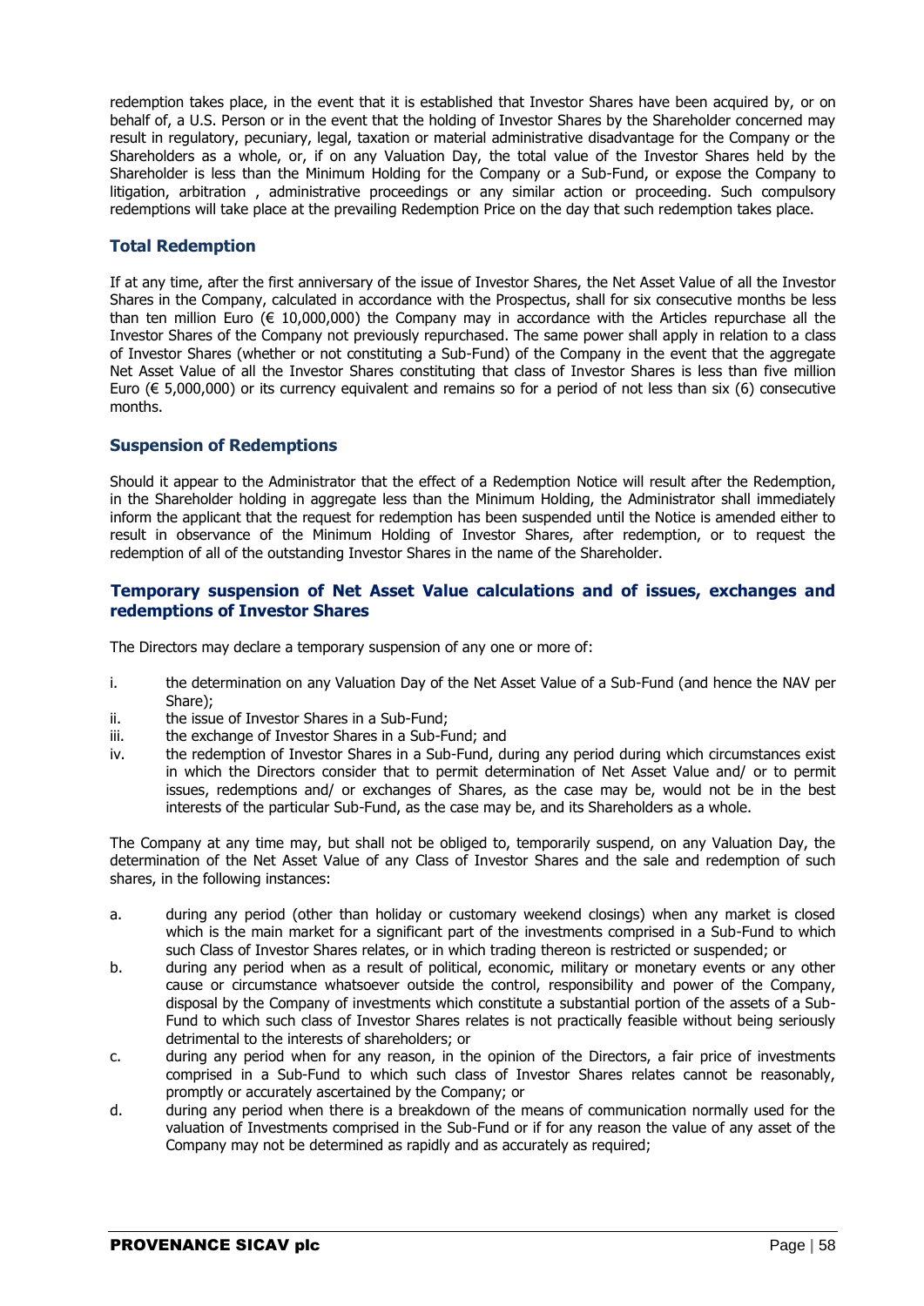redemption takes place, in the event that it is established that Investor Shares have been acquired by, or on behalf of, a U.S. Person or in the event that the holding of Investor Shares by the Shareholder concerned may result in regulatory, pecuniary, legal, taxation or material administrative disadvantage for the Company or the Shareholders as a whole, or, if on any Valuation Day, the total value of the Investor Shares held by the Shareholder is less than the Minimum Holding for the Company or a Sub-Fund, or expose the Company to litigation, arbitration , administrative proceedings or any similar action or proceeding. Such compulsory redemptions will take place at the prevailing Redemption Price on the day that such redemption takes place.

### Total Redemption

If at any time, after the first anniversary of the issue of Investor Shares, the Net Asset Value of all the Investor Shares in the Company, calculated in accordance with the Prospectus, shall for six consecutive months be less than ten million Euro (€ 10,000,000) the Company may in accordance with the Articles repurchase all the Investor Shares of the Company not previously repurchased. The same power shall apply in relation to a class of Investor Shares (whether or not constituting a Sub-Fund) of the Company in the event that the aggregate Net Asset Value of all the Investor Shares constituting that class of Investor Shares is less than five million Euro (€ 5,000,000) or its currency equivalent and remains so for a period of not less than six (6) consecutive months.

### Suspension of Redemptions

Should it appear to the Administrator that the effect of a Redemption Notice will result after the Redemption, in the Shareholder holding in aggregate less than the Minimum Holding, the Administrator shall immediately inform the applicant that the request for redemption has been suspended until the Notice is amended either to result in observance of the Minimum Holding of Investor Shares, after redemption, or to request the redemption of all of the outstanding Investor Shares in the name of the Shareholder.

### Temporary suspension of Net Asset Value calculations and of issues, exchanges and redemptions of Investor Shares

The Directors may declare a temporary suspension of any one or more of:

i. the determination on any Valuation Day of the Net Asset Value of a Sub-Fund (and hence the NAV per Share);
ii. the issue of Investor Shares in a Sub-Fund;
iii. the exchange of Investor Shares in a Sub-Fund; and
iv. the redemption of Investor Shares in a Sub-Fund, during any period during which circumstances exist in which the Directors consider that to permit determination of Net Asset Value and/ or to permit issues, redemptions and/ or exchanges of Shares, as the case may be, would not be in the best interests of the particular Sub-Fund, as the case may be, and its Shareholders as a whole.

The Company at any time may, but shall not be obliged to, temporarily suspend, on any Valuation Day, the determination of the Net Asset Value of any Class of Investor Shares and the sale and redemption of such shares, in the following instances:

a. during any period (other than holiday or customary weekend closings) when any market is closed which is the main market for a significant part of the investments comprised in a Sub-Fund to which such Class of Investor Shares relates, or in which trading thereon is restricted or suspended; or
b. during any period when as a result of political, economic, military or monetary events or any other cause or circumstance whatsoever outside the control, responsibility and power of the Company, disposal by the Company of investments which constitute a substantial portion of the assets of a Sub-Fund to which such class of Investor Shares relates is not practically feasible without being seriously detrimental to the interests of shareholders; or
c. during any period when for any reason, in the opinion of the Directors, a fair price of investments comprised in a Sub-Fund to which such class of Investor Shares relates cannot be reasonably, promptly or accurately ascertained by the Company; or
d. during any period when there is a breakdown of the means of communication normally used for the valuation of Investments comprised in the Sub-Fund or if for any reason the value of any asset of the Company may not be determined as rapidly and as accurately as required;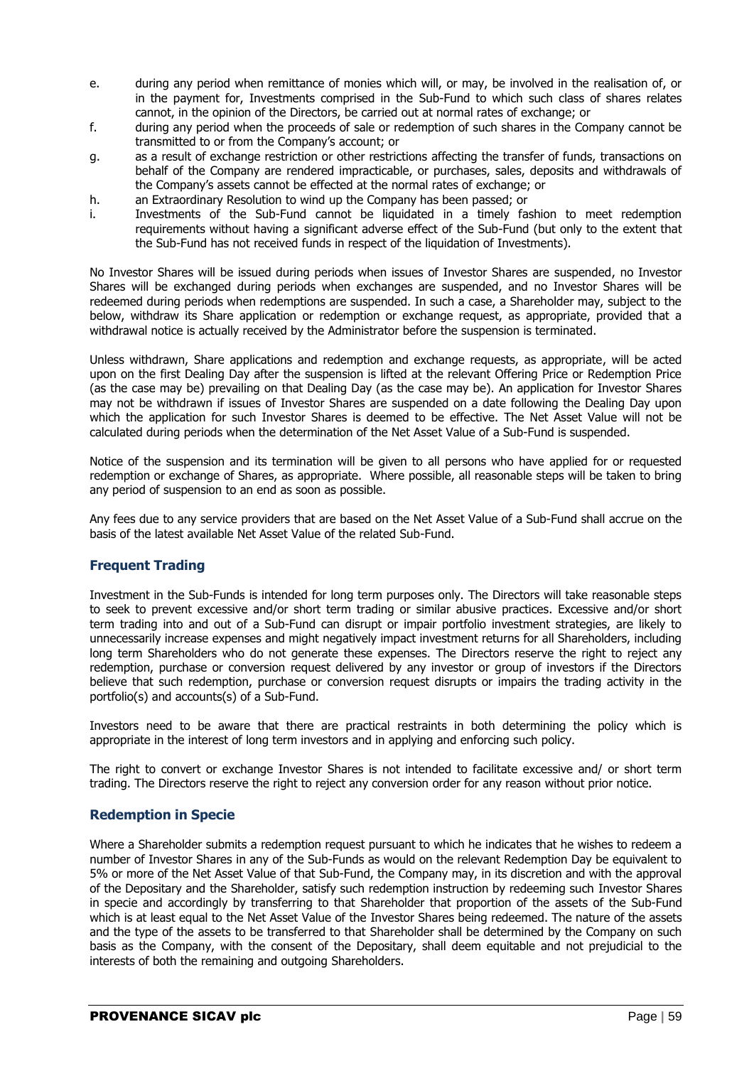e. during any period when remittance of monies which will, or may, be involved in the realisation of, or in the payment for, Investments comprised in the Sub-Fund to which such class of shares relates cannot, in the opinion of the Directors, be carried out at normal rates of exchange; or
f. during any period when the proceeds of sale or redemption of such shares in the Company cannot be transmitted to or from the Company's account; or
g. as a result of exchange restriction or other restrictions affecting the transfer of funds, transactions on behalf of the Company are rendered impracticable, or purchases, sales, deposits and withdrawals of the Company's assets cannot be effected at the normal rates of exchange; or
h. an Extraordinary Resolution to wind up the Company has been passed; or
i. Investments of the Sub-Fund cannot be liquidated in a timely fashion to meet redemption requirements without having a significant adverse effect of the Sub-Fund (but only to the extent that the Sub-Fund has not received funds in respect of the liquidation of Investments).

No Investor Shares will be issued during periods when issues of Investor Shares are suspended, no Investor Shares will be exchanged during periods when exchanges are suspended, and no Investor Shares will be redeemed during periods when redemptions are suspended. In such a case, a Shareholder may, subject to the below, withdraw its Share application or redemption or exchange request, as appropriate, provided that a withdrawal notice is actually received by the Administrator before the suspension is terminated.

Unless withdrawn, Share applications and redemption and exchange requests, as appropriate, will be acted upon on the first Dealing Day after the suspension is lifted at the relevant Offering Price or Redemption Price (as the case may be) prevailing on that Dealing Day (as the case may be). An application for Investor Shares may not be withdrawn if issues of Investor Shares are suspended on a date following the Dealing Day upon which the application for such Investor Shares is deemed to be effective. The Net Asset Value will not be calculated during periods when the determination of the Net Asset Value of a Sub-Fund is suspended.

Notice of the suspension and its termination will be given to all persons who have applied for or requested redemption or exchange of Shares, as appropriate. Where possible, all reasonable steps will be taken to bring any period of suspension to an end as soon as possible.

Any fees due to any service providers that are based on the Net Asset Value of a Sub-Fund shall accrue on the basis of the latest available Net Asset Value of the related Sub-Fund.

## Frequent Trading

Investment in the Sub-Funds is intended for long term purposes only. The Directors will take reasonable steps to seek to prevent excessive and/or short term trading or similar abusive practices. Excessive and/or short term trading into and out of a Sub-Fund can disrupt or impair portfolio investment strategies, are likely to unnecessarily increase expenses and might negatively impact investment returns for all Shareholders, including long term Shareholders who do not generate these expenses. The Directors reserve the right to reject any redemption, purchase or conversion request delivered by any investor or group of investors if the Directors believe that such redemption, purchase or conversion request disrupts or impairs the trading activity in the portfolio(s) and accounts(s) of a Sub-Fund.

Investors need to be aware that there are practical restraints in both determining the policy which is appropriate in the interest of long term investors and in applying and enforcing such policy.

The right to convert or exchange Investor Shares is not intended to facilitate excessive and/ or short term trading. The Directors reserve the right to reject any conversion order for any reason without prior notice.

## Redemption in Specie

Where a Shareholder submits a redemption request pursuant to which he indicates that he wishes to redeem a number of Investor Shares in any of the Sub-Funds as would on the relevant Redemption Day be equivalent to 5% or more of the Net Asset Value of that Sub-Fund, the Company may, in its discretion and with the approval of the Depositary and the Shareholder, satisfy such redemption instruction by redeeming such Investor Shares in specie and accordingly by transferring to that Shareholder that proportion of the assets of the Sub-Fund which is at least equal to the Net Asset Value of the Investor Shares being redeemed. The nature of the assets and the type of the assets to be transferred to that Shareholder shall be determined by the Company on such basis as the Company, with the consent of the Depositary, shall deem equitable and not prejudicial to the interests of both the remaining and outgoing Shareholders.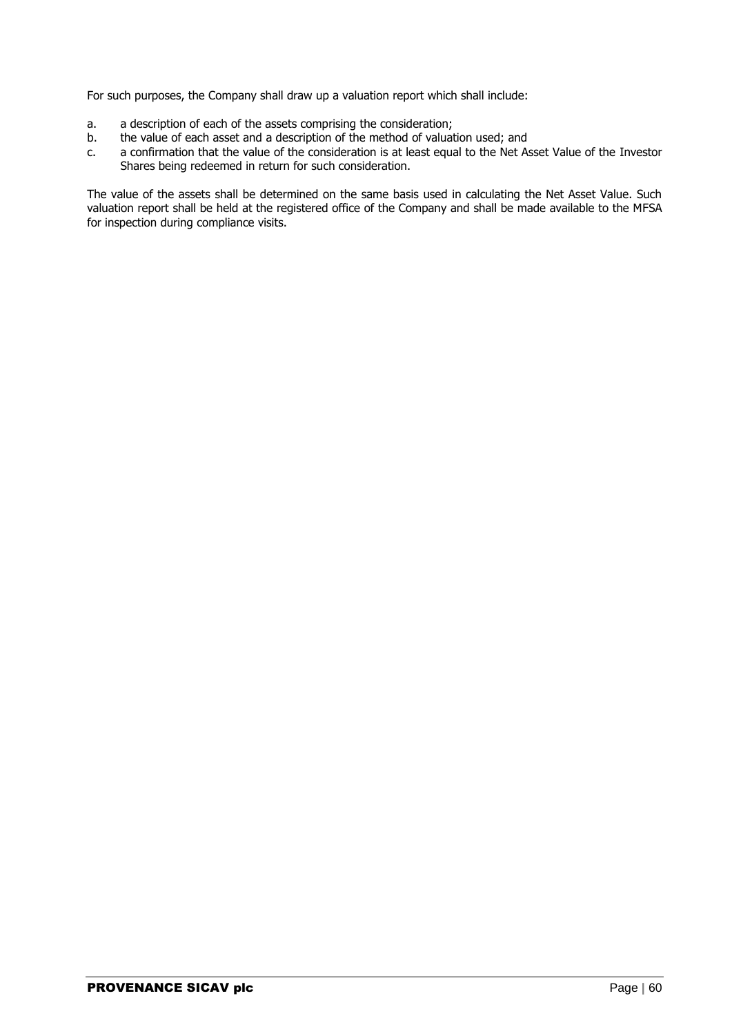For such purposes, the Company shall draw up a valuation report which shall include:

a. a description of each of the assets comprising the consideration;
b. the value of each asset and a description of the method of valuation used; and
c. a confirmation that the value of the consideration is at least equal to the Net Asset Value of the Investor Shares being redeemed in return for such consideration.

The value of the assets shall be determined on the same basis used in calculating the Net Asset Value. Such valuation report shall be held at the registered office of the Company and shall be made available to the MFSA for inspection during compliance visits.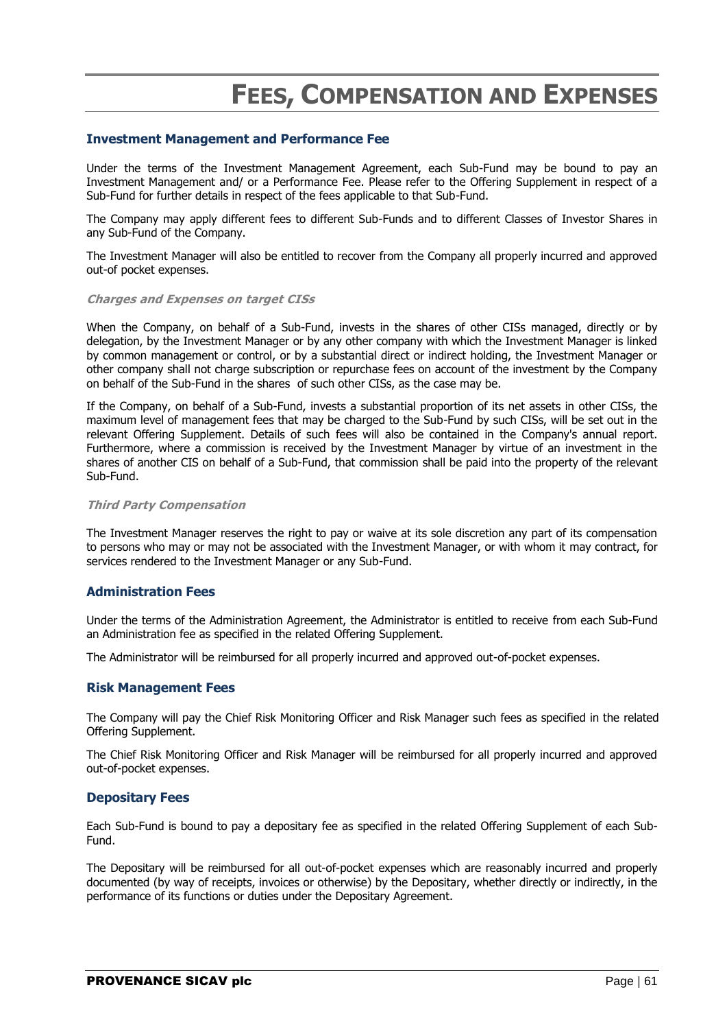# Fees, Compensation and Expenses

## Investment Management and Performance Fee

Under the terms of the Investment Management Agreement, each Sub-Fund may be bound to pay an Investment Management and/ or a Performance Fee. Please refer to the Offering Supplement in respect of a Sub-Fund for further details in respect of the fees applicable to that Sub-Fund.

The Company may apply different fees to different Sub-Funds and to different Classes of Investor Shares in any Sub-Fund of the Company.

The Investment Manager will also be entitled to recover from the Company all properly incurred and approved out-of pocket expenses.

### *Charges and Expenses on target CISs*

When the Company, on behalf of a Sub-Fund, invests in the shares of other CISs managed, directly or by delegation, by the Investment Manager or by any other company with which the Investment Manager is linked by common management or control, or by a substantial direct or indirect holding, the Investment Manager or other company shall not charge subscription or repurchase fees on account of the investment by the Company on behalf of the Sub-Fund in the shares of such other CISs, as the case may be.

If the Company, on behalf of a Sub-Fund, invests a substantial proportion of its net assets in other CISs, the maximum level of management fees that may be charged to the Sub-Fund by such CISs, will be set out in the relevant Offering Supplement. Details of such fees will also be contained in the Company's annual report. Furthermore, where a commission is received by the Investment Manager by virtue of an investment in the shares of another CIS on behalf of a Sub-Fund, that commission shall be paid into the property of the relevant Sub-Fund.

### *Third Party Compensation*

The Investment Manager reserves the right to pay or waive at its sole discretion any part of its compensation to persons who may or may not be associated with the Investment Manager, or with whom it may contract, for services rendered to the Investment Manager or any Sub-Fund.

## Administration Fees

Under the terms of the Administration Agreement, the Administrator is entitled to receive from each Sub-Fund an Administration fee as specified in the related Offering Supplement.

The Administrator will be reimbursed for all properly incurred and approved out-of-pocket expenses.

## Risk Management Fees

The Company will pay the Chief Risk Monitoring Officer and Risk Manager such fees as specified in the related Offering Supplement.

The Chief Risk Monitoring Officer and Risk Manager will be reimbursed for all properly incurred and approved out-of-pocket expenses.

## Depositary Fees

Each Sub-Fund is bound to pay a depositary fee as specified in the related Offering Supplement of each Sub-Fund.

The Depositary will be reimbursed for all out-of-pocket expenses which are reasonably incurred and properly documented (by way of receipts, invoices or otherwise) by the Depositary, whether directly or indirectly, in the performance of its functions or duties under the Depositary Agreement.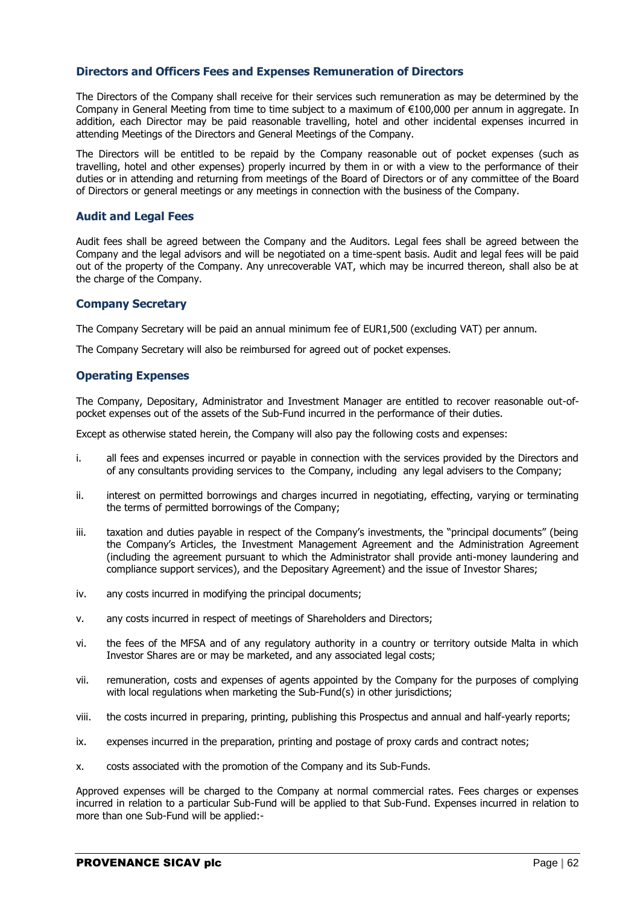## Directors and Officers Fees and Expenses Remuneration of Directors

The Directors of the Company shall receive for their services such remuneration as may be determined by the Company in General Meeting from time to time subject to a maximum of €100,000 per annum in aggregate. In addition, each Director may be paid reasonable travelling, hotel and other incidental expenses incurred in attending Meetings of the Directors and General Meetings of the Company.

The Directors will be entitled to be repaid by the Company reasonable out of pocket expenses (such as travelling, hotel and other expenses) properly incurred by them in or with a view to the performance of their duties or in attending and returning from meetings of the Board of Directors or of any committee of the Board of Directors or general meetings or any meetings in connection with the business of the Company.

## Audit and Legal Fees

Audit fees shall be agreed between the Company and the Auditors. Legal fees shall be agreed between the Company and the legal advisors and will be negotiated on a time-spent basis. Audit and legal fees will be paid out of the property of the Company. Any unrecoverable VAT, which may be incurred thereon, shall also be at the charge of the Company.

## Company Secretary

The Company Secretary will be paid an annual minimum fee of EUR1,500 (excluding VAT) per annum.

The Company Secretary will also be reimbursed for agreed out of pocket expenses.

## Operating Expenses

The Company, Depositary, Administrator and Investment Manager are entitled to recover reasonable out-of-pocket expenses out of the assets of the Sub-Fund incurred in the performance of their duties.

Except as otherwise stated herein, the Company will also pay the following costs and expenses:

i. all fees and expenses incurred or payable in connection with the services provided by the Directors and of any consultants providing services to the Company, including any legal advisers to the Company;

ii. interest on permitted borrowings and charges incurred in negotiating, effecting, varying or terminating the terms of permitted borrowings of the Company;

iii. taxation and duties payable in respect of the Company's investments, the "principal documents" (being the Company's Articles, the Investment Management Agreement and the Administration Agreement (including the agreement pursuant to which the Administrator shall provide anti-money laundering and compliance support services), and the Depositary Agreement) and the issue of Investor Shares;

iv. any costs incurred in modifying the principal documents;

v. any costs incurred in respect of meetings of Shareholders and Directors;

vi. the fees of the MFSA and of any regulatory authority in a country or territory outside Malta in which Investor Shares are or may be marketed, and any associated legal costs;

vii. remuneration, costs and expenses of agents appointed by the Company for the purposes of complying with local regulations when marketing the Sub-Fund(s) in other jurisdictions;

viii. the costs incurred in preparing, printing, publishing this Prospectus and annual and half-yearly reports;

ix. expenses incurred in the preparation, printing and postage of proxy cards and contract notes;

x. costs associated with the promotion of the Company and its Sub-Funds.

Approved expenses will be charged to the Company at normal commercial rates. Fees charges or expenses incurred in relation to a particular Sub-Fund will be applied to that Sub-Fund. Expenses incurred in relation to more than one Sub-Fund will be applied:-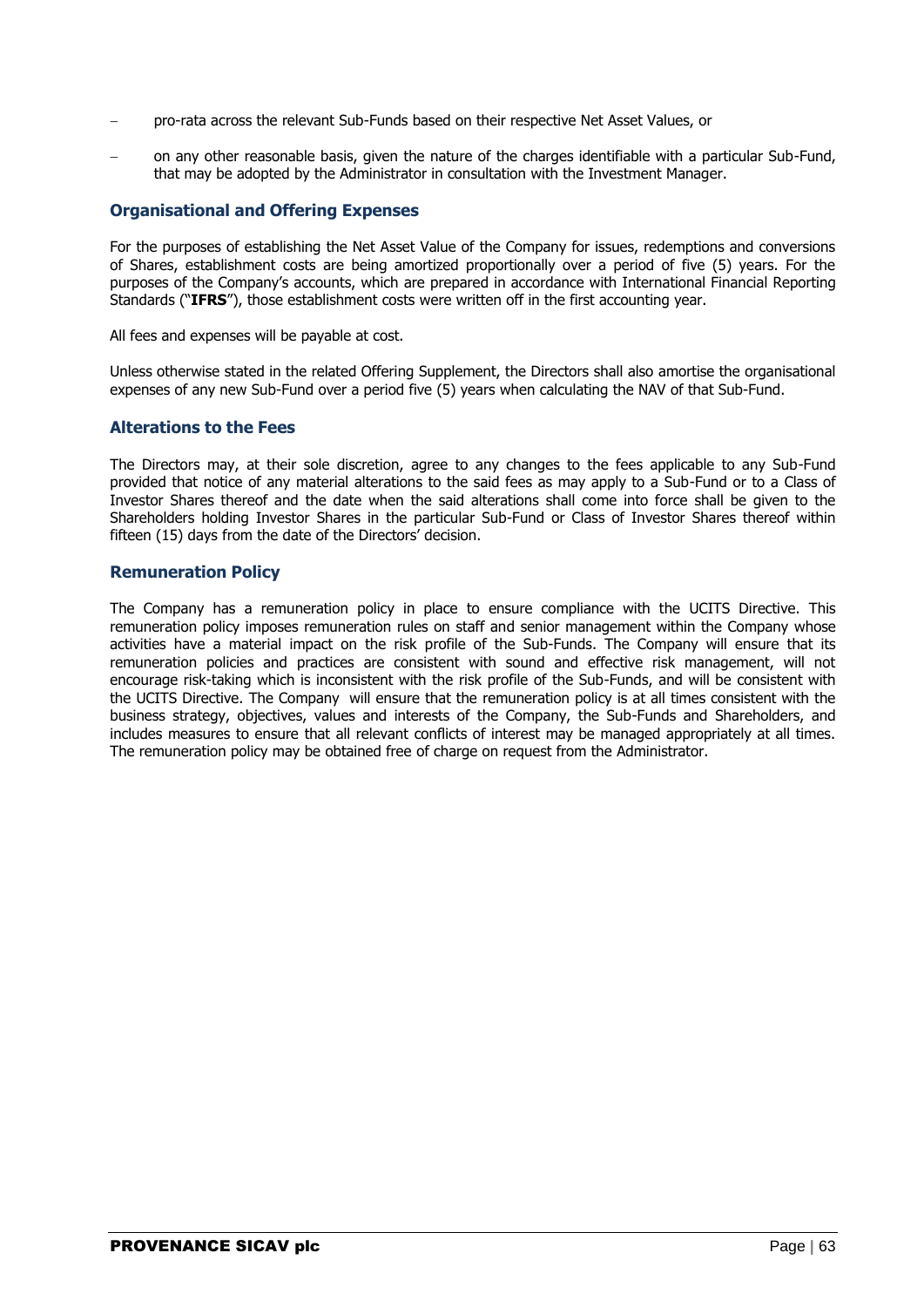- pro-rata across the relevant Sub-Funds based on their respective Net Asset Values, or
- on any other reasonable basis, given the nature of the charges identifiable with a particular Sub-Fund, that may be adopted by the Administrator in consultation with the Investment Manager.

## Organisational and Offering Expenses

For the purposes of establishing the Net Asset Value of the Company for issues, redemptions and conversions of Shares, establishment costs are being amortized proportionally over a period of five (5) years. For the purposes of the Company's accounts, which are prepared in accordance with International Financial Reporting Standards ("**IFRS**"), those establishment costs were written off in the first accounting year.

All fees and expenses will be payable at cost.

Unless otherwise stated in the related Offering Supplement, the Directors shall also amortise the organisational expenses of any new Sub-Fund over a period five (5) years when calculating the NAV of that Sub-Fund.

## Alterations to the Fees

The Directors may, at their sole discretion, agree to any changes to the fees applicable to any Sub-Fund provided that notice of any material alterations to the said fees as may apply to a Sub-Fund or to a Class of Investor Shares thereof and the date when the said alterations shall come into force shall be given to the Shareholders holding Investor Shares in the particular Sub-Fund or Class of Investor Shares thereof within fifteen (15) days from the date of the Directors' decision.

## Remuneration Policy

The Company has a remuneration policy in place to ensure compliance with the UCITS Directive. This remuneration policy imposes remuneration rules on staff and senior management within the Company whose activities have a material impact on the risk profile of the Sub-Funds. The Company will ensure that its remuneration policies and practices are consistent with sound and effective risk management, will not encourage risk-taking which is inconsistent with the risk profile of the Sub-Funds, and will be consistent with the UCITS Directive. The Company will ensure that the remuneration policy is at all times consistent with the business strategy, objectives, values and interests of the Company, the Sub-Funds and Shareholders, and includes measures to ensure that all relevant conflicts of interest may be managed appropriately at all times. The remuneration policy may be obtained free of charge on request from the Administrator.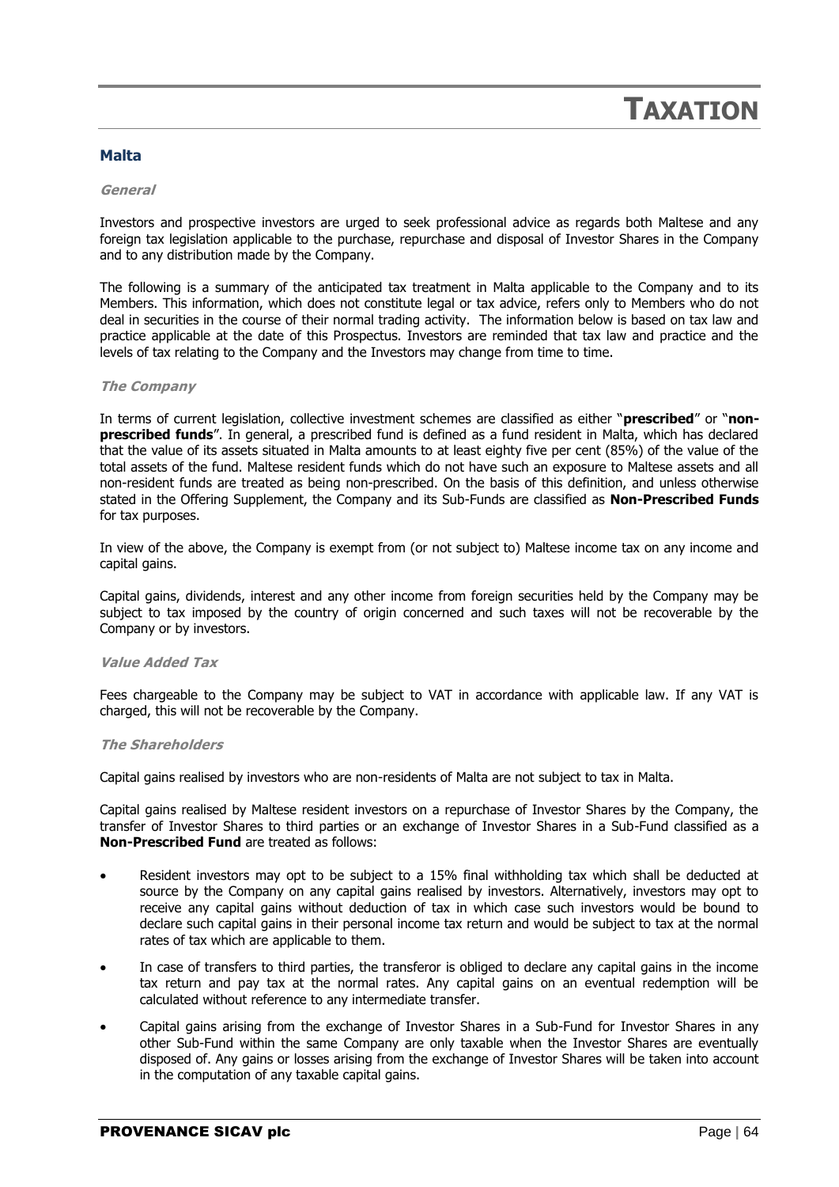# TAXATION

## Malta

### *General*

Investors and prospective investors are urged to seek professional advice as regards both Maltese and any foreign tax legislation applicable to the purchase, repurchase and disposal of Investor Shares in the Company and to any distribution made by the Company.

The following is a summary of the anticipated tax treatment in Malta applicable to the Company and to its Members. This information, which does not constitute legal or tax advice, refers only to Members who do not deal in securities in the course of their normal trading activity. The information below is based on tax law and practice applicable at the date of this Prospectus. Investors are reminded that tax law and practice and the levels of tax relating to the Company and the Investors may change from time to time.

### *The Company*

In terms of current legislation, collective investment schemes are classified as either "**prescribed**" or "**non-prescribed funds**". In general, a prescribed fund is defined as a fund resident in Malta, which has declared that the value of its assets situated in Malta amounts to at least eighty five per cent (85%) of the value of the total assets of the fund. Maltese resident funds which do not have such an exposure to Maltese assets and all non-resident funds are treated as being non-prescribed. On the basis of this definition, and unless otherwise stated in the Offering Supplement, the Company and its Sub-Funds are classified as **Non-Prescribed Funds** for tax purposes.

In view of the above, the Company is exempt from (or not subject to) Maltese income tax on any income and capital gains.

Capital gains, dividends, interest and any other income from foreign securities held by the Company may be subject to tax imposed by the country of origin concerned and such taxes will not be recoverable by the Company or by investors.

### *Value Added Tax*

Fees chargeable to the Company may be subject to VAT in accordance with applicable law. If any VAT is charged, this will not be recoverable by the Company.

### *The Shareholders*

Capital gains realised by investors who are non-residents of Malta are not subject to tax in Malta.

Capital gains realised by Maltese resident investors on a repurchase of Investor Shares by the Company, the transfer of Investor Shares to third parties or an exchange of Investor Shares in a Sub-Fund classified as a **Non-Prescribed Fund** are treated as follows:

- Resident investors may opt to be subject to a 15% final withholding tax which shall be deducted at source by the Company on any capital gains realised by investors. Alternatively, investors may opt to receive any capital gains without deduction of tax in which case such investors would be bound to declare such capital gains in their personal income tax return and would be subject to tax at the normal rates of tax which are applicable to them.
- In case of transfers to third parties, the transferor is obliged to declare any capital gains in the income tax return and pay tax at the normal rates. Any capital gains on an eventual redemption will be calculated without reference to any intermediate transfer.
- Capital gains arising from the exchange of Investor Shares in a Sub-Fund for Investor Shares in any other Sub-Fund within the same Company are only taxable when the Investor Shares are eventually disposed of. Any gains or losses arising from the exchange of Investor Shares will be taken into account in the computation of any taxable capital gains.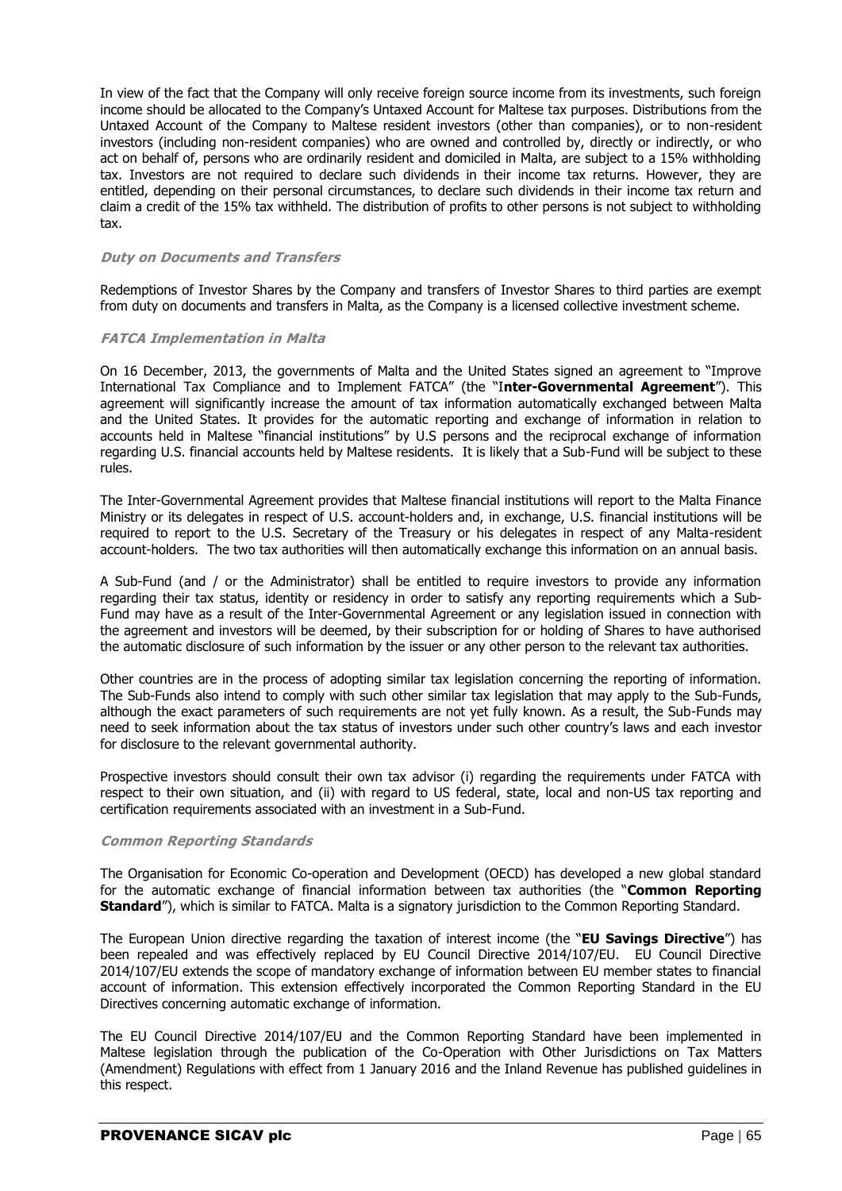In view of the fact that the Company will only receive foreign source income from its investments, such foreign income should be allocated to the Company's Untaxed Account for Maltese tax purposes. Distributions from the Untaxed Account of the Company to Maltese resident investors (other than companies), or to non-resident investors (including non-resident companies) who are owned and controlled by, directly or indirectly, or who act on behalf of, persons who are ordinarily resident and domiciled in Malta, are subject to a 15% withholding tax. Investors are not required to declare such dividends in their income tax returns. However, they are entitled, depending on their personal circumstances, to declare such dividends in their income tax return and claim a credit of the 15% tax withheld. The distribution of profits to other persons is not subject to withholding tax.

***Duty on Documents and Transfers***

Redemptions of Investor Shares by the Company and transfers of Investor Shares to third parties are exempt from duty on documents and transfers in Malta, as the Company is a licensed collective investment scheme.

***FATCA Implementation in Malta***

On 16 December, 2013, the governments of Malta and the United States signed an agreement to "Improve International Tax Compliance and to Implement FATCA" (the "I**nter-Governmental Agreement**"). This agreement will significantly increase the amount of tax information automatically exchanged between Malta and the United States. It provides for the automatic reporting and exchange of information in relation to accounts held in Maltese "financial institutions" by U.S persons and the reciprocal exchange of information regarding U.S. financial accounts held by Maltese residents. It is likely that a Sub-Fund will be subject to these rules.

The Inter-Governmental Agreement provides that Maltese financial institutions will report to the Malta Finance Ministry or its delegates in respect of U.S. account-holders and, in exchange, U.S. financial institutions will be required to report to the U.S. Secretary of the Treasury or his delegates in respect of any Malta-resident account-holders. The two tax authorities will then automatically exchange this information on an annual basis.

A Sub-Fund (and / or the Administrator) shall be entitled to require investors to provide any information regarding their tax status, identity or residency in order to satisfy any reporting requirements which a Sub-Fund may have as a result of the Inter-Governmental Agreement or any legislation issued in connection with the agreement and investors will be deemed, by their subscription for or holding of Shares to have authorised the automatic disclosure of such information by the issuer or any other person to the relevant tax authorities.

Other countries are in the process of adopting similar tax legislation concerning the reporting of information. The Sub-Funds also intend to comply with such other similar tax legislation that may apply to the Sub-Funds, although the exact parameters of such requirements are not yet fully known. As a result, the Sub-Funds may need to seek information about the tax status of investors under such other country's laws and each investor for disclosure to the relevant governmental authority.

Prospective investors should consult their own tax advisor (i) regarding the requirements under FATCA with respect to their own situation, and (ii) with regard to US federal, state, local and non-US tax reporting and certification requirements associated with an investment in a Sub-Fund.

***Common Reporting Standards***

The Organisation for Economic Co-operation and Development (OECD) has developed a new global standard for the automatic exchange of financial information between tax authorities (the "**Common Reporting Standard**"), which is similar to FATCA. Malta is a signatory jurisdiction to the Common Reporting Standard.

The European Union directive regarding the taxation of interest income (the "**EU Savings Directive**") has been repealed and was effectively replaced by EU Council Directive 2014/107/EU. EU Council Directive 2014/107/EU extends the scope of mandatory exchange of information between EU member states to financial account of information. This extension effectively incorporated the Common Reporting Standard in the EU Directives concerning automatic exchange of information.

The EU Council Directive 2014/107/EU and the Common Reporting Standard have been implemented in Maltese legislation through the publication of the Co-Operation with Other Jurisdictions on Tax Matters (Amendment) Regulations with effect from 1 January 2016 and the Inland Revenue has published guidelines in this respect.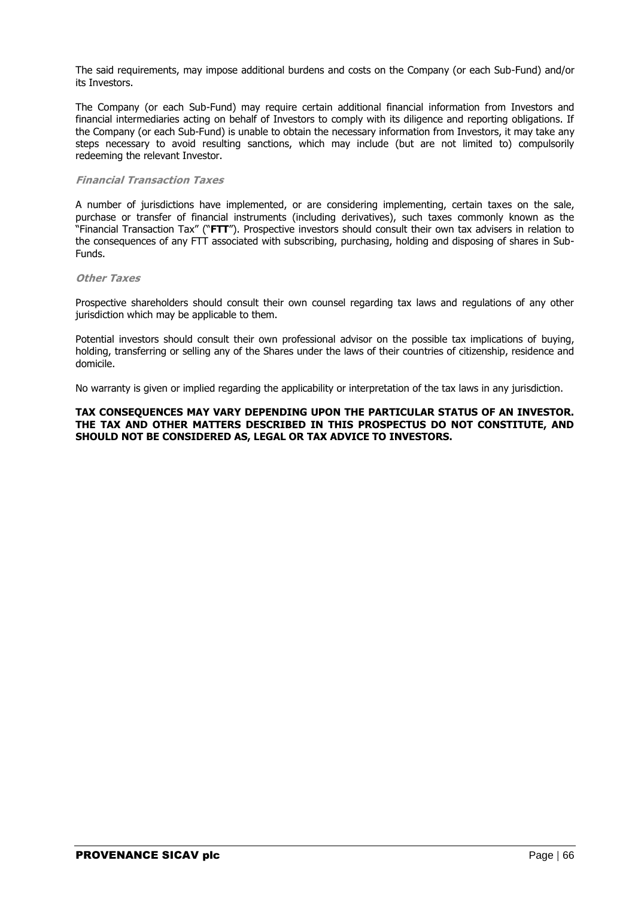The said requirements, may impose additional burdens and costs on the Company (or each Sub-Fund) and/or its Investors.

The Company (or each Sub-Fund) may require certain additional financial information from Investors and financial intermediaries acting on behalf of Investors to comply with its diligence and reporting obligations. If the Company (or each Sub-Fund) is unable to obtain the necessary information from Investors, it may take any steps necessary to avoid resulting sanctions, which may include (but are not limited to) compulsorily redeeming the relevant Investor.

***Financial Transaction Taxes***

A number of jurisdictions have implemented, or are considering implementing, certain taxes on the sale, purchase or transfer of financial instruments (including derivatives), such taxes commonly known as the "Financial Transaction Tax" ("**FTT**"). Prospective investors should consult their own tax advisers in relation to the consequences of any FTT associated with subscribing, purchasing, holding and disposing of shares in Sub-Funds.

***Other Taxes***

Prospective shareholders should consult their own counsel regarding tax laws and regulations of any other jurisdiction which may be applicable to them.

Potential investors should consult their own professional advisor on the possible tax implications of buying, holding, transferring or selling any of the Shares under the laws of their countries of citizenship, residence and domicile.

No warranty is given or implied regarding the applicability or interpretation of the tax laws in any jurisdiction.

**TAX CONSEQUENCES MAY VARY DEPENDING UPON THE PARTICULAR STATUS OF AN INVESTOR. THE TAX AND OTHER MATTERS DESCRIBED IN THIS PROSPECTUS DO NOT CONSTITUTE, AND SHOULD NOT BE CONSIDERED AS, LEGAL OR TAX ADVICE TO INVESTORS.**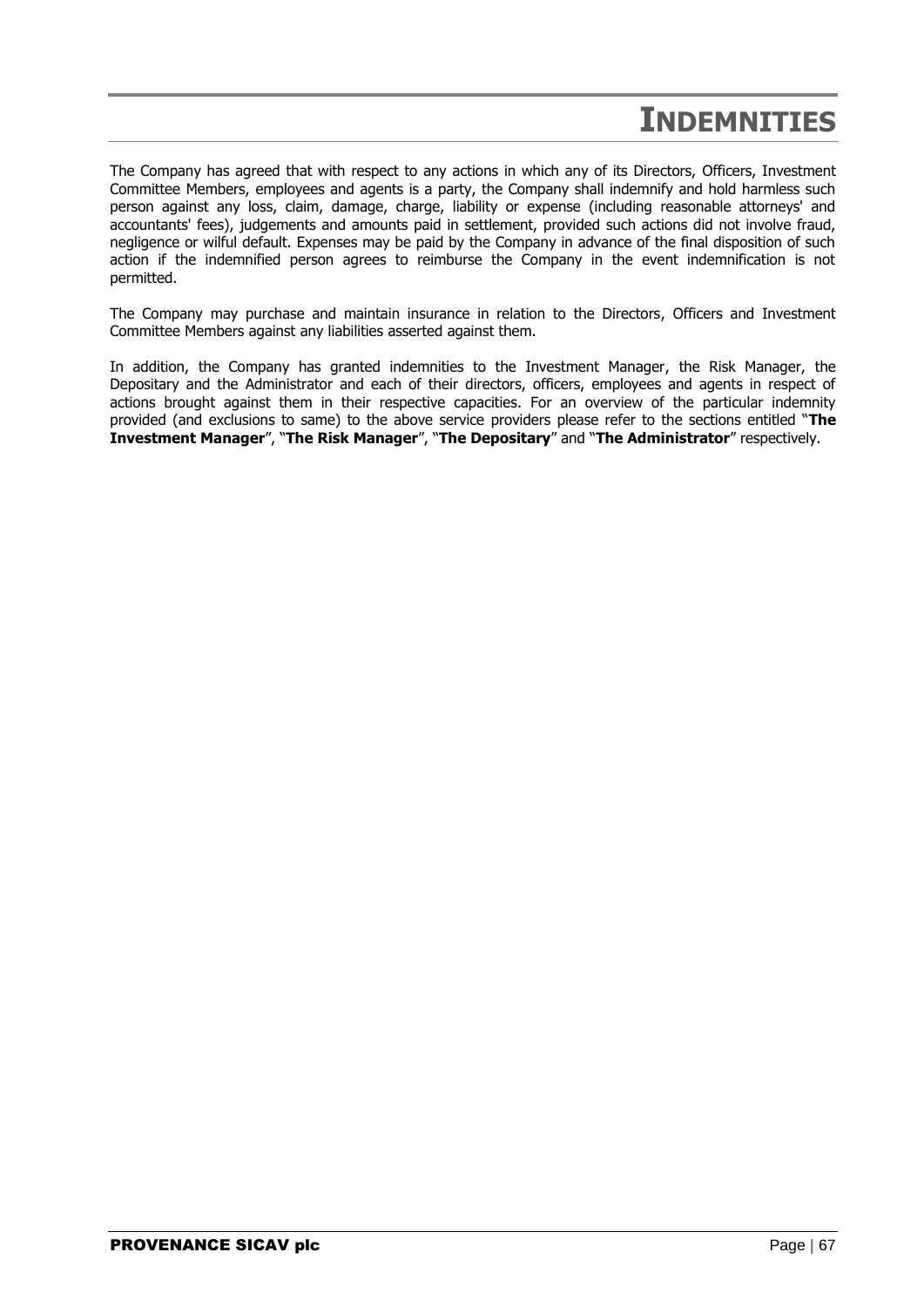# INDEMNITIES

The Company has agreed that with respect to any actions in which any of its Directors, Officers, Investment Committee Members, employees and agents is a party, the Company shall indemnify and hold harmless such person against any loss, claim, damage, charge, liability or expense (including reasonable attorneys' and accountants' fees), judgements and amounts paid in settlement, provided such actions did not involve fraud, negligence or wilful default. Expenses may be paid by the Company in advance of the final disposition of such action if the indemnified person agrees to reimburse the Company in the event indemnification is not permitted.

The Company may purchase and maintain insurance in relation to the Directors, Officers and Investment Committee Members against any liabilities asserted against them.

In addition, the Company has granted indemnities to the Investment Manager, the Risk Manager, the Depositary and the Administrator and each of their directors, officers, employees and agents in respect of actions brought against them in their respective capacities. For an overview of the particular indemnity provided (and exclusions to same) to the above service providers please refer to the sections entitled "**The Investment Manager**", "**The Risk Manager**", "**The Depositary**" and "**The Administrator**" respectively.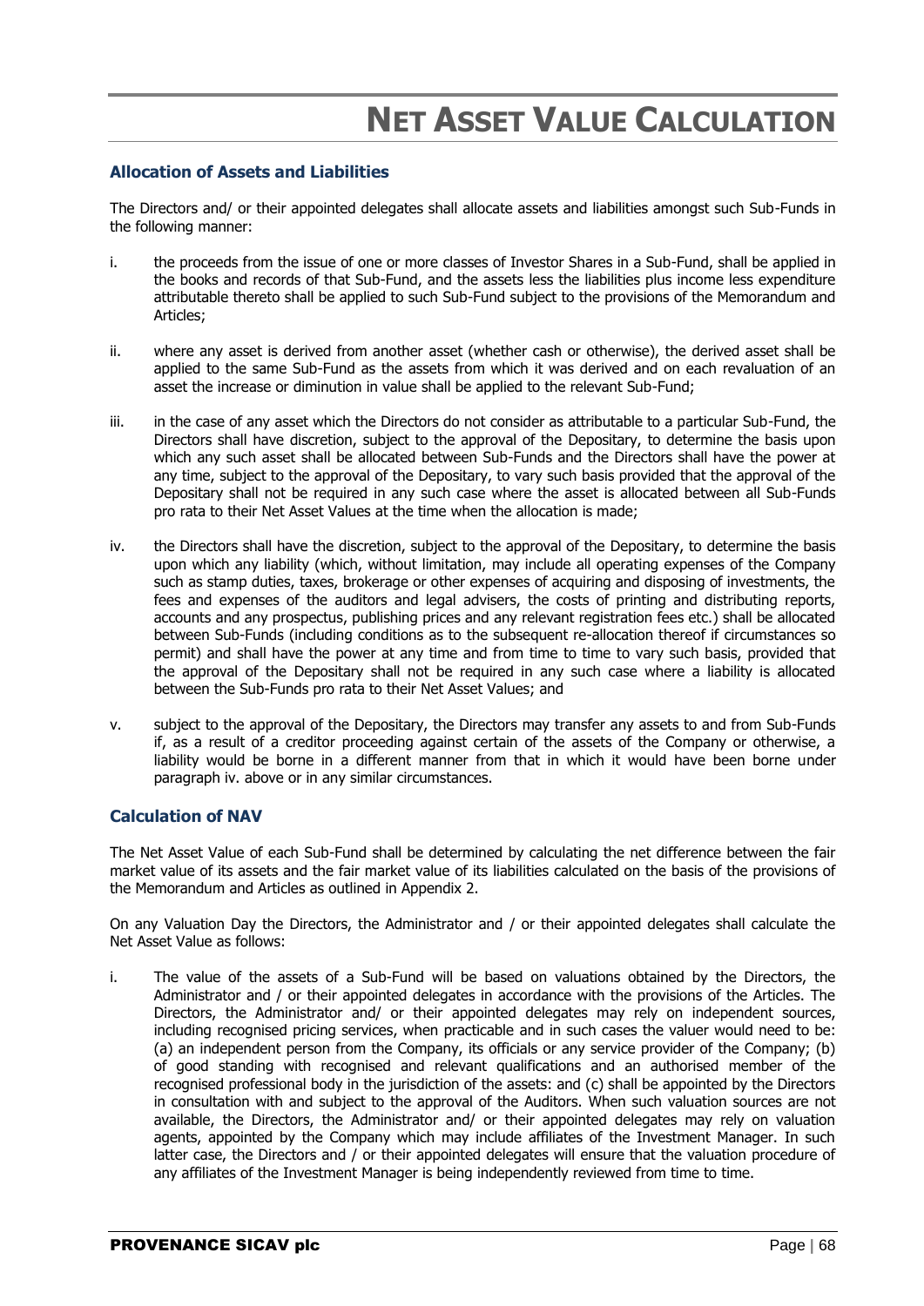# NET ASSET VALUE CALCULATION

### Allocation of Assets and Liabilities

The Directors and/ or their appointed delegates shall allocate assets and liabilities amongst such Sub-Funds in the following manner:

i. the proceeds from the issue of one or more classes of Investor Shares in a Sub-Fund, shall be applied in the books and records of that Sub-Fund, and the assets less the liabilities plus income less expenditure attributable thereto shall be applied to such Sub-Fund subject to the provisions of the Memorandum and Articles;

ii. where any asset is derived from another asset (whether cash or otherwise), the derived asset shall be applied to the same Sub-Fund as the assets from which it was derived and on each revaluation of an asset the increase or diminution in value shall be applied to the relevant Sub-Fund;

iii. in the case of any asset which the Directors do not consider as attributable to a particular Sub-Fund, the Directors shall have discretion, subject to the approval of the Depositary, to determine the basis upon which any such asset shall be allocated between Sub-Funds and the Directors shall have the power at any time, subject to the approval of the Depositary, to vary such basis provided that the approval of the Depositary shall not be required in any such case where the asset is allocated between all Sub-Funds pro rata to their Net Asset Values at the time when the allocation is made;

iv. the Directors shall have the discretion, subject to the approval of the Depositary, to determine the basis upon which any liability (which, without limitation, may include all operating expenses of the Company such as stamp duties, taxes, brokerage or other expenses of acquiring and disposing of investments, the fees and expenses of the auditors and legal advisers, the costs of printing and distributing reports, accounts and any prospectus, publishing prices and any relevant registration fees etc.) shall be allocated between Sub-Funds (including conditions as to the subsequent re-allocation thereof if circumstances so permit) and shall have the power at any time and from time to time to vary such basis, provided that the approval of the Depositary shall not be required in any such case where a liability is allocated between the Sub-Funds pro rata to their Net Asset Values; and

v. subject to the approval of the Depositary, the Directors may transfer any assets to and from Sub-Funds if, as a result of a creditor proceeding against certain of the assets of the Company or otherwise, a liability would be borne in a different manner from that in which it would have been borne under paragraph iv. above or in any similar circumstances.

### Calculation of NAV

The Net Asset Value of each Sub-Fund shall be determined by calculating the net difference between the fair market value of its assets and the fair market value of its liabilities calculated on the basis of the provisions of the Memorandum and Articles as outlined in Appendix 2.

On any Valuation Day the Directors, the Administrator and / or their appointed delegates shall calculate the Net Asset Value as follows:

i. The value of the assets of a Sub-Fund will be based on valuations obtained by the Directors, the Administrator and / or their appointed delegates in accordance with the provisions of the Articles. The Directors, the Administrator and/ or their appointed delegates may rely on independent sources, including recognised pricing services, when practicable and in such cases the valuer would need to be: (a) an independent person from the Company, its officials or any service provider of the Company; (b) of good standing with recognised and relevant qualifications and an authorised member of the recognised professional body in the jurisdiction of the assets: and (c) shall be appointed by the Directors in consultation with and subject to the approval of the Auditors. When such valuation sources are not available, the Directors, the Administrator and/ or their appointed delegates may rely on valuation agents, appointed by the Company which may include affiliates of the Investment Manager. In such latter case, the Directors and / or their appointed delegates will ensure that the valuation procedure of any affiliates of the Investment Manager is being independently reviewed from time to time.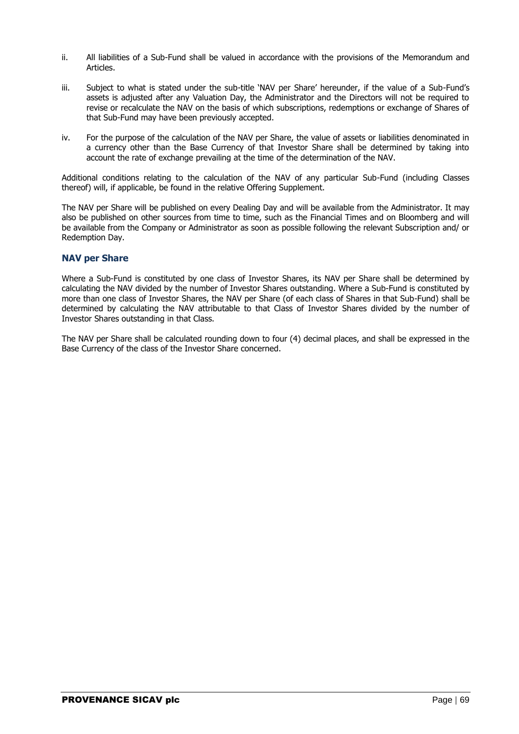ii. All liabilities of a Sub-Fund shall be valued in accordance with the provisions of the Memorandum and Articles.

iii. Subject to what is stated under the sub-title 'NAV per Share' hereunder, if the value of a Sub-Fund's assets is adjusted after any Valuation Day, the Administrator and the Directors will not be required to revise or recalculate the NAV on the basis of which subscriptions, redemptions or exchange of Shares of that Sub-Fund may have been previously accepted.

iv. For the purpose of the calculation of the NAV per Share, the value of assets or liabilities denominated in a currency other than the Base Currency of that Investor Share shall be determined by taking into account the rate of exchange prevailing at the time of the determination of the NAV.

Additional conditions relating to the calculation of the NAV of any particular Sub-Fund (including Classes thereof) will, if applicable, be found in the relative Offering Supplement.

The NAV per Share will be published on every Dealing Day and will be available from the Administrator. It may also be published on other sources from time to time, such as the Financial Times and on Bloomberg and will be available from the Company or Administrator as soon as possible following the relevant Subscription and/ or Redemption Day.

## NAV per Share

Where a Sub-Fund is constituted by one class of Investor Shares, its NAV per Share shall be determined by calculating the NAV divided by the number of Investor Shares outstanding. Where a Sub-Fund is constituted by more than one class of Investor Shares, the NAV per Share (of each class of Shares in that Sub-Fund) shall be determined by calculating the NAV attributable to that Class of Investor Shares divided by the number of Investor Shares outstanding in that Class.

The NAV per Share shall be calculated rounding down to four (4) decimal places, and shall be expressed in the Base Currency of the class of the Investor Share concerned.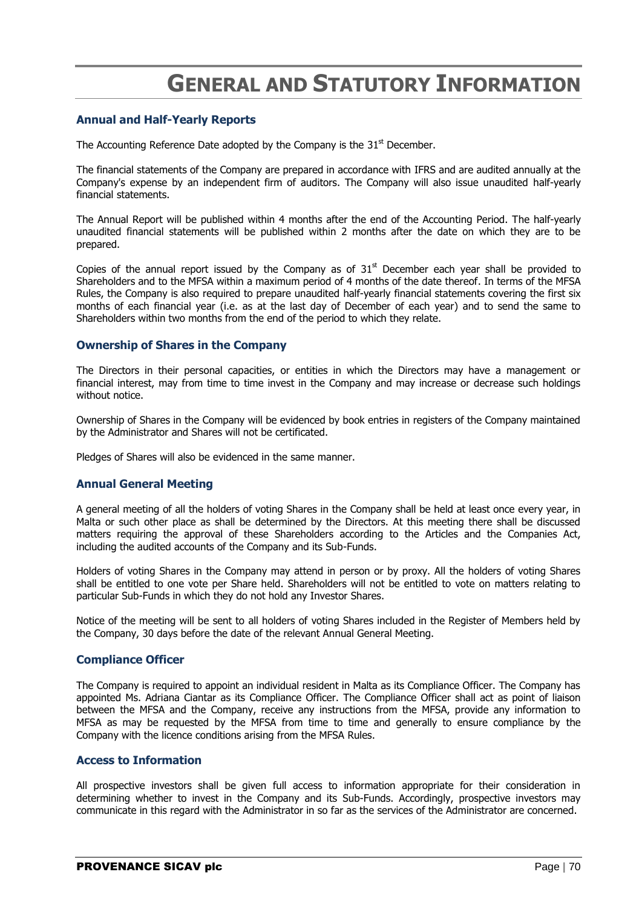# GENERAL AND STATUTORY INFORMATION

### Annual and Half-Yearly Reports

The Accounting Reference Date adopted by the Company is the 31st December.

The financial statements of the Company are prepared in accordance with IFRS and are audited annually at the Company's expense by an independent firm of auditors. The Company will also issue unaudited half-yearly financial statements.

The Annual Report will be published within 4 months after the end of the Accounting Period. The half-yearly unaudited financial statements will be published within 2 months after the date on which they are to be prepared.

Copies of the annual report issued by the Company as of 31st December each year shall be provided to Shareholders and to the MFSA within a maximum period of 4 months of the date thereof. In terms of the MFSA Rules, the Company is also required to prepare unaudited half-yearly financial statements covering the first six months of each financial year (i.e. as at the last day of December of each year) and to send the same to Shareholders within two months from the end of the period to which they relate.

### Ownership of Shares in the Company

The Directors in their personal capacities, or entities in which the Directors may have a management or financial interest, may from time to time invest in the Company and may increase or decrease such holdings without notice.

Ownership of Shares in the Company will be evidenced by book entries in registers of the Company maintained by the Administrator and Shares will not be certificated.

Pledges of Shares will also be evidenced in the same manner.

### Annual General Meeting

A general meeting of all the holders of voting Shares in the Company shall be held at least once every year, in Malta or such other place as shall be determined by the Directors. At this meeting there shall be discussed matters requiring the approval of these Shareholders according to the Articles and the Companies Act, including the audited accounts of the Company and its Sub-Funds.

Holders of voting Shares in the Company may attend in person or by proxy. All the holders of voting Shares shall be entitled to one vote per Share held. Shareholders will not be entitled to vote on matters relating to particular Sub-Funds in which they do not hold any Investor Shares.

Notice of the meeting will be sent to all holders of voting Shares included in the Register of Members held by the Company, 30 days before the date of the relevant Annual General Meeting.

### Compliance Officer

The Company is required to appoint an individual resident in Malta as its Compliance Officer. The Company has appointed Ms. Adriana Ciantar as its Compliance Officer. The Compliance Officer shall act as point of liaison between the MFSA and the Company, receive any instructions from the MFSA, provide any information to MFSA as may be requested by the MFSA from time to time and generally to ensure compliance by the Company with the licence conditions arising from the MFSA Rules.

### Access to Information

All prospective investors shall be given full access to information appropriate for their consideration in determining whether to invest in the Company and its Sub-Funds. Accordingly, prospective investors may communicate in this regard with the Administrator in so far as the services of the Administrator are concerned.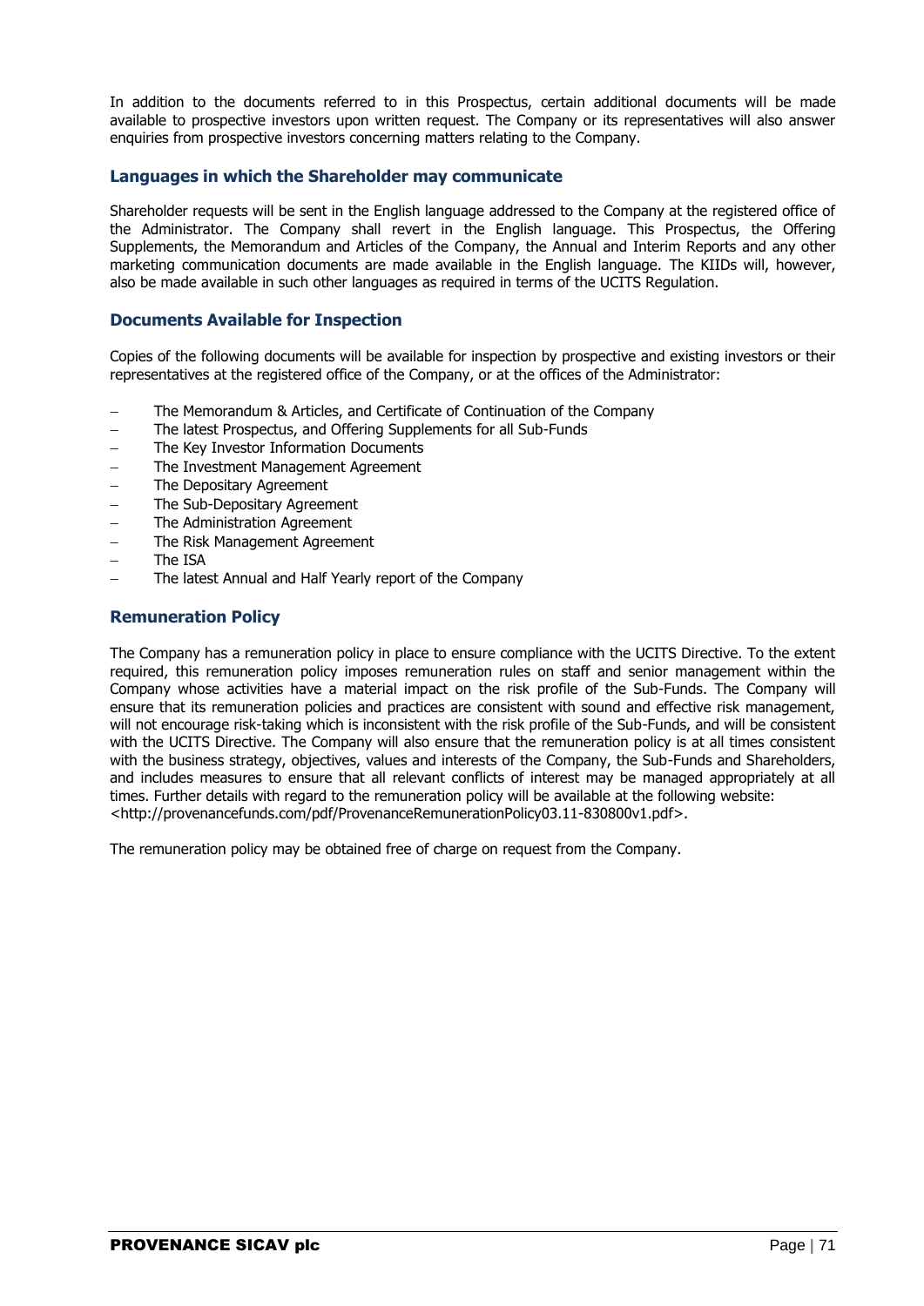In addition to the documents referred to in this Prospectus, certain additional documents will be made available to prospective investors upon written request. The Company or its representatives will also answer enquiries from prospective investors concerning matters relating to the Company.

## Languages in which the Shareholder may communicate

Shareholder requests will be sent in the English language addressed to the Company at the registered office of the Administrator. The Company shall revert in the English language. This Prospectus, the Offering Supplements, the Memorandum and Articles of the Company, the Annual and Interim Reports and any other marketing communication documents are made available in the English language. The KIIDs will, however, also be made available in such other languages as required in terms of the UCITS Regulation.

## Documents Available for Inspection

Copies of the following documents will be available for inspection by prospective and existing investors or their representatives at the registered office of the Company, or at the offices of the Administrator:

- The Memorandum & Articles, and Certificate of Continuation of the Company
- The latest Prospectus, and Offering Supplements for all Sub-Funds
- The Key Investor Information Documents
- The Investment Management Agreement
- The Depositary Agreement
- The Sub-Depositary Agreement
- The Administration Agreement
- The Risk Management Agreement
- The ISA
- The latest Annual and Half Yearly report of the Company

## Remuneration Policy

The Company has a remuneration policy in place to ensure compliance with the UCITS Directive. To the extent required, this remuneration policy imposes remuneration rules on staff and senior management within the Company whose activities have a material impact on the risk profile of the Sub-Funds. The Company will ensure that its remuneration policies and practices are consistent with sound and effective risk management, will not encourage risk-taking which is inconsistent with the risk profile of the Sub-Funds, and will be consistent with the UCITS Directive. The Company will also ensure that the remuneration policy is at all times consistent with the business strategy, objectives, values and interests of the Company, the Sub-Funds and Shareholders, and includes measures to ensure that all relevant conflicts of interest may be managed appropriately at all times. Further details with regard to the remuneration policy will be available at the following website: <http://provenancefunds.com/pdf/ProvenanceRemunerationPolicy03.11-830800v1.pdf>.

The remuneration policy may be obtained free of charge on request from the Company.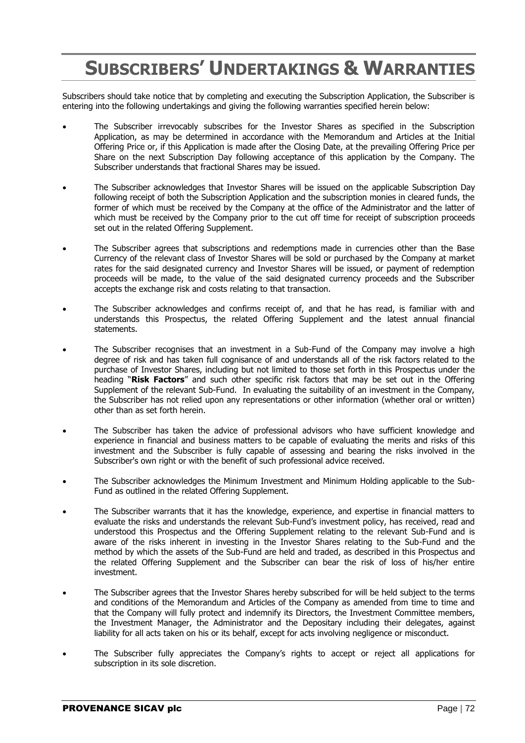# SUBSCRIBERS' UNDERTAKINGS & WARRANTIES

Subscribers should take notice that by completing and executing the Subscription Application, the Subscriber is entering into the following undertakings and giving the following warranties specified herein below:

- The Subscriber irrevocably subscribes for the Investor Shares as specified in the Subscription Application, as may be determined in accordance with the Memorandum and Articles at the Initial Offering Price or, if this Application is made after the Closing Date, at the prevailing Offering Price per Share on the next Subscription Day following acceptance of this application by the Company. The Subscriber understands that fractional Shares may be issued.

- The Subscriber acknowledges that Investor Shares will be issued on the applicable Subscription Day following receipt of both the Subscription Application and the subscription monies in cleared funds, the former of which must be received by the Company at the office of the Administrator and the latter of which must be received by the Company prior to the cut off time for receipt of subscription proceeds set out in the related Offering Supplement.

- The Subscriber agrees that subscriptions and redemptions made in currencies other than the Base Currency of the relevant class of Investor Shares will be sold or purchased by the Company at market rates for the said designated currency and Investor Shares will be issued, or payment of redemption proceeds will be made, to the value of the said designated currency proceeds and the Subscriber accepts the exchange risk and costs relating to that transaction.

- The Subscriber acknowledges and confirms receipt of, and that he has read, is familiar with and understands this Prospectus, the related Offering Supplement and the latest annual financial statements.

- The Subscriber recognises that an investment in a Sub-Fund of the Company may involve a high degree of risk and has taken full cognisance of and understands all of the risk factors related to the purchase of Investor Shares, including but not limited to those set forth in this Prospectus under the heading "**Risk Factors**" and such other specific risk factors that may be set out in the Offering Supplement of the relevant Sub-Fund. In evaluating the suitability of an investment in the Company, the Subscriber has not relied upon any representations or other information (whether oral or written) other than as set forth herein.

- The Subscriber has taken the advice of professional advisors who have sufficient knowledge and experience in financial and business matters to be capable of evaluating the merits and risks of this investment and the Subscriber is fully capable of assessing and bearing the risks involved in the Subscriber's own right or with the benefit of such professional advice received.

- The Subscriber acknowledges the Minimum Investment and Minimum Holding applicable to the Sub-Fund as outlined in the related Offering Supplement.

- The Subscriber warrants that it has the knowledge, experience, and expertise in financial matters to evaluate the risks and understands the relevant Sub-Fund's investment policy, has received, read and understood this Prospectus and the Offering Supplement relating to the relevant Sub-Fund and is aware of the risks inherent in investing in the Investor Shares relating to the Sub-Fund and the method by which the assets of the Sub-Fund are held and traded, as described in this Prospectus and the related Offering Supplement and the Subscriber can bear the risk of loss of his/her entire investment.

- The Subscriber agrees that the Investor Shares hereby subscribed for will be held subject to the terms and conditions of the Memorandum and Articles of the Company as amended from time to time and that the Company will fully protect and indemnify its Directors, the Investment Committee members, the Investment Manager, the Administrator and the Depositary including their delegates, against liability for all acts taken on his or its behalf, except for acts involving negligence or misconduct.

- The Subscriber fully appreciates the Company's rights to accept or reject all applications for subscription in its sole discretion.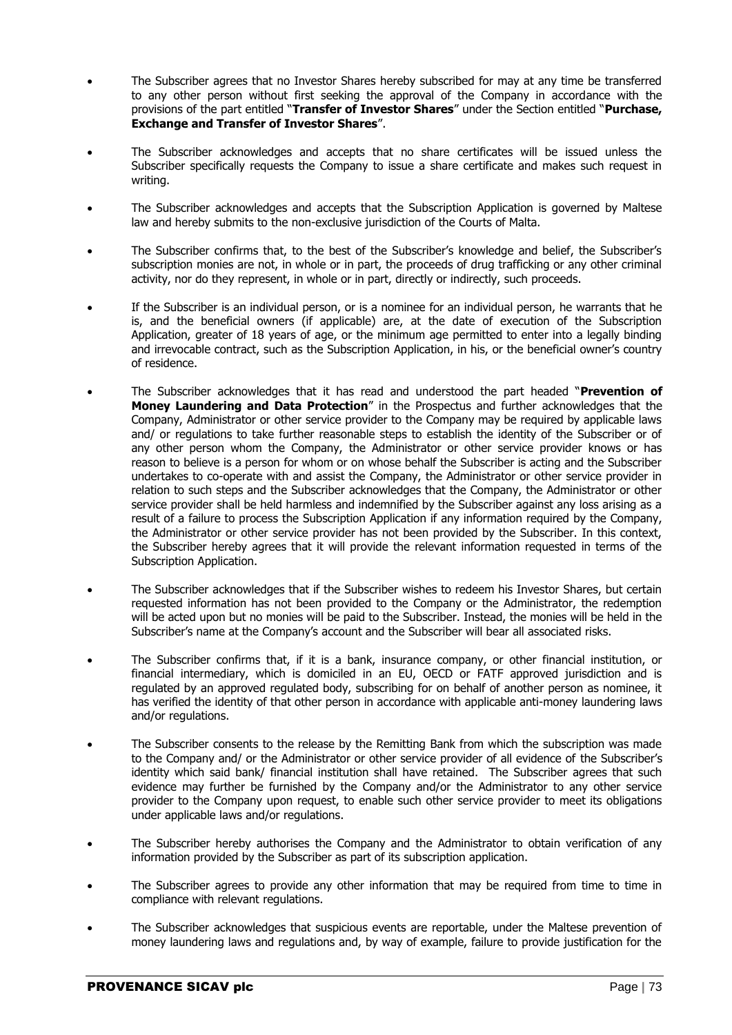- The Subscriber agrees that no Investor Shares hereby subscribed for may at any time be transferred to any other person without first seeking the approval of the Company in accordance with the provisions of the part entitled "**Transfer of Investor Shares**" under the Section entitled "**Purchase, Exchange and Transfer of Investor Shares**".

- The Subscriber acknowledges and accepts that no share certificates will be issued unless the Subscriber specifically requests the Company to issue a share certificate and makes such request in writing.

- The Subscriber acknowledges and accepts that the Subscription Application is governed by Maltese law and hereby submits to the non-exclusive jurisdiction of the Courts of Malta.

- The Subscriber confirms that, to the best of the Subscriber's knowledge and belief, the Subscriber's subscription monies are not, in whole or in part, the proceeds of drug trafficking or any other criminal activity, nor do they represent, in whole or in part, directly or indirectly, such proceeds.

- If the Subscriber is an individual person, or is a nominee for an individual person, he warrants that he is, and the beneficial owners (if applicable) are, at the date of execution of the Subscription Application, greater of 18 years of age, or the minimum age permitted to enter into a legally binding and irrevocable contract, such as the Subscription Application, in his, or the beneficial owner's country of residence.

- The Subscriber acknowledges that it has read and understood the part headed "**Prevention of Money Laundering and Data Protection**" in the Prospectus and further acknowledges that the Company, Administrator or other service provider to the Company may be required by applicable laws and/ or regulations to take further reasonable steps to establish the identity of the Subscriber or of any other person whom the Company, the Administrator or other service provider knows or has reason to believe is a person for whom or on whose behalf the Subscriber is acting and the Subscriber undertakes to co-operate with and assist the Company, the Administrator or other service provider in relation to such steps and the Subscriber acknowledges that the Company, the Administrator or other service provider shall be held harmless and indemnified by the Subscriber against any loss arising as a result of a failure to process the Subscription Application if any information required by the Company, the Administrator or other service provider has not been provided by the Subscriber. In this context, the Subscriber hereby agrees that it will provide the relevant information requested in terms of the Subscription Application.

- The Subscriber acknowledges that if the Subscriber wishes to redeem his Investor Shares, but certain requested information has not been provided to the Company or the Administrator, the redemption will be acted upon but no monies will be paid to the Subscriber. Instead, the monies will be held in the Subscriber's name at the Company's account and the Subscriber will bear all associated risks.

- The Subscriber confirms that, if it is a bank, insurance company, or other financial institution, or financial intermediary, which is domiciled in an EU, OECD or FATF approved jurisdiction and is regulated by an approved regulated body, subscribing for on behalf of another person as nominee, it has verified the identity of that other person in accordance with applicable anti-money laundering laws and/or regulations.

- The Subscriber consents to the release by the Remitting Bank from which the subscription was made to the Company and/ or the Administrator or other service provider of all evidence of the Subscriber's identity which said bank/ financial institution shall have retained. The Subscriber agrees that such evidence may further be furnished by the Company and/or the Administrator to any other service provider to the Company upon request, to enable such other service provider to meet its obligations under applicable laws and/or regulations.

- The Subscriber hereby authorises the Company and the Administrator to obtain verification of any information provided by the Subscriber as part of its subscription application.

- The Subscriber agrees to provide any other information that may be required from time to time in compliance with relevant regulations.

- The Subscriber acknowledges that suspicious events are reportable, under the Maltese prevention of money laundering laws and regulations and, by way of example, failure to provide justification for the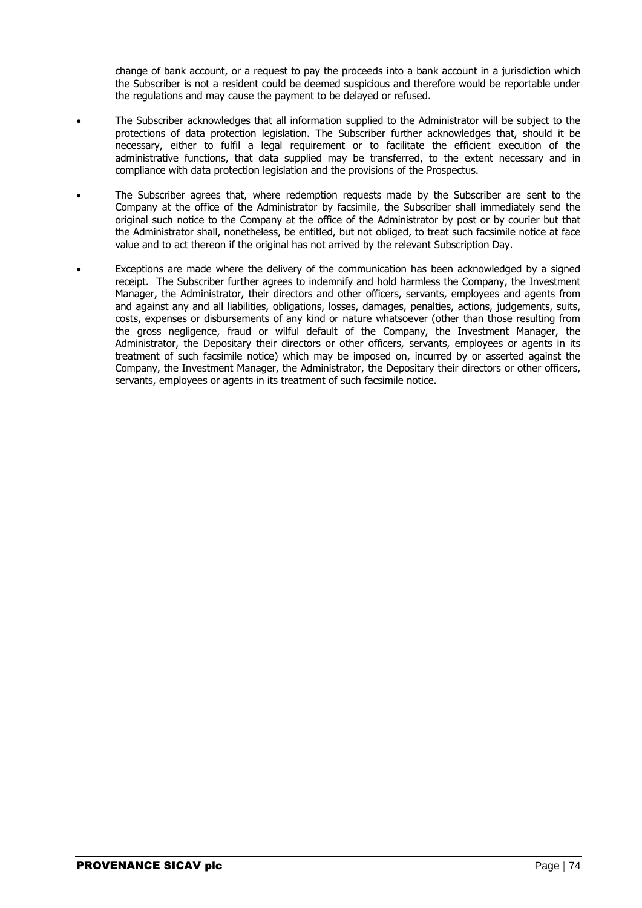change of bank account, or a request to pay the proceeds into a bank account in a jurisdiction which the Subscriber is not a resident could be deemed suspicious and therefore would be reportable under the regulations and may cause the payment to be delayed or refused.

- The Subscriber acknowledges that all information supplied to the Administrator will be subject to the protections of data protection legislation. The Subscriber further acknowledges that, should it be necessary, either to fulfil a legal requirement or to facilitate the efficient execution of the administrative functions, that data supplied may be transferred, to the extent necessary and in compliance with data protection legislation and the provisions of the Prospectus.
- The Subscriber agrees that, where redemption requests made by the Subscriber are sent to the Company at the office of the Administrator by facsimile, the Subscriber shall immediately send the original such notice to the Company at the office of the Administrator by post or by courier but that the Administrator shall, nonetheless, be entitled, but not obliged, to treat such facsimile notice at face value and to act thereon if the original has not arrived by the relevant Subscription Day.
- Exceptions are made where the delivery of the communication has been acknowledged by a signed receipt. The Subscriber further agrees to indemnify and hold harmless the Company, the Investment Manager, the Administrator, their directors and other officers, servants, employees and agents from and against any and all liabilities, obligations, losses, damages, penalties, actions, judgements, suits, costs, expenses or disbursements of any kind or nature whatsoever (other than those resulting from the gross negligence, fraud or wilful default of the Company, the Investment Manager, the Administrator, the Depositary their directors or other officers, servants, employees or agents in its treatment of such facsimile notice) which may be imposed on, incurred by or asserted against the Company, the Investment Manager, the Administrator, the Depositary their directors or other officers, servants, employees or agents in its treatment of such facsimile notice.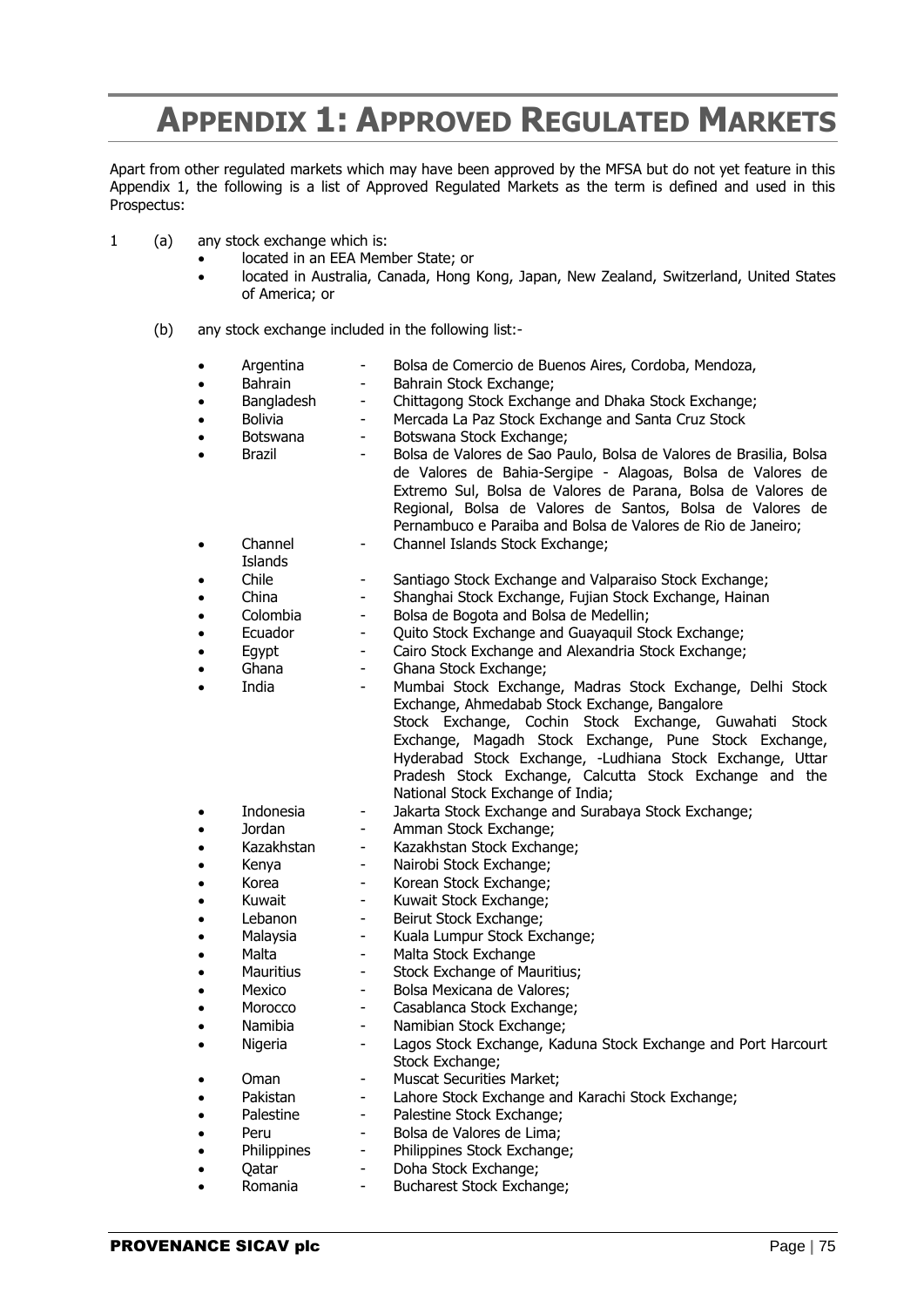# APPENDIX 1: APPROVED REGULATED MARKETS

Apart from other regulated markets which may have been approved by the MFSA but do not yet feature in this Appendix 1, the following is a list of Approved Regulated Markets as the term is defined and used in this Prospectus:

1 (a) any stock exchange which is:

- located in an EEA Member State; or
- located in Australia, Canada, Hong Kong, Japan, New Zealand, Switzerland, United States of America; or

(b) any stock exchange included in the following list:-

- Argentina - Bolsa de Comercio de Buenos Aires, Cordoba, Mendoza,
- Bahrain - Bahrain Stock Exchange;
- Bangladesh - Chittagong Stock Exchange and Dhaka Stock Exchange;
- Bolivia - Mercada La Paz Stock Exchange and Santa Cruz Stock
- Botswana - Botswana Stock Exchange;
- Brazil - Bolsa de Valores de Sao Paulo, Bolsa de Valores de Brasilia, Bolsa de Valores de Bahia-Sergipe - Alagoas, Bolsa de Valores de Extremo Sul, Bolsa de Valores de Parana, Bolsa de Valores de Regional, Bolsa de Valores de Santos, Bolsa de Valores de Pernambuco e Paraiba and Bolsa de Valores de Rio de Janeiro;
- Channel Islands - Channel Islands Stock Exchange;
- Chile - Santiago Stock Exchange and Valparaiso Stock Exchange;
- China - Shanghai Stock Exchange, Fujian Stock Exchange, Hainan
- Colombia - Bolsa de Bogota and Bolsa de Medellin;
- Ecuador - Quito Stock Exchange and Guayaquil Stock Exchange;
- Egypt - Cairo Stock Exchange and Alexandria Stock Exchange;
- Ghana - Ghana Stock Exchange;
- India - Mumbai Stock Exchange, Madras Stock Exchange, Delhi Stock Exchange, Ahmedabab Stock Exchange, Bangalore Stock Exchange, Cochin Stock Exchange, Guwahati Stock Exchange, Magadh Stock Exchange, Pune Stock Exchange, Hyderabad Stock Exchange, -Ludhiana Stock Exchange, Uttar Pradesh Stock Exchange, Calcutta Stock Exchange and the National Stock Exchange of India;
- Indonesia - Jakarta Stock Exchange and Surabaya Stock Exchange;
- Jordan - Amman Stock Exchange;
- Kazakhstan - Kazakhstan Stock Exchange;
- Kenya - Nairobi Stock Exchange;
- Korea - Korean Stock Exchange;
- Kuwait - Kuwait Stock Exchange;
- Lebanon - Beirut Stock Exchange;
- Malaysia - Kuala Lumpur Stock Exchange;
- Malta - Malta Stock Exchange
- Mauritius - Stock Exchange of Mauritius;
- Mexico - Bolsa Mexicana de Valores;
- Morocco - Casablanca Stock Exchange;
- Namibia - Namibian Stock Exchange;
- Nigeria - Lagos Stock Exchange, Kaduna Stock Exchange and Port Harcourt Stock Exchange;
- Oman - Muscat Securities Market;
- Pakistan - Lahore Stock Exchange and Karachi Stock Exchange;
- Palestine - Palestine Stock Exchange;
- Peru - Bolsa de Valores de Lima;
- Philippines - Philippines Stock Exchange;
- Qatar - Doha Stock Exchange;
- Romania - Bucharest Stock Exchange;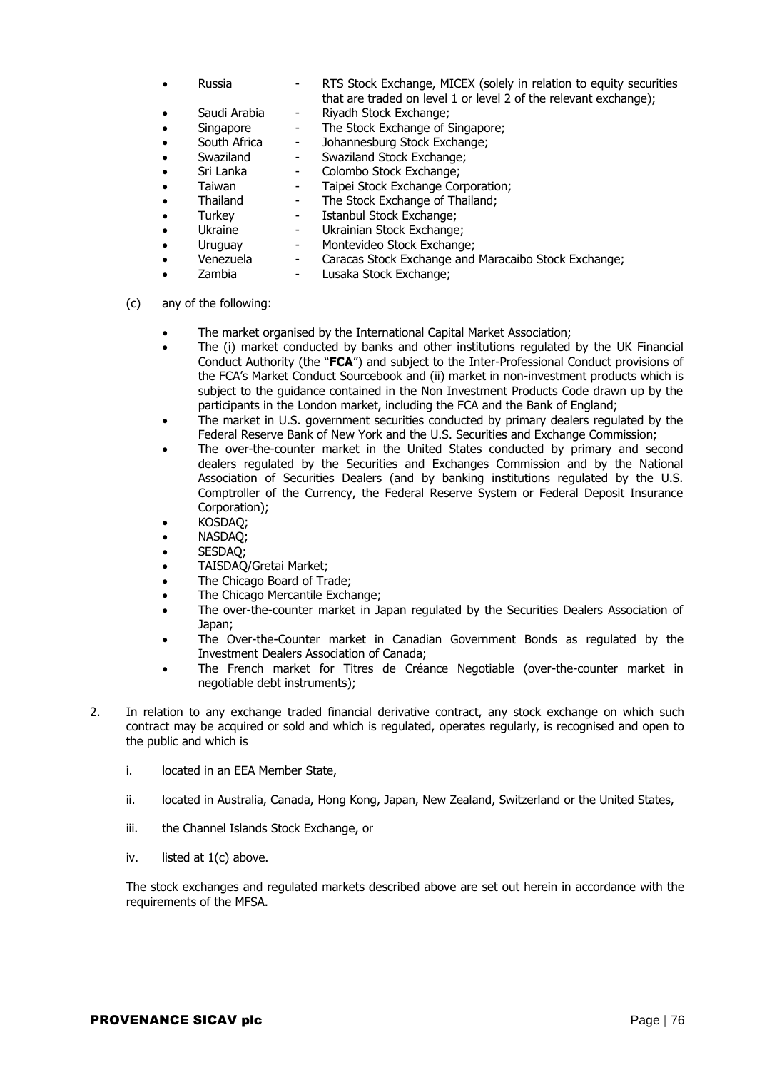- Russia - RTS Stock Exchange, MICEX (solely in relation to equity securities that are traded on level 1 or level 2 of the relevant exchange);
- Saudi Arabia - Riyadh Stock Exchange;
- Singapore - The Stock Exchange of Singapore;
- South Africa - Johannesburg Stock Exchange;
- Swaziland - Swaziland Stock Exchange;
- Sri Lanka - Colombo Stock Exchange;
- Taiwan - Taipei Stock Exchange Corporation;
- Thailand - The Stock Exchange of Thailand;
- Turkey - Istanbul Stock Exchange;
- Ukraine - Ukrainian Stock Exchange;
- Uruguay - Montevideo Stock Exchange;
- Venezuela - Caracas Stock Exchange and Maracaibo Stock Exchange;
- Zambia - Lusaka Stock Exchange;

(c) any of the following:

- The market organised by the International Capital Market Association;
- The (i) market conducted by banks and other institutions regulated by the UK Financial Conduct Authority (the "**FCA**") and subject to the Inter-Professional Conduct provisions of the FCA's Market Conduct Sourcebook and (ii) market in non-investment products which is subject to the guidance contained in the Non Investment Products Code drawn up by the participants in the London market, including the FCA and the Bank of England;
- The market in U.S. government securities conducted by primary dealers regulated by the Federal Reserve Bank of New York and the U.S. Securities and Exchange Commission;
- The over-the-counter market in the United States conducted by primary and second dealers regulated by the Securities and Exchanges Commission and by the National Association of Securities Dealers (and by banking institutions regulated by the U.S. Comptroller of the Currency, the Federal Reserve System or Federal Deposit Insurance Corporation);
- KOSDAQ;
- NASDAQ;
- SESDAQ;
- TAISDAQ/Gretai Market;
- The Chicago Board of Trade;
- The Chicago Mercantile Exchange;
- The over-the-counter market in Japan regulated by the Securities Dealers Association of Japan;
- The Over-the-Counter market in Canadian Government Bonds as regulated by the Investment Dealers Association of Canada;
- The French market for Titres de Créance Negotiable (over-the-counter market in negotiable debt instruments);

2. In relation to any exchange traded financial derivative contract, any stock exchange on which such contract may be acquired or sold and which is regulated, operates regularly, is recognised and open to the public and which is

   i. located in an EEA Member State,

   ii. located in Australia, Canada, Hong Kong, Japan, New Zealand, Switzerland or the United States,

   iii. the Channel Islands Stock Exchange, or

   iv. listed at 1(c) above.

   The stock exchanges and regulated markets described above are set out herein in accordance with the requirements of the MFSA.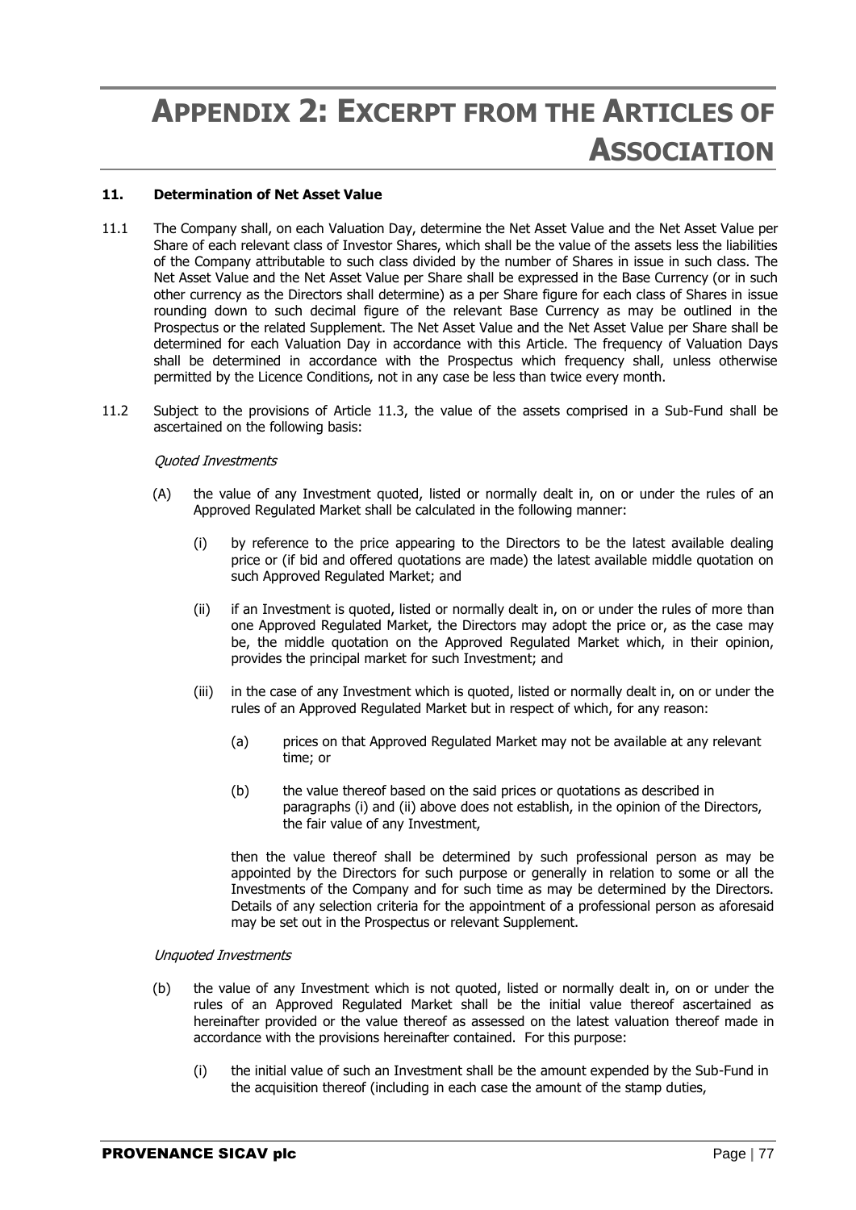# APPENDIX 2: EXCERPT FROM THE ARTICLES OF ASSOCIATION

**11. Determination of Net Asset Value**

11.1 The Company shall, on each Valuation Day, determine the Net Asset Value and the Net Asset Value per Share of each relevant class of Investor Shares, which shall be the value of the assets less the liabilities of the Company attributable to such class divided by the number of Shares in issue in such class. The Net Asset Value and the Net Asset Value per Share shall be expressed in the Base Currency (or in such other currency as the Directors shall determine) as a per Share figure for each class of Shares in issue rounding down to such decimal figure of the relevant Base Currency as may be outlined in the Prospectus or the related Supplement. The Net Asset Value and the Net Asset Value per Share shall be determined for each Valuation Day in accordance with this Article. The frequency of Valuation Days shall be determined in accordance with the Prospectus which frequency shall, unless otherwise permitted by the Licence Conditions, not in any case be less than twice every month.

11.2 Subject to the provisions of Article 11.3, the value of the assets comprised in a Sub-Fund shall be ascertained on the following basis:

*Quoted Investments*

(A) the value of any Investment quoted, listed or normally dealt in, on or under the rules of an Approved Regulated Market shall be calculated in the following manner:

(i) by reference to the price appearing to the Directors to be the latest available dealing price or (if bid and offered quotations are made) the latest available middle quotation on such Approved Regulated Market; and

(ii) if an Investment is quoted, listed or normally dealt in, on or under the rules of more than one Approved Regulated Market, the Directors may adopt the price or, as the case may be, the middle quotation on the Approved Regulated Market which, in their opinion, provides the principal market for such Investment; and

(iii) in the case of any Investment which is quoted, listed or normally dealt in, on or under the rules of an Approved Regulated Market but in respect of which, for any reason:

(a) prices on that Approved Regulated Market may not be available at any relevant time; or

(b) the value thereof based on the said prices or quotations as described in paragraphs (i) and (ii) above does not establish, in the opinion of the Directors, the fair value of any Investment,

then the value thereof shall be determined by such professional person as may be appointed by the Directors for such purpose or generally in relation to some or all the Investments of the Company and for such time as may be determined by the Directors. Details of any selection criteria for the appointment of a professional person as aforesaid may be set out in the Prospectus or relevant Supplement.

*Unquoted Investments*

(b) the value of any Investment which is not quoted, listed or normally dealt in, on or under the rules of an Approved Regulated Market shall be the initial value thereof ascertained as hereinafter provided or the value thereof as assessed on the latest valuation thereof made in accordance with the provisions hereinafter contained. For this purpose:

(i) the initial value of such an Investment shall be the amount expended by the Sub-Fund in the acquisition thereof (including in each case the amount of the stamp duties,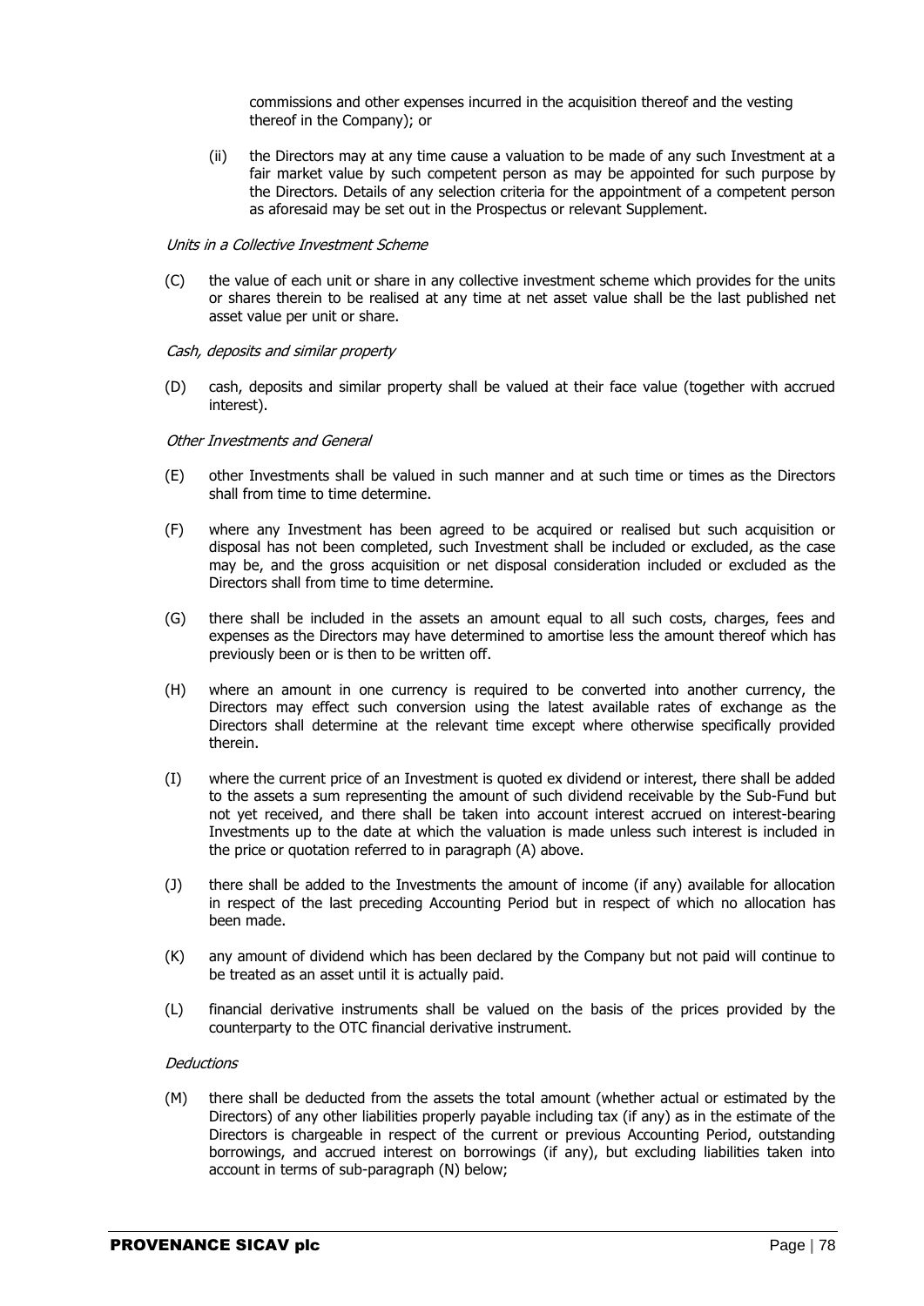commissions and other expenses incurred in the acquisition thereof and the vesting thereof in the Company); or

(ii) the Directors may at any time cause a valuation to be made of any such Investment at a fair market value by such competent person as may be appointed for such purpose by the Directors. Details of any selection criteria for the appointment of a competent person as aforesaid may be set out in the Prospectus or relevant Supplement.

*Units in a Collective Investment Scheme*

(C) the value of each unit or share in any collective investment scheme which provides for the units or shares therein to be realised at any time at net asset value shall be the last published net asset value per unit or share.

*Cash, deposits and similar property*

(D) cash, deposits and similar property shall be valued at their face value (together with accrued interest).

*Other Investments and General*

(E) other Investments shall be valued in such manner and at such time or times as the Directors shall from time to time determine.

(F) where any Investment has been agreed to be acquired or realised but such acquisition or disposal has not been completed, such Investment shall be included or excluded, as the case may be, and the gross acquisition or net disposal consideration included or excluded as the Directors shall from time to time determine.

(G) there shall be included in the assets an amount equal to all such costs, charges, fees and expenses as the Directors may have determined to amortise less the amount thereof which has previously been or is then to be written off.

(H) where an amount in one currency is required to be converted into another currency, the Directors may effect such conversion using the latest available rates of exchange as the Directors shall determine at the relevant time except where otherwise specifically provided therein.

(I) where the current price of an Investment is quoted ex dividend or interest, there shall be added to the assets a sum representing the amount of such dividend receivable by the Sub-Fund but not yet received, and there shall be taken into account interest accrued on interest-bearing Investments up to the date at which the valuation is made unless such interest is included in the price or quotation referred to in paragraph (A) above.

(J) there shall be added to the Investments the amount of income (if any) available for allocation in respect of the last preceding Accounting Period but in respect of which no allocation has been made.

(K) any amount of dividend which has been declared by the Company but not paid will continue to be treated as an asset until it is actually paid.

(L) financial derivative instruments shall be valued on the basis of the prices provided by the counterparty to the OTC financial derivative instrument.

*Deductions*

(M) there shall be deducted from the assets the total amount (whether actual or estimated by the Directors) of any other liabilities properly payable including tax (if any) as in the estimate of the Directors is chargeable in respect of the current or previous Accounting Period, outstanding borrowings, and accrued interest on borrowings (if any), but excluding liabilities taken into account in terms of sub-paragraph (N) below;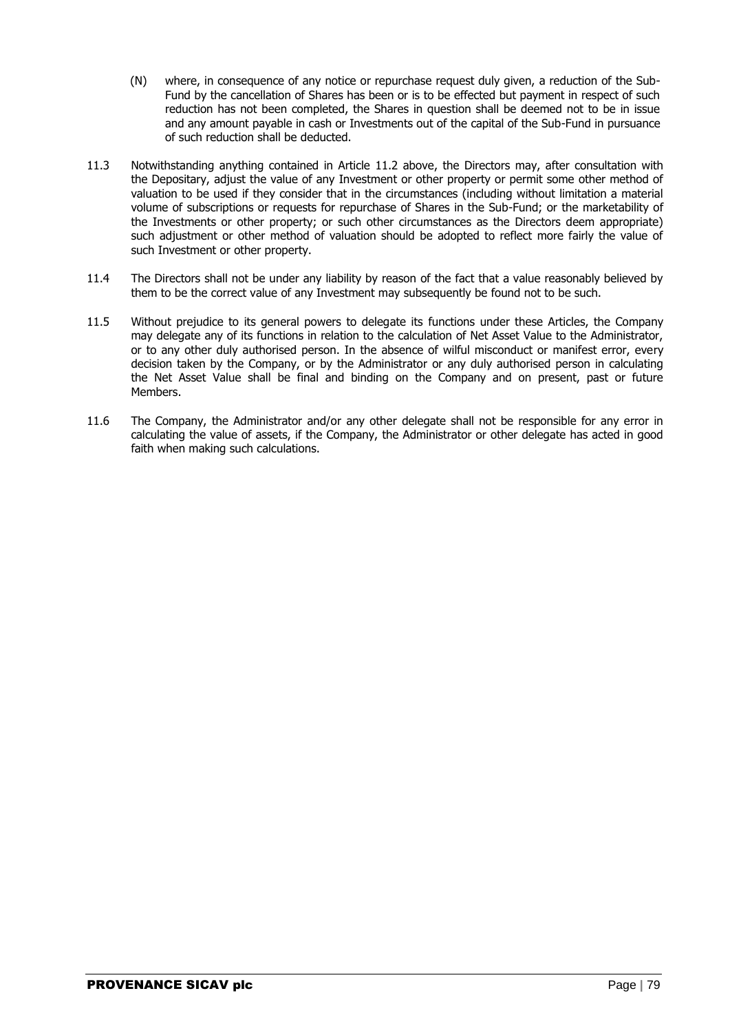(N) where, in consequence of any notice or repurchase request duly given, a reduction of the Sub-Fund by the cancellation of Shares has been or is to be effected but payment in respect of such reduction has not been completed, the Shares in question shall be deemed not to be in issue and any amount payable in cash or Investments out of the capital of the Sub-Fund in pursuance of such reduction shall be deducted.

11.3 Notwithstanding anything contained in Article 11.2 above, the Directors may, after consultation with the Depositary, adjust the value of any Investment or other property or permit some other method of valuation to be used if they consider that in the circumstances (including without limitation a material volume of subscriptions or requests for repurchase of Shares in the Sub-Fund; or the marketability of the Investments or other property; or such other circumstances as the Directors deem appropriate) such adjustment or other method of valuation should be adopted to reflect more fairly the value of such Investment or other property.

11.4 The Directors shall not be under any liability by reason of the fact that a value reasonably believed by them to be the correct value of any Investment may subsequently be found not to be such.

11.5 Without prejudice to its general powers to delegate its functions under these Articles, the Company may delegate any of its functions in relation to the calculation of Net Asset Value to the Administrator, or to any other duly authorised person. In the absence of wilful misconduct or manifest error, every decision taken by the Company, or by the Administrator or any duly authorised person in calculating the Net Asset Value shall be final and binding on the Company and on present, past or future Members.

11.6 The Company, the Administrator and/or any other delegate shall not be responsible for any error in calculating the value of assets, if the Company, the Administrator or other delegate has acted in good faith when making such calculations.